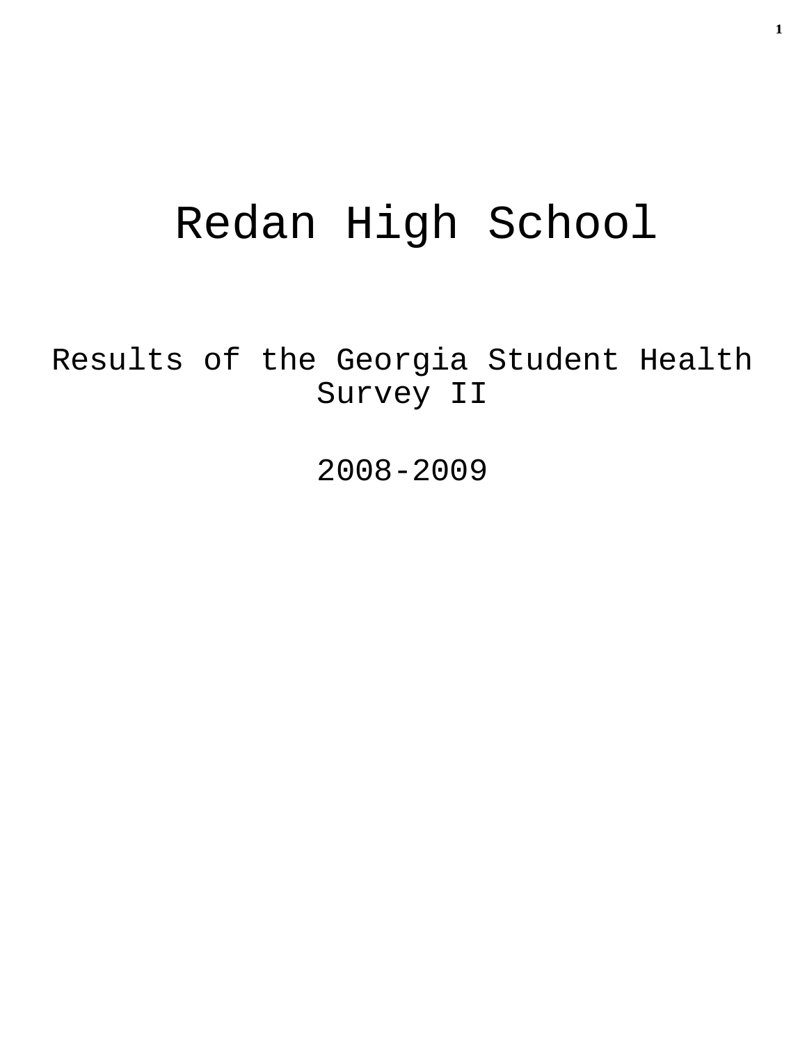# Redan High School

## Results of the Georgia Student Health Survey II

## 2008-2009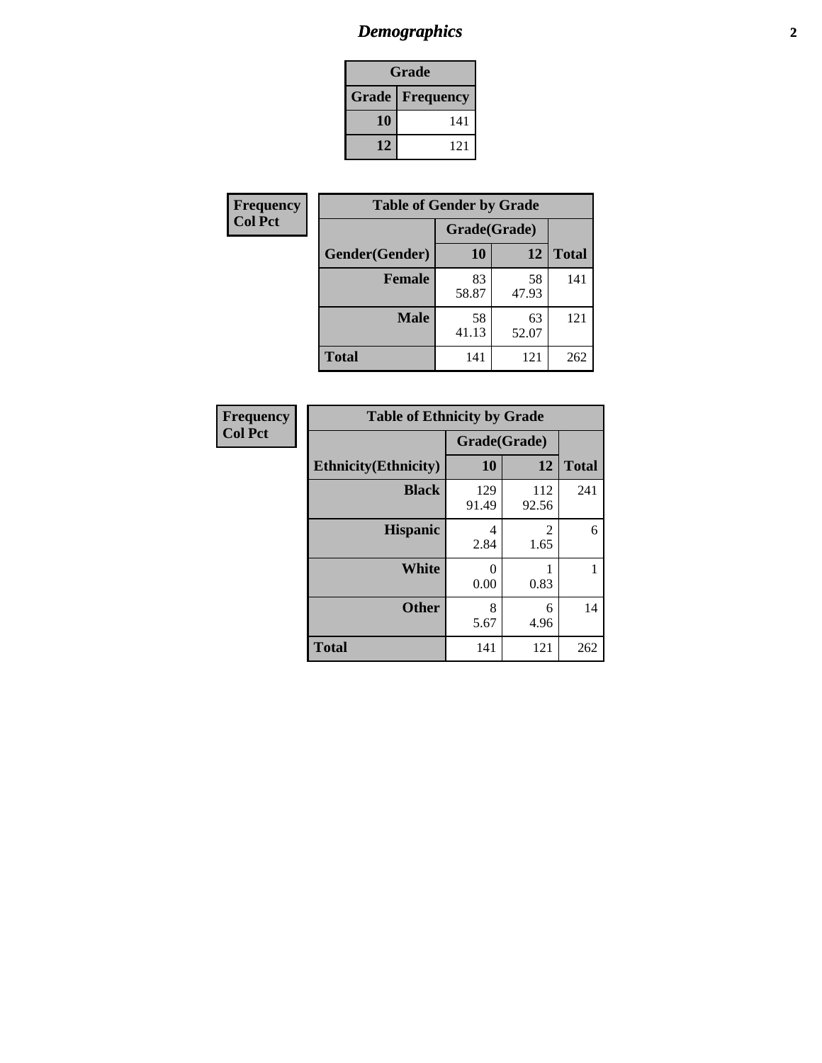## Demographics

| Grade | |
|---|---|
| **Grade** | **Frequency** |
| **10** | 141 |
| **12** | 121 |

| Frequency<br>Col Pct |
|---|

| Table of Gender by Grade | | | |
|---|---|---|---|
| | Grade(Grade) | | |
| **Gender(Gender)** | **10** | **12** | **Total** |
| **Female** | 83<br>58.87 | 58<br>47.93 | 141 |
| **Male** | 58<br>41.13 | 63<br>52.07 | 121 |
| **Total** | 141 | 121 | 262 |

| Frequency<br>Col Pct |
|---|

| Table of Ethnicity by Grade | | | |
|---|---|---|---|
| | Grade(Grade) | | |
| **Ethnicity(Ethnicity)** | **10** | **12** | **Total** |
| **Black** | 129<br>91.49 | 112<br>92.56 | 241 |
| **Hispanic** | 4<br>2.84 | 2<br>1.65 | 6 |
| **White** | 0<br>0.00 | 1<br>0.83 | 1 |
| **Other** | 8<br>5.67 | 6<br>4.96 | 14 |
| **Total** | 141 | 121 | 262 |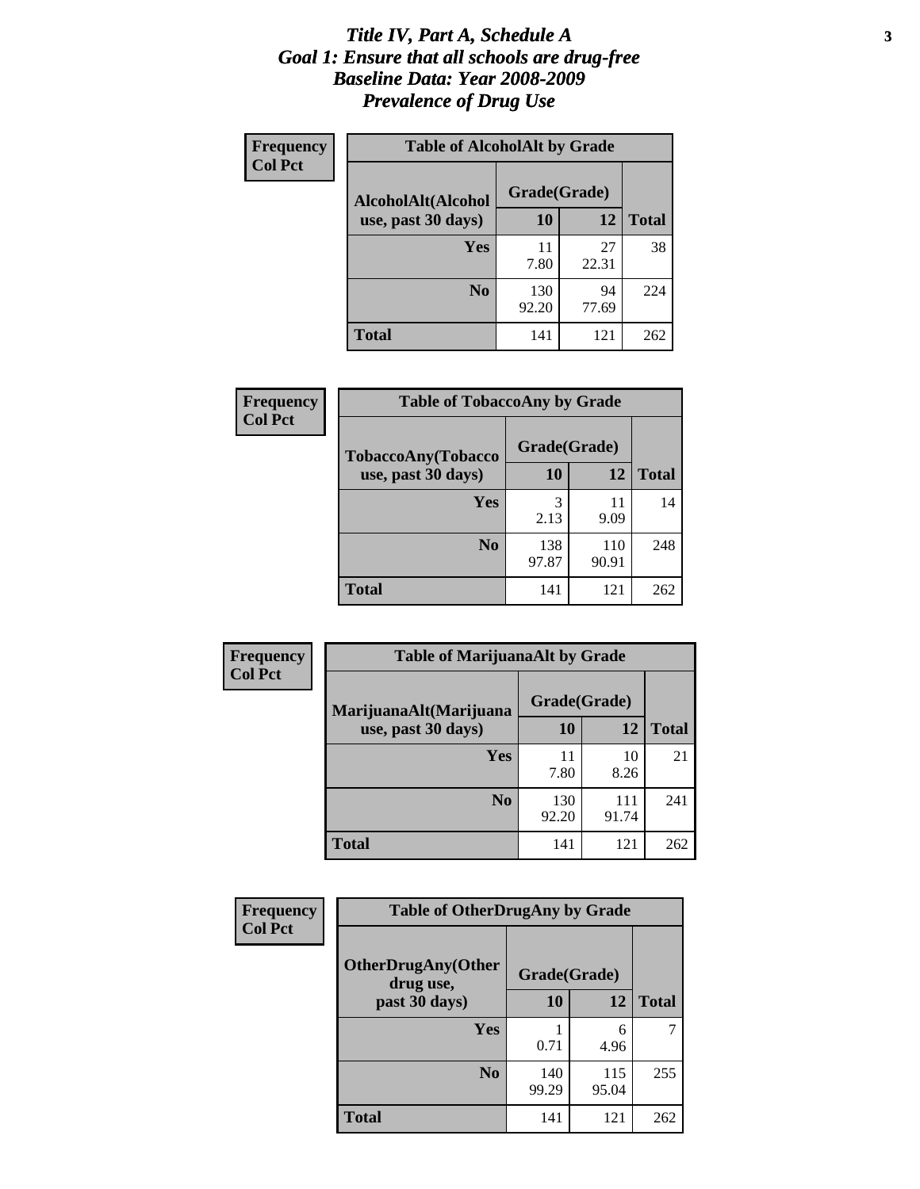# *Title IV, Part A, Schedule A*
# *Goal 1: Ensure that all schools are drug-free*
# *Baseline Data: Year 2008-2009*
# *Prevalence of Drug Use*

**Frequency**
**Col Pct**

**Table of AlcoholAlt by Grade**

| AlcoholAlt(Alcohol use, past 30 days) | Grade(Grade) | | Total |
|---|---|---|---|
| | 10 | 12 | |
| **Yes** | 11<br>7.80 | 27<br>22.31 | 38 |
| **No** | 130<br>92.20 | 94<br>77.69 | 224 |
| **Total** | 141 | 121 | 262 |

**Frequency**
**Col Pct**

**Table of TobaccoAny by Grade**

| TobaccoAny(Tobacco use, past 30 days) | Grade(Grade) | | Total |
|---|---|---|---|
| | 10 | 12 | |
| **Yes** | 3<br>2.13 | 11<br>9.09 | 14 |
| **No** | 138<br>97.87 | 110<br>90.91 | 248 |
| **Total** | 141 | 121 | 262 |

**Frequency**
**Col Pct**

**Table of MarijuanaAlt by Grade**

| MarijuanaAlt(Marijuana use, past 30 days) | Grade(Grade) | | Total |
|---|---|---|---|
| | 10 | 12 | |
| **Yes** | 11<br>7.80 | 10<br>8.26 | 21 |
| **No** | 130<br>92.20 | 111<br>91.74 | 241 |
| **Total** | 141 | 121 | 262 |

**Frequency**
**Col Pct**

**Table of OtherDrugAny by Grade**

| OtherDrugAny(Other drug use, past 30 days) | Grade(Grade) | | Total |
|---|---|---|---|
| | 10 | 12 | |
| **Yes** | 1<br>0.71 | 6<br>4.96 | 7 |
| **No** | 140<br>99.29 | 115<br>95.04 | 255 |
| **Total** | 141 | 121 | 262 |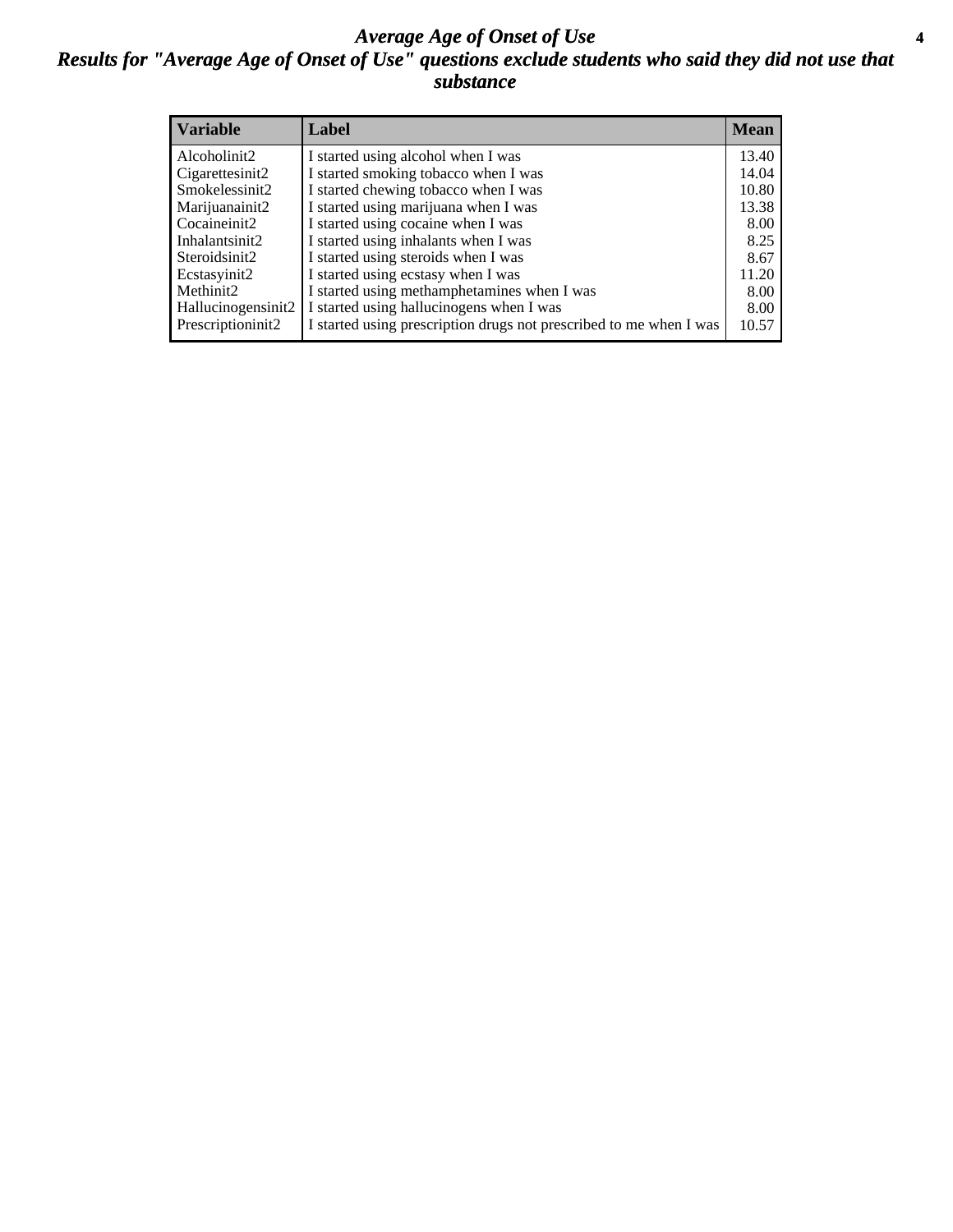# *Average Age of Onset of Use*

## *Results for "Average Age of Onset of Use" questions exclude students who said they did not use that substance*

| Variable | Label | Mean |
|---|---|---|
| Alcoholinit2 | I started using alcohol when I was | 13.40 |
| Cigarettesinit2 | I started smoking tobacco when I was | 14.04 |
| Smokelessinit2 | I started chewing tobacco when I was | 10.80 |
| Marijuanainit2 | I started using marijuana when I was | 13.38 |
| Cocaineinit2 | I started using cocaine when I was | 8.00 |
| Inhalantsinit2 | I started using inhalants when I was | 8.25 |
| Steroidsinit2 | I started using steroids when I was | 8.67 |
| Ecstasyinit2 | I started using ecstasy when I was | 11.20 |
| Methinit2 | I started using methamphetamines when I was | 8.00 |
| Hallucinogensinit2 | I started using hallucinogens when I was | 8.00 |
| Prescriptioninit2 | I started using prescription drugs not prescribed to me when I was | 10.57 |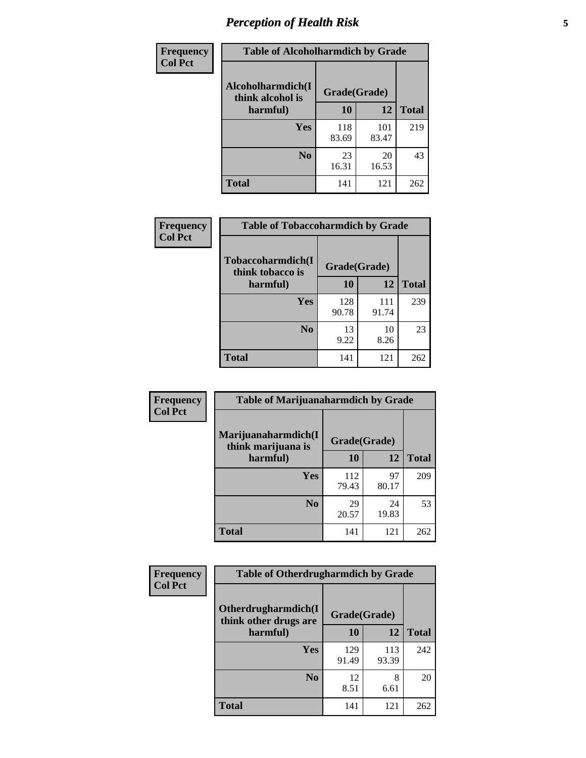| Frequency Col Pct | Table of Alcoholharmdich by Grade | | |
|---|---|---|---|
| Alcoholharmdich(I think alcohol is harmful) | Grade(Grade) | | |
| | 10 | 12 | Total |
| Yes | 118<br>83.69 | 101<br>83.47 | 219 |
| No | 23<br>16.31 | 20<br>16.53 | 43 |
| Total | 141 | 121 | 262 |

| Frequency Col Pct | Table of Tobaccoharmdich by Grade | | |
|---|---|---|---|
| Tobaccoharmdich(I think tobacco is harmful) | Grade(Grade) | | |
| | 10 | 12 | Total |
| Yes | 128<br>90.78 | 111<br>91.74 | 239 |
| No | 13<br>9.22 | 10<br>8.26 | 23 |
| Total | 141 | 121 | 262 |

| Frequency Col Pct | Table of Marijuanaharmdich by Grade | | |
|---|---|---|---|
| Marijuanaharmdich(I think marijuana is harmful) | Grade(Grade) | | |
| | 10 | 12 | Total |
| Yes | 112<br>79.43 | 97<br>80.17 | 209 |
| No | 29<br>20.57 | 24<br>19.83 | 53 |
| Total | 141 | 121 | 262 |

| Frequency Col Pct | Table of Otherdrugharmdich by Grade | | |
|---|---|---|---|
| Otherdrugharmdich(I think other drugs are harmful) | Grade(Grade) | | |
| | 10 | 12 | Total |
| Yes | 129<br>91.49 | 113<br>93.39 | 242 |
| No | 12<br>8.51 | 8<br>6.61 | 20 |
| Total | 141 | 121 | 262 |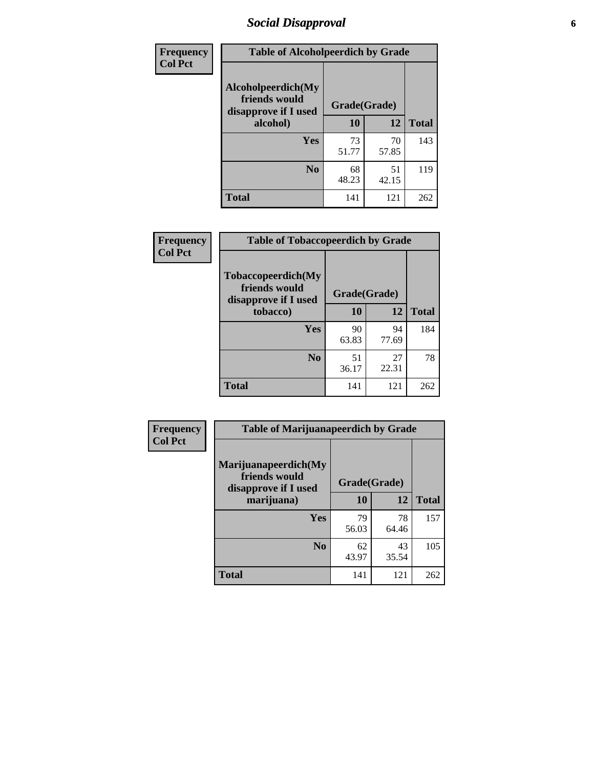## Social Disapproval

**Frequency**
**Col Pct**

**Table of Alcoholpeerdich by Grade**

| Alcoholpeerdich(My friends would disapprove if I used alcohol) | Grade(Grade) | | Total |
|---|---|---|---|
| | 10 | 12 | |
| Yes | 73<br>51.77 | 70<br>57.85 | 143 |
| No | 68<br>48.23 | 51<br>42.15 | 119 |
| Total | 141 | 121 | 262 |

**Frequency**
**Col Pct**

**Table of Tobaccopeerdich by Grade**

| Tobaccopeerdich(My friends would disapprove if I used tobacco) | Grade(Grade) | | Total |
|---|---|---|---|
| | 10 | 12 | |
| Yes | 90<br>63.83 | 94<br>77.69 | 184 |
| No | 51<br>36.17 | 27<br>22.31 | 78 |
| Total | 141 | 121 | 262 |

**Frequency**
**Col Pct**

**Table of Marijuanapeerdich by Grade**

| Marijuanapeerdich(My friends would disapprove if I used marijuana) | Grade(Grade) | | Total |
|---|---|---|---|
| | 10 | 12 | |
| Yes | 79<br>56.03 | 78<br>64.46 | 157 |
| No | 62<br>43.97 | 43<br>35.54 | 105 |
| Total | 141 | 121 | 262 |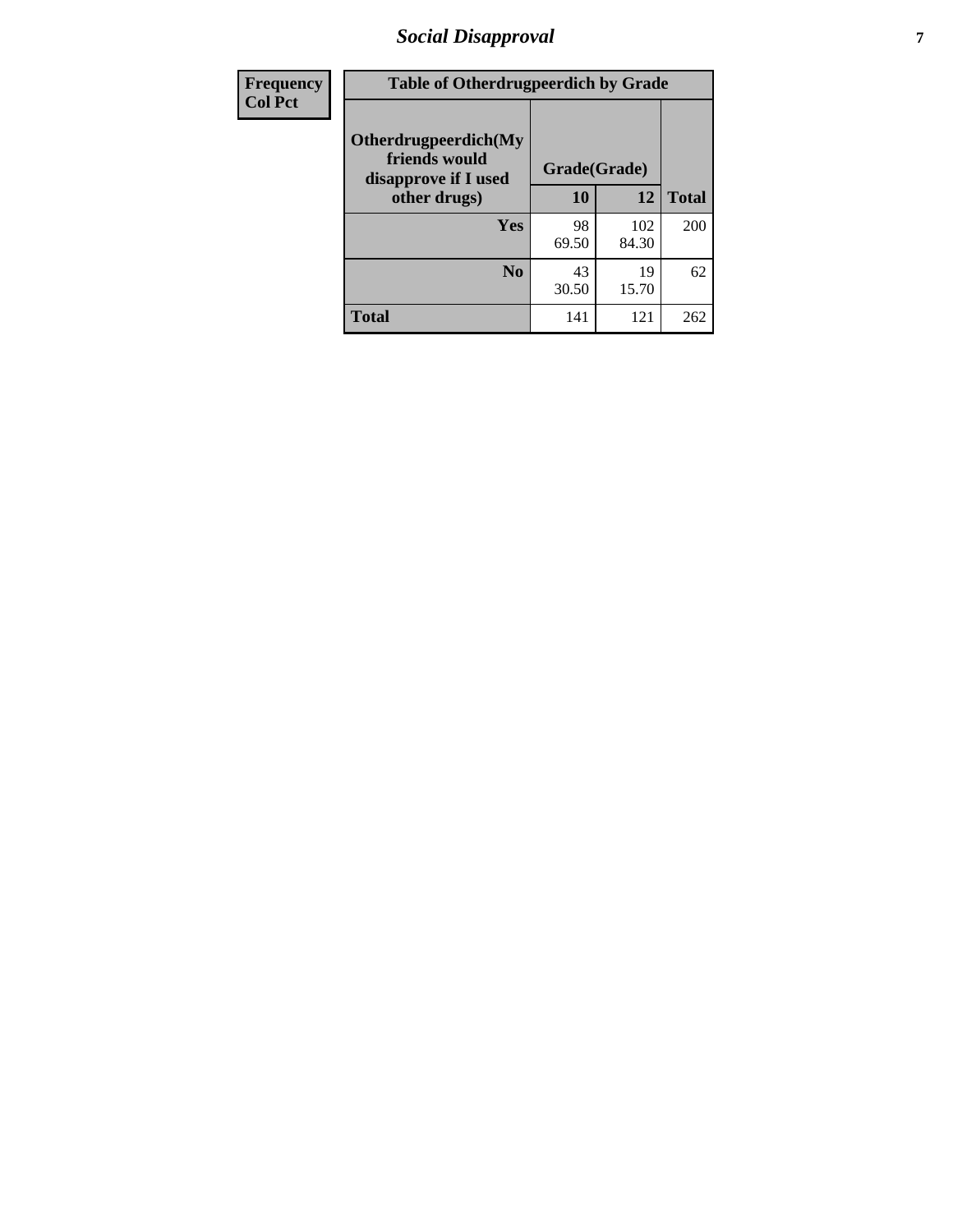| Frequency<br>Col Pct | Table of Otherdrugpeerdich by Grade | | |
|---|---|---|---|
| Otherdrugpeerdich(My friends would disapprove if I used other drugs) | Grade(Grade) | | |
| | 10 | 12 | Total |
| Yes | 98<br>69.50 | 102<br>84.30 | 200 |
| No | 43<br>30.50 | 19<br>15.70 | 62 |
| Total | 141 | 121 | 262 |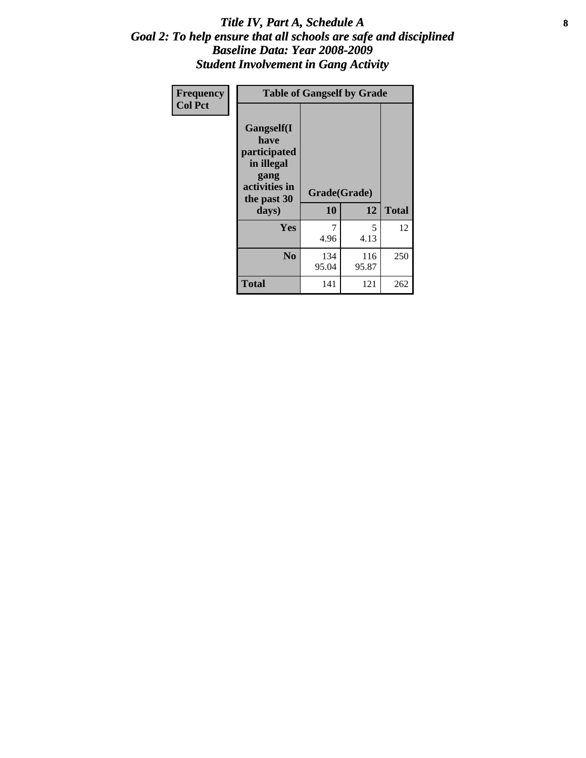# *Title IV, Part A, Schedule A*
## *Goal 2: To help ensure that all schools are safe and disciplined*
## *Baseline Data: Year 2008-2009*
## *Student Involvement in Gang Activity*

| Frequency Col Pct | Table of Gangself by Grade | | |
|---|---|---|---|
| **Gangself(I have participated in illegal gang activities in the past 30 days)** | **Grade(Grade)** | | |
| | **10** | **12** | **Total** |
| **Yes** | 7<br>4.96 | 5<br>4.13 | 12 |
| **No** | 134<br>95.04 | 116<br>95.87 | 250 |
| **Total** | 141 | 121 | 262 |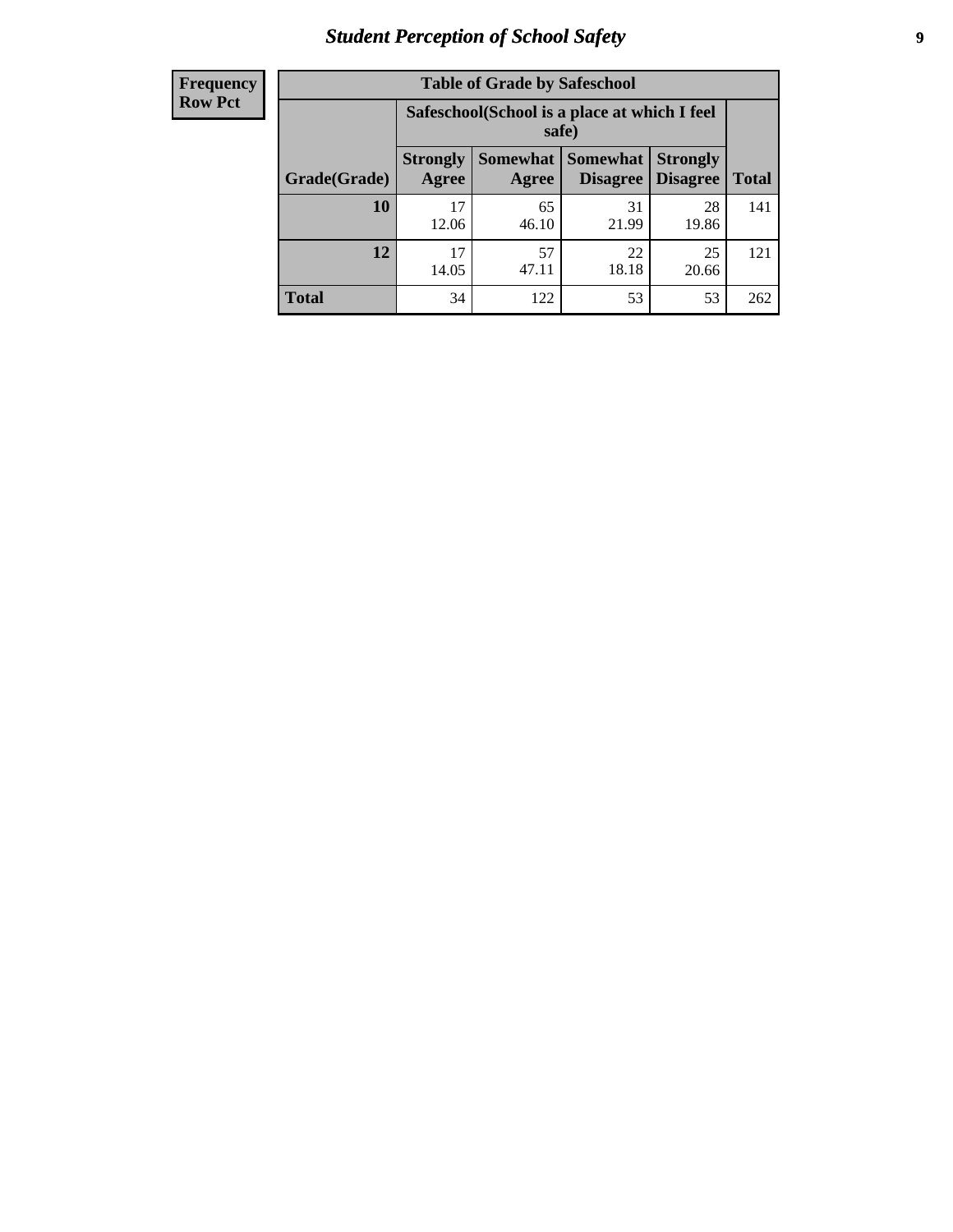# Student Perception of School Safety

| Frequency Row Pct |
|---|

**Table of Grade by Safeschool**

| Grade(Grade) | Safeschool(School is a place at which I feel safe) | | | | Total |
|---|---|---|---|---|---|
| | Strongly Agree | Somewhat Agree | Somewhat Disagree | Strongly Disagree | |
| **10** | 17<br>12.06 | 65<br>46.10 | 31<br>21.99 | 28<br>19.86 | 141 |
| **12** | 17<br>14.05 | 57<br>47.11 | 22<br>18.18 | 25<br>20.66 | 121 |
| **Total** | 34 | 122 | 53 | 53 | 262 |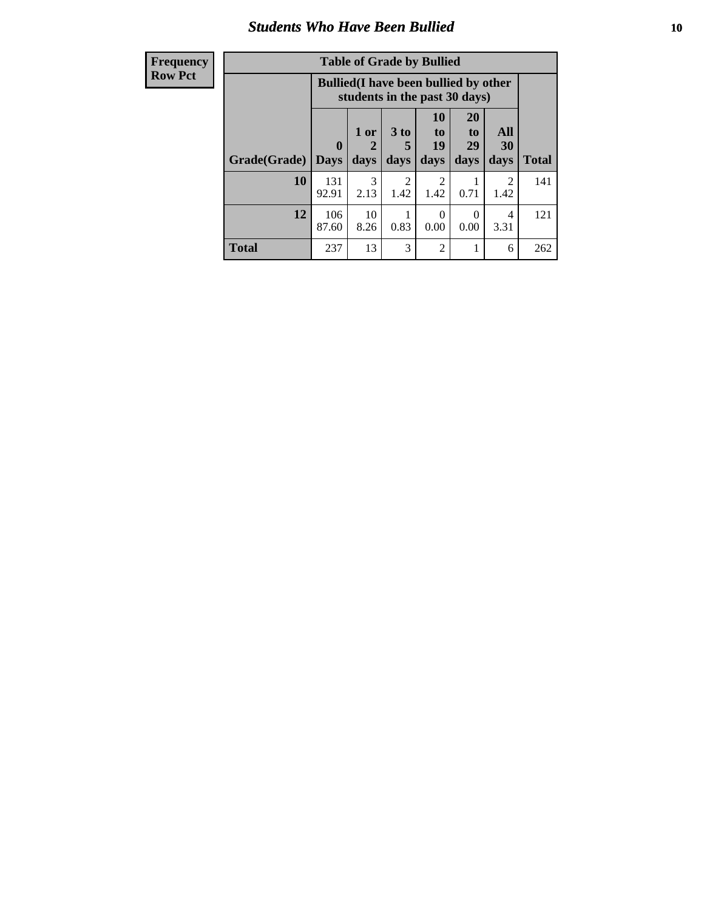## Students Who Have Been Bullied

| Frequency Row Pct | Table of Grade by Bullied | | | | | | |
|---|---|---|---|---|---|---|---|
| | Bullied(I have been bullied by other students in the past 30 days) | | | | | | |
| Grade(Grade) | 0 Days | 1 or 2 days | 3 to 5 days | 10 to 19 days | 20 to 29 days | All 30 days | Total |
| 10 | 131 92.91 | 3 2.13 | 2 1.42 | 2 1.42 | 1 0.71 | 2 1.42 | 141 |
| 12 | 106 87.60 | 10 8.26 | 1 0.83 | 0 0.00 | 0 0.00 | 4 3.31 | 121 |
| Total | 237 | 13 | 3 | 2 | 1 | 6 | 262 |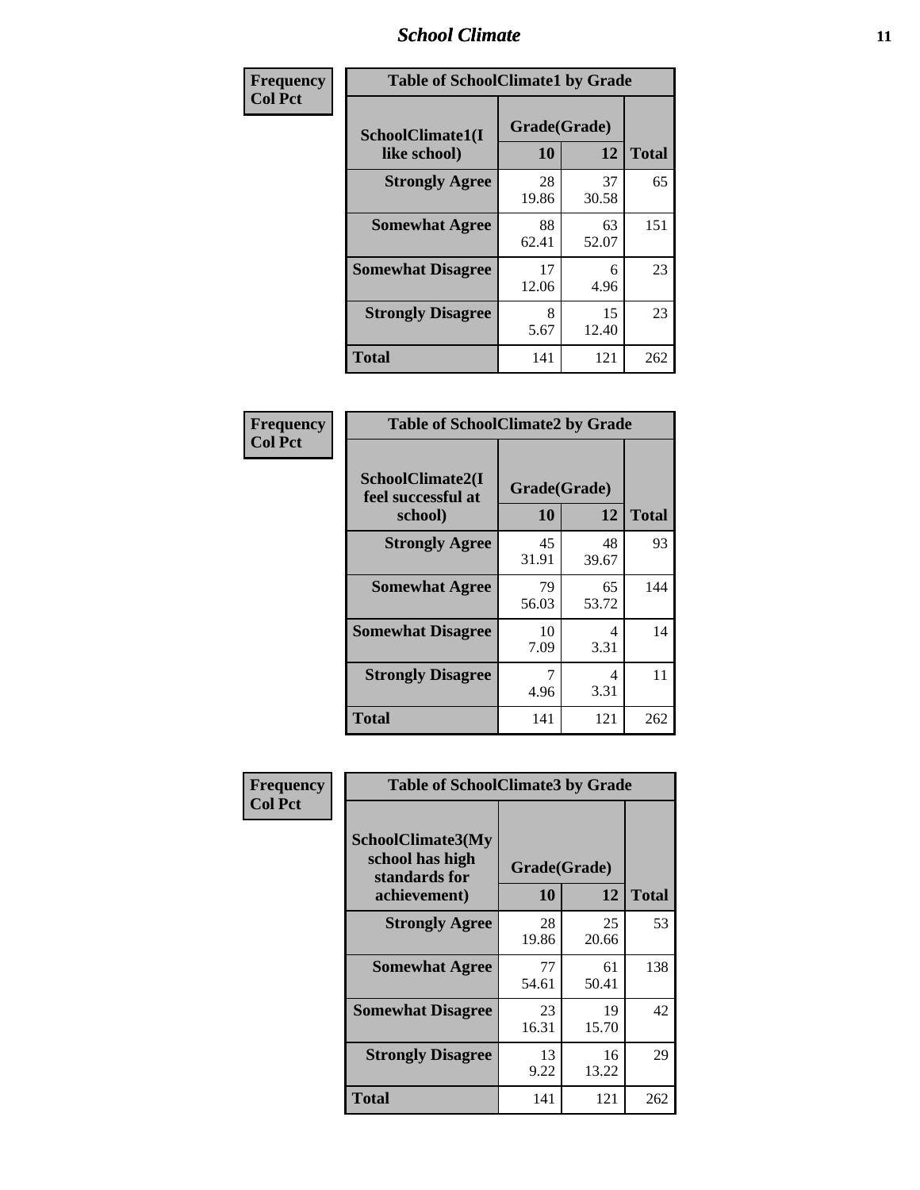# School Climate

**Frequency Col Pct**

| Table of SchoolClimate1 by Grade | | | |
|---|---|---|---|
| SchoolClimate1(I like school) | Grade(Grade) | | |
| | 10 | 12 | Total |
| Strongly Agree | 28<br>19.86 | 37<br>30.58 | 65 |
| Somewhat Agree | 88<br>62.41 | 63<br>52.07 | 151 |
| Somewhat Disagree | 17<br>12.06 | 6<br>4.96 | 23 |
| Strongly Disagree | 8<br>5.67 | 15<br>12.40 | 23 |
| Total | 141 | 121 | 262 |

**Frequency Col Pct**

| Table of SchoolClimate2 by Grade | | | |
|---|---|---|---|
| SchoolClimate2(I feel successful at school) | Grade(Grade) | | |
| | 10 | 12 | Total |
| Strongly Agree | 45<br>31.91 | 48<br>39.67 | 93 |
| Somewhat Agree | 79<br>56.03 | 65<br>53.72 | 144 |
| Somewhat Disagree | 10<br>7.09 | 4<br>3.31 | 14 |
| Strongly Disagree | 7<br>4.96 | 4<br>3.31 | 11 |
| Total | 141 | 121 | 262 |

**Frequency Col Pct**

| Table of SchoolClimate3 by Grade | | | |
|---|---|---|---|
| SchoolClimate3(My school has high standards for achievement) | Grade(Grade) | | |
| | 10 | 12 | Total |
| Strongly Agree | 28<br>19.86 | 25<br>20.66 | 53 |
| Somewhat Agree | 77<br>54.61 | 61<br>50.41 | 138 |
| Somewhat Disagree | 23<br>16.31 | 19<br>15.70 | 42 |
| Strongly Disagree | 13<br>9.22 | 16<br>13.22 | 29 |
| Total | 141 | 121 | 262 |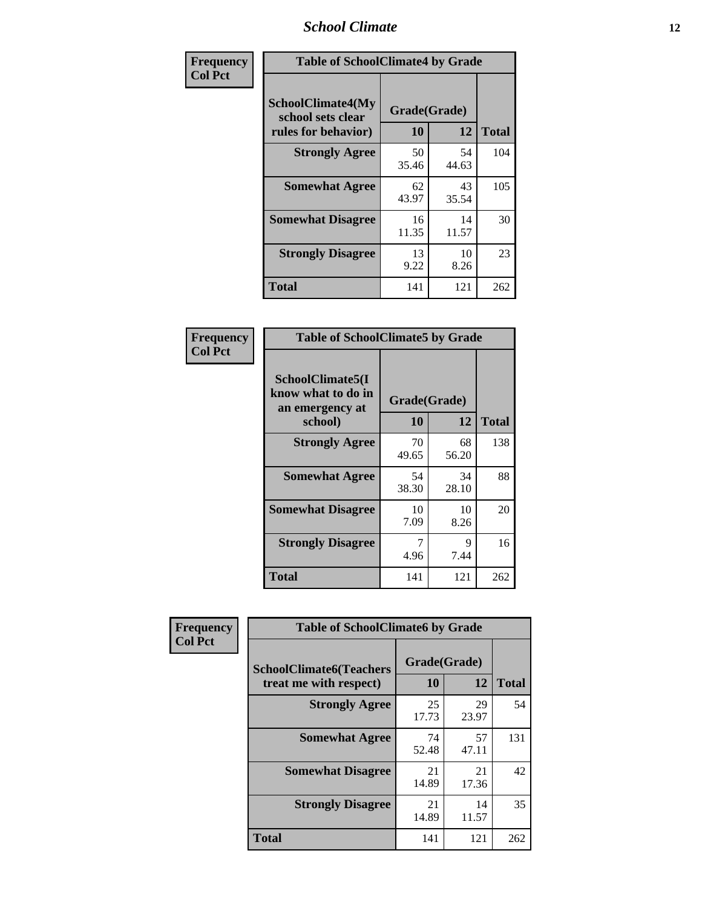| Frequency Col Pct | Table of SchoolClimate4 by Grade | | |
|---|---|---|---|
| SchoolClimate4(My school sets clear rules for behavior) | Grade(Grade) | | |
| | 10 | 12 | Total |
| Strongly Agree | 50<br>35.46 | 54<br>44.63 | 104 |
| Somewhat Agree | 62<br>43.97 | 43<br>35.54 | 105 |
| Somewhat Disagree | 16<br>11.35 | 14<br>11.57 | 30 |
| Strongly Disagree | 13<br>9.22 | 10<br>8.26 | 23 |
| Total | 141 | 121 | 262 |

| Frequency Col Pct | Table of SchoolClimate5 by Grade | | |
|---|---|---|---|
| SchoolClimate5(I know what to do in an emergency at school) | Grade(Grade) | | |
| | 10 | 12 | Total |
| Strongly Agree | 70<br>49.65 | 68<br>56.20 | 138 |
| Somewhat Agree | 54<br>38.30 | 34<br>28.10 | 88 |
| Somewhat Disagree | 10<br>7.09 | 10<br>8.26 | 20 |
| Strongly Disagree | 7<br>4.96 | 9<br>7.44 | 16 |
| Total | 141 | 121 | 262 |

| Frequency Col Pct | Table of SchoolClimate6 by Grade | | |
|---|---|---|---|
| SchoolClimate6(Teachers treat me with respect) | Grade(Grade) | | |
| | 10 | 12 | Total |
| Strongly Agree | 25<br>17.73 | 29<br>23.97 | 54 |
| Somewhat Agree | 74<br>52.48 | 57<br>47.11 | 131 |
| Somewhat Disagree | 21<br>14.89 | 21<br>17.36 | 42 |
| Strongly Disagree | 21<br>14.89 | 14<br>11.57 | 35 |
| Total | 141 | 121 | 262 |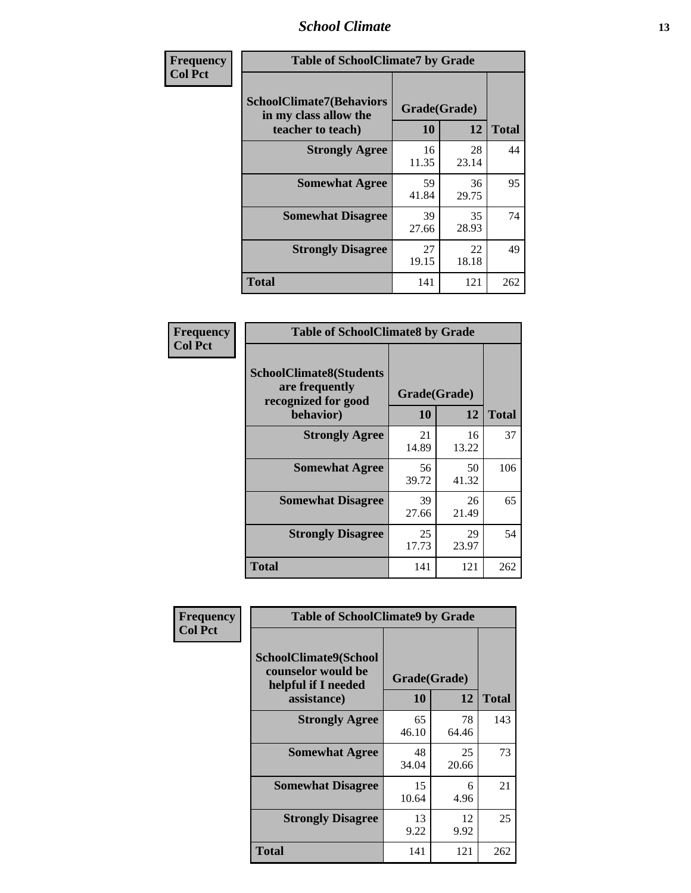| Frequency<br>Col Pct |
|---|

**Table of SchoolClimate7 by Grade**

| SchoolClimate7(Behaviors in my class allow the teacher to teach) | Grade(Grade) | | Total |
|---|---|---|---|
| | 10 | 12 | |
| Strongly Agree | 16<br>11.35 | 28<br>23.14 | 44 |
| Somewhat Agree | 59<br>41.84 | 36<br>29.75 | 95 |
| Somewhat Disagree | 39<br>27.66 | 35<br>28.93 | 74 |
| Strongly Disagree | 27<br>19.15 | 22<br>18.18 | 49 |
| Total | 141 | 121 | 262 |

| Frequency<br>Col Pct |
|---|

**Table of SchoolClimate8 by Grade**

| SchoolClimate8(Students are frequently recognized for good behavior) | Grade(Grade) | | Total |
|---|---|---|---|
| | 10 | 12 | |
| Strongly Agree | 21<br>14.89 | 16<br>13.22 | 37 |
| Somewhat Agree | 56<br>39.72 | 50<br>41.32 | 106 |
| Somewhat Disagree | 39<br>27.66 | 26<br>21.49 | 65 |
| Strongly Disagree | 25<br>17.73 | 29<br>23.97 | 54 |
| Total | 141 | 121 | 262 |

| Frequency<br>Col Pct |
|---|

**Table of SchoolClimate9 by Grade**

| SchoolClimate9(School counselor would be helpful if I needed assistance) | Grade(Grade) | | Total |
|---|---|---|---|
| | 10 | 12 | |
| Strongly Agree | 65<br>46.10 | 78<br>64.46 | 143 |
| Somewhat Agree | 48<br>34.04 | 25<br>20.66 | 73 |
| Somewhat Disagree | 15<br>10.64 | 6<br>4.96 | 21 |
| Strongly Disagree | 13<br>9.22 | 12<br>9.92 | 25 |
| Total | 141 | 121 | 262 |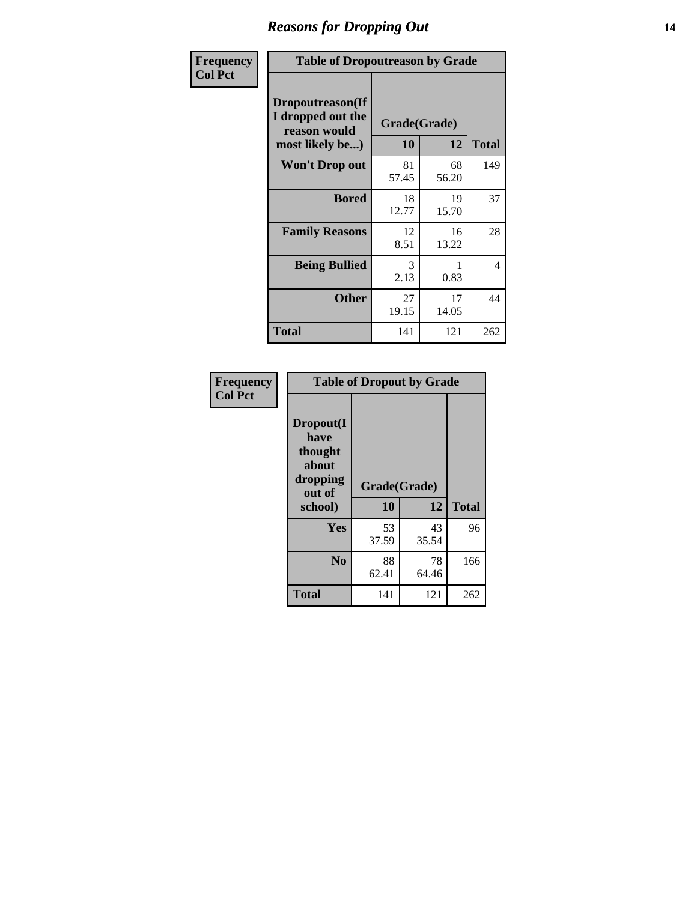## Reasons for Dropping Out

**Frequency**
**Col Pct**

**Table of Dropoutreason by Grade**

| Dropoutreason(If I dropped out the reason would most likely be...) | Grade(Grade) 10 | 12 | Total |
|---|---|---|---|
| **Won't Drop out** | 81<br>57.45 | 68<br>56.20 | 149 |
| **Bored** | 18<br>12.77 | 19<br>15.70 | 37 |
| **Family Reasons** | 12<br>8.51 | 16<br>13.22 | 28 |
| **Being Bullied** | 3<br>2.13 | 1<br>0.83 | 4 |
| **Other** | 27<br>19.15 | 17<br>14.05 | 44 |
| **Total** | 141 | 121 | 262 |

**Frequency**
**Col Pct**

**Table of Dropout by Grade**

| Dropout(I have thought about dropping out of school) | Grade(Grade) 10 | 12 | Total |
|---|---|---|---|
| **Yes** | 53<br>37.59 | 43<br>35.54 | 96 |
| **No** | 88<br>62.41 | 78<br>64.46 | 166 |
| **Total** | 141 | 121 | 262 |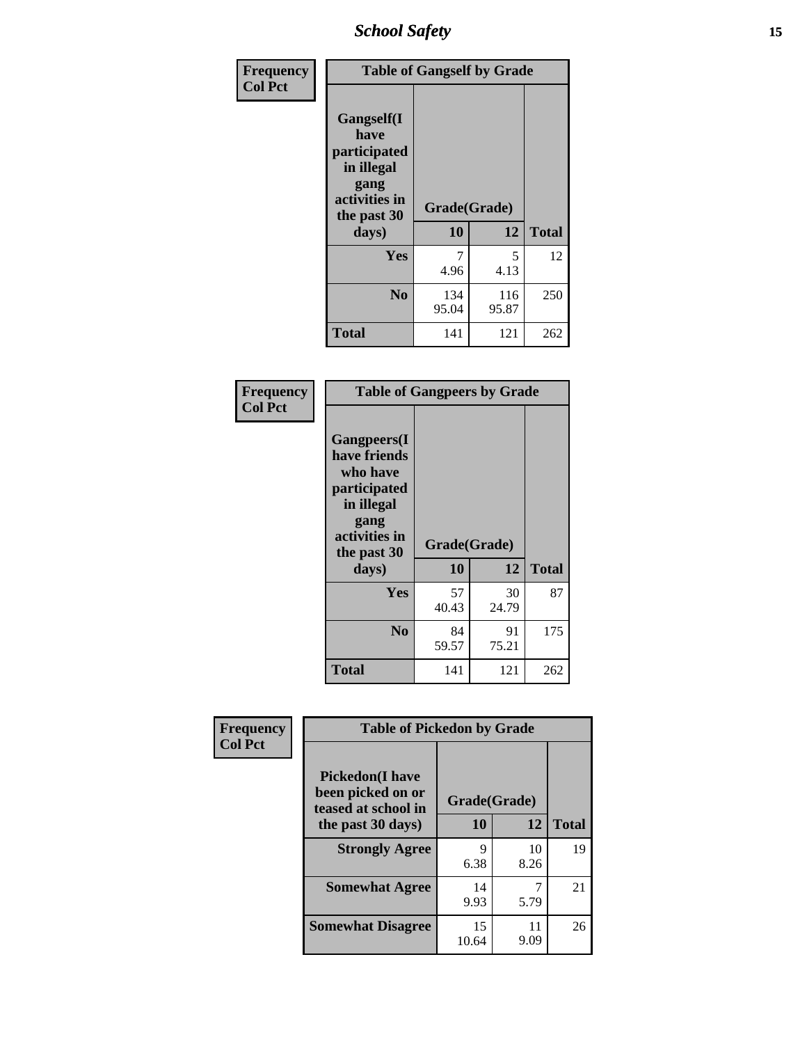| Frequency<br>Col Pct | Table of Gangself by Grade | | |
|---|---|---|---|
| Gangself(I have participated in illegal gang activities in the past 30 days) | Grade(Grade) | | |
| | 10 | 12 | Total |
| Yes | 7<br>4.96 | 5<br>4.13 | 12 |
| No | 134<br>95.04 | 116<br>95.87 | 250 |
| Total | 141 | 121 | 262 |

| Frequency<br>Col Pct | Table of Gangpeers by Grade | | |
|---|---|---|---|
| Gangpeers(I have friends who have participated in illegal gang activities in the past 30 days) | Grade(Grade) | | |
| | 10 | 12 | Total |
| Yes | 57<br>40.43 | 30<br>24.79 | 87 |
| No | 84<br>59.57 | 91<br>75.21 | 175 |
| Total | 141 | 121 | 262 |

| Frequency<br>Col Pct | Table of Pickedon by Grade | | |
|---|---|---|---|
| Pickedon(I have been picked on or teased at school in the past 30 days) | Grade(Grade) | | |
| | 10 | 12 | Total |
| Strongly Agree | 9<br>6.38 | 10<br>8.26 | 19 |
| Somewhat Agree | 14<br>9.93 | 7<br>5.79 | 21 |
| Somewhat Disagree | 15<br>10.64 | 11<br>9.09 | 26 |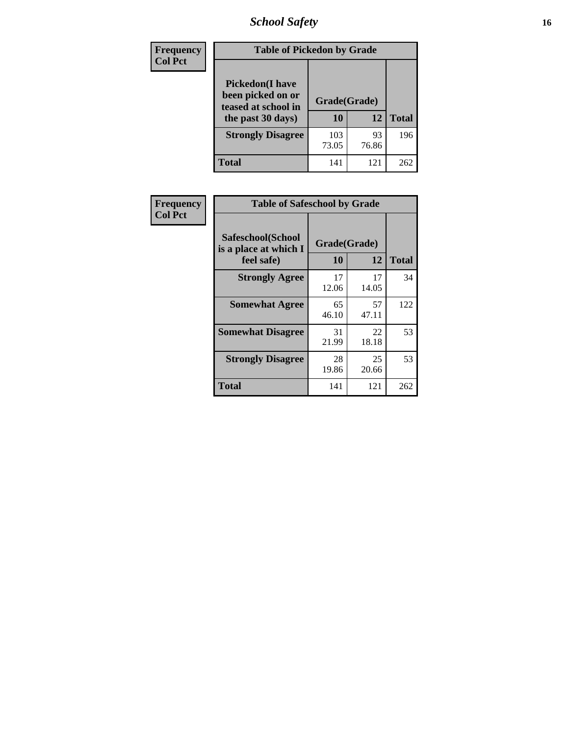| Frequency<br>Col Pct | Table of Pickedon by Grade | | |
|---|---|---|---|
| **Pickedon(I have been picked on or teased at school in the past 30 days)** | **Grade(Grade)** | | |
| | **10** | **12** | **Total** |
| **Strongly Disagree** | 103<br>73.05 | 93<br>76.86 | 196 |
| **Total** | 141 | 121 | 262 |

| Frequency<br>Col Pct | Table of Safeschool by Grade | | |
|---|---|---|---|
| **Safeschool(School is a place at which I feel safe)** | **Grade(Grade)** | | |
| | **10** | **12** | **Total** |
| **Strongly Agree** | 17<br>12.06 | 17<br>14.05 | 34 |
| **Somewhat Agree** | 65<br>46.10 | 57<br>47.11 | 122 |
| **Somewhat Disagree** | 31<br>21.99 | 22<br>18.18 | 53 |
| **Strongly Disagree** | 28<br>19.86 | 25<br>20.66 | 53 |
| **Total** | 141 | 121 | 262 |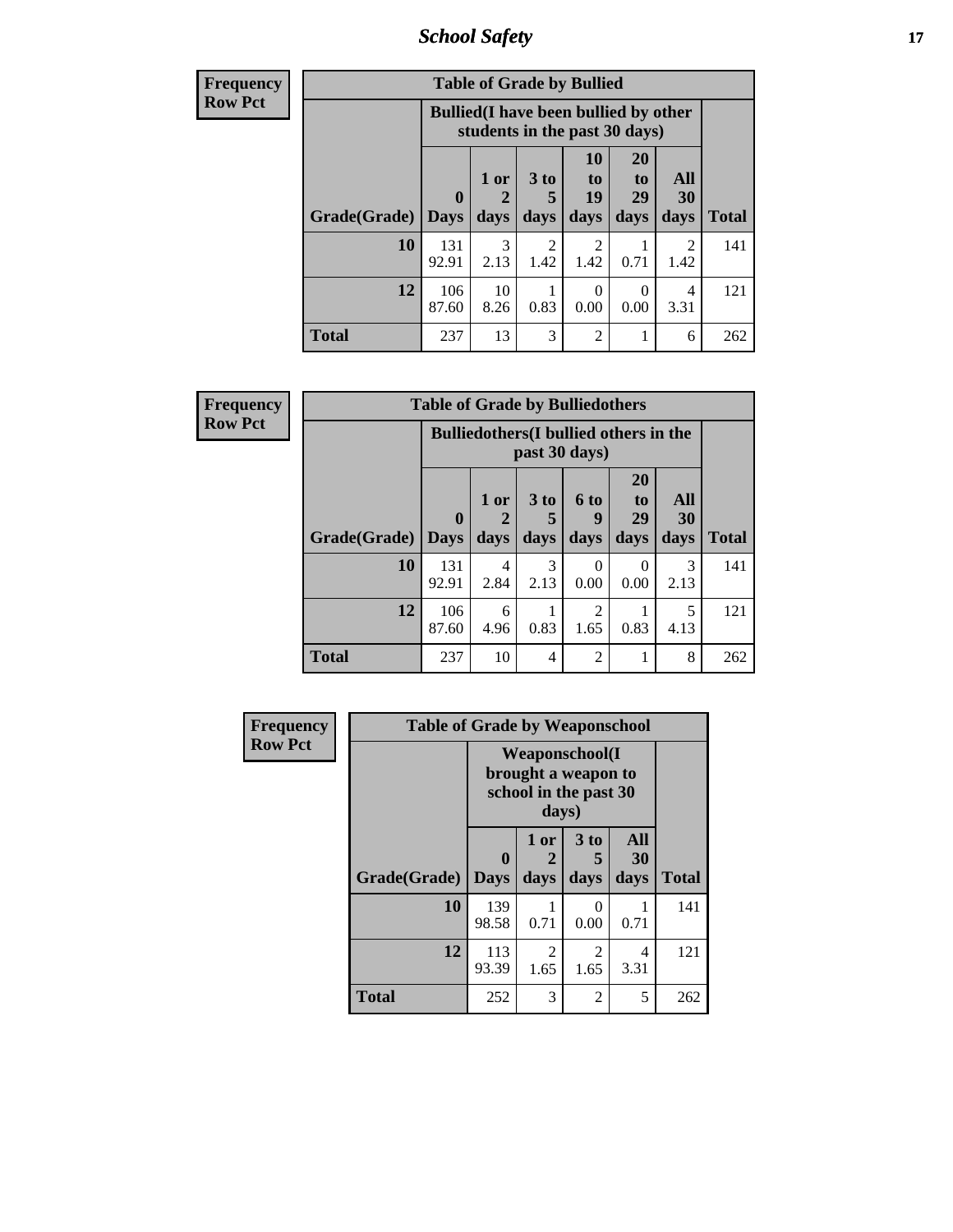| Frequency Row Pct | | | | | | | |
|---|---|---|---|---|---|---|---|
| **Table of Grade by Bullied** | | | | | | | |
| | **Bullied(I have been bullied by other students in the past 30 days)** | | | | | | |
| **Grade(Grade)** | **0 Days** | **1 or 2 days** | **3 to 5 days** | **10 to 19 days** | **20 to 29 days** | **All 30 days** | **Total** |
| **10** | 131<br>92.91 | 3<br>2.13 | 2<br>1.42 | 2<br>1.42 | 1<br>0.71 | 2<br>1.42 | 141 |
| **12** | 106<br>87.60 | 10<br>8.26 | 1<br>0.83 | 0<br>0.00 | 0<br>0.00 | 4<br>3.31 | 121 |
| **Total** | 237 | 13 | 3 | 2 | 1 | 6 | 262 |

| Frequency Row Pct | | | | | | | |
|---|---|---|---|---|---|---|---|
| **Table of Grade by Bulliedothers** | | | | | | | |
| | **Bulliedothers(I bullied others in the past 30 days)** | | | | | | |
| **Grade(Grade)** | **0 Days** | **1 or 2 days** | **3 to 5 days** | **6 to 9 days** | **20 to 29 days** | **All 30 days** | **Total** |
| **10** | 131<br>92.91 | 4<br>2.84 | 3<br>2.13 | 0<br>0.00 | 0<br>0.00 | 3<br>2.13 | 141 |
| **12** | 106<br>87.60 | 6<br>4.96 | 1<br>0.83 | 2<br>1.65 | 1<br>0.83 | 5<br>4.13 | 121 |
| **Total** | 237 | 10 | 4 | 2 | 1 | 8 | 262 |

| Frequency Row Pct | | | | | |
|---|---|---|---|---|---|
| **Table of Grade by Weaponschool** | | | | | |
| | **Weaponschool(I brought a weapon to school in the past 30 days)** | | | | |
| **Grade(Grade)** | **0 Days** | **1 or 2 days** | **3 to 5 days** | **All 30 days** | **Total** |
| **10** | 139<br>98.58 | 1<br>0.71 | 0<br>0.00 | 1<br>0.71 | 141 |
| **12** | 113<br>93.39 | 2<br>1.65 | 2<br>1.65 | 4<br>3.31 | 121 |
| **Total** | 252 | 3 | 2 | 5 | 262 |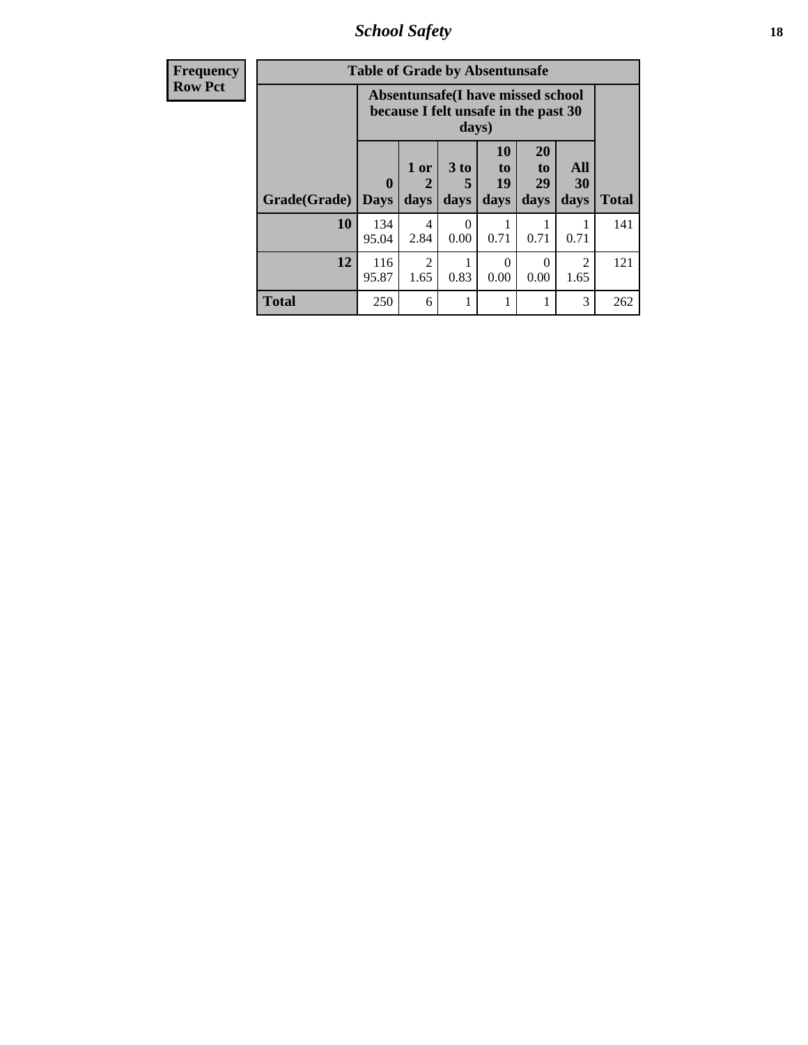| Frequency<br>Row Pct |
|---|

**Table of Grade by Absentunsafe**

| Grade(Grade) | Absentunsafe(I have missed school because I felt unsafe in the past 30 days) | | | | | | Total |
|---|---|---|---|---|---|---|---|
| | 0 Days | 1 or 2 days | 3 to 5 days | 10 to 19 days | 20 to 29 days | All 30 days | |
| **10** | 134<br>95.04 | 4<br>2.84 | 0<br>0.00 | 1<br>0.71 | 1<br>0.71 | 1<br>0.71 | 141 |
| **12** | 116<br>95.87 | 2<br>1.65 | 1<br>0.83 | 0<br>0.00 | 0<br>0.00 | 2<br>1.65 | 121 |
| **Total** | 250 | 6 | 1 | 1 | 1 | 3 | 262 |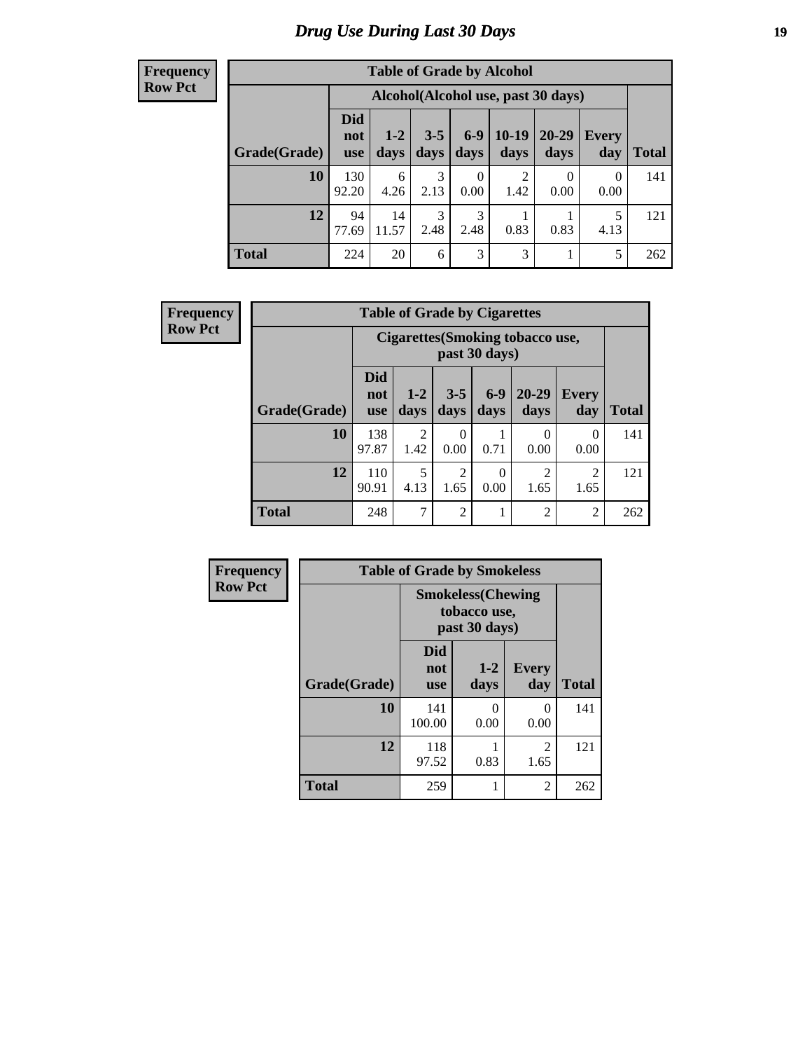# Drug Use During Last 30 Days

| Frequency<br>Row Pct | Table of Grade by Alcohol | | | | | | | |
|---|---|---|---|---|---|---|---|---|
| | Alcohol(Alcohol use, past 30 days) | | | | | | | |
| Grade(Grade) | Did not use | 1-2 days | 3-5 days | 6-9 days | 10-19 days | 20-29 days | Every day | Total |
| 10 | 130<br>92.20 | 6<br>4.26 | 3<br>2.13 | 0<br>0.00 | 2<br>1.42 | 0<br>0.00 | 0<br>0.00 | 141 |
| 12 | 94<br>77.69 | 14<br>11.57 | 3<br>2.48 | 3<br>2.48 | 1<br>0.83 | 1<br>0.83 | 5<br>4.13 | 121 |
| Total | 224 | 20 | 6 | 3 | 3 | 1 | 5 | 262 |

| Frequency<br>Row Pct | Table of Grade by Cigarettes | | | | | | |
|---|---|---|---|---|---|---|---|
| | Cigarettes(Smoking tobacco use, past 30 days) | | | | | | |
| Grade(Grade) | Did not use | 1-2 days | 3-5 days | 6-9 days | 20-29 days | Every day | Total |
| 10 | 138<br>97.87 | 2<br>1.42 | 0<br>0.00 | 1<br>0.71 | 0<br>0.00 | 0<br>0.00 | 141 |
| 12 | 110<br>90.91 | 5<br>4.13 | 2<br>1.65 | 0<br>0.00 | 2<br>1.65 | 2<br>1.65 | 121 |
| Total | 248 | 7 | 2 | 1 | 2 | 2 | 262 |

| Frequency<br>Row Pct | Table of Grade by Smokeless | | | |
|---|---|---|---|---|
| | Smokeless(Chewing tobacco use, past 30 days) | | | |
| Grade(Grade) | Did not use | 1-2 days | Every day | Total |
| 10 | 141<br>100.00 | 0<br>0.00 | 0<br>0.00 | 141 |
| 12 | 118<br>97.52 | 1<br>0.83 | 2<br>1.65 | 121 |
| Total | 259 | 1 | 2 | 262 |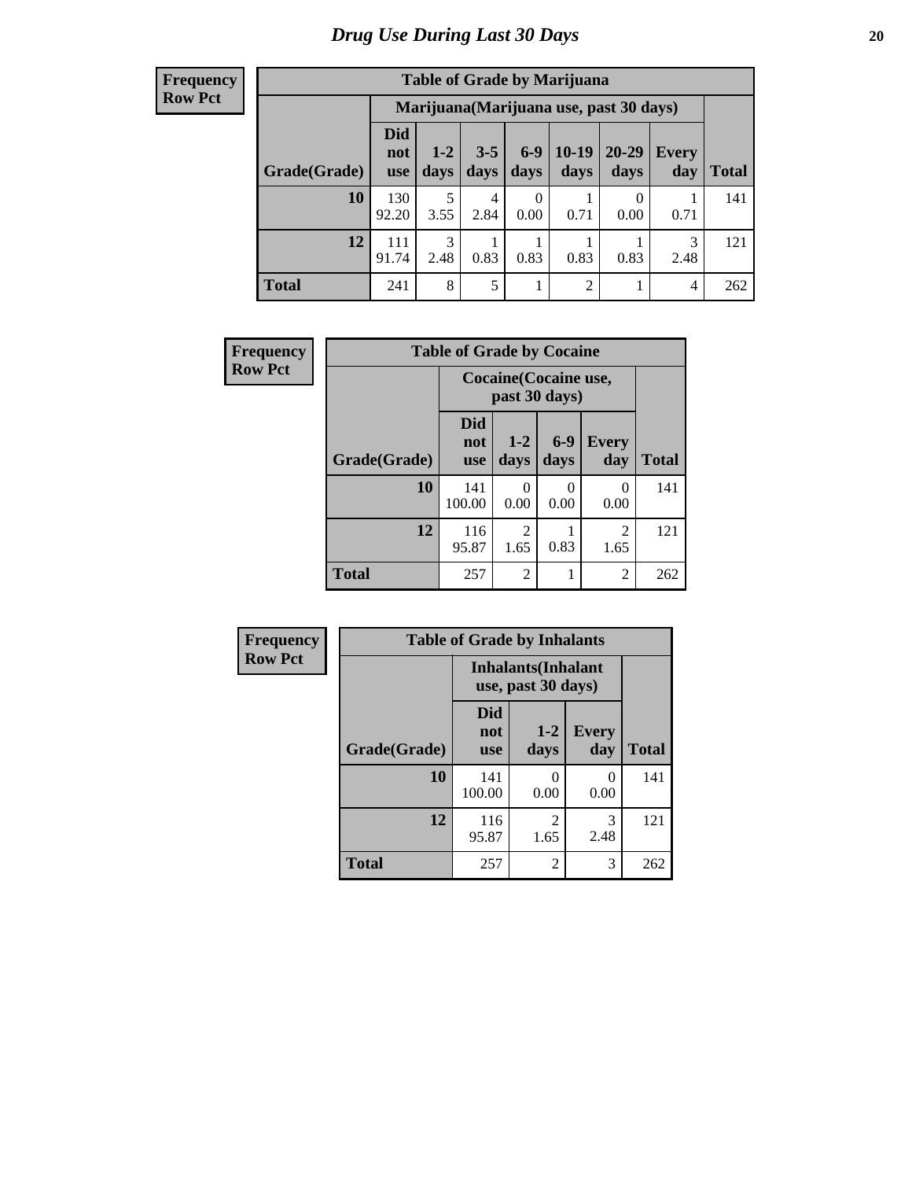# Drug Use During Last 30 Days

| Frequency Row Pct | Table of Grade by Marijuana | | | | | | | |
|---|---|---|---|---|---|---|---|---|
| | Marijuana(Marijuana use, past 30 days) | | | | | | | |
| Grade(Grade) | Did not use | 1-2 days | 3-5 days | 6-9 days | 10-19 days | 20-29 days | Every day | Total |
| 10 | 130<br>92.20 | 5<br>3.55 | 4<br>2.84 | 0<br>0.00 | 1<br>0.71 | 0<br>0.00 | 1<br>0.71 | 141 |
| 12 | 111<br>91.74 | 3<br>2.48 | 1<br>0.83 | 1<br>0.83 | 1<br>0.83 | 1<br>0.83 | 3<br>2.48 | 121 |
| Total | 241 | 8 | 5 | 1 | 2 | 1 | 4 | 262 |

| Frequency Row Pct | Table of Grade by Cocaine | | | | |
|---|---|---|---|---|---|
| | Cocaine(Cocaine use, past 30 days) | | | | |
| Grade(Grade) | Did not use | 1-2 days | 6-9 days | Every day | Total |
| 10 | 141<br>100.00 | 0<br>0.00 | 0<br>0.00 | 0<br>0.00 | 141 |
| 12 | 116<br>95.87 | 2<br>1.65 | 1<br>0.83 | 2<br>1.65 | 121 |
| Total | 257 | 2 | 1 | 2 | 262 |

| Frequency Row Pct | Table of Grade by Inhalants | | | |
|---|---|---|---|---|
| | Inhalants(Inhalant use, past 30 days) | | | |
| Grade(Grade) | Did not use | 1-2 days | Every day | Total |
| 10 | 141<br>100.00 | 0<br>0.00 | 0<br>0.00 | 141 |
| 12 | 116<br>95.87 | 2<br>1.65 | 3<br>2.48 | 121 |
| Total | 257 | 2 | 3 | 262 |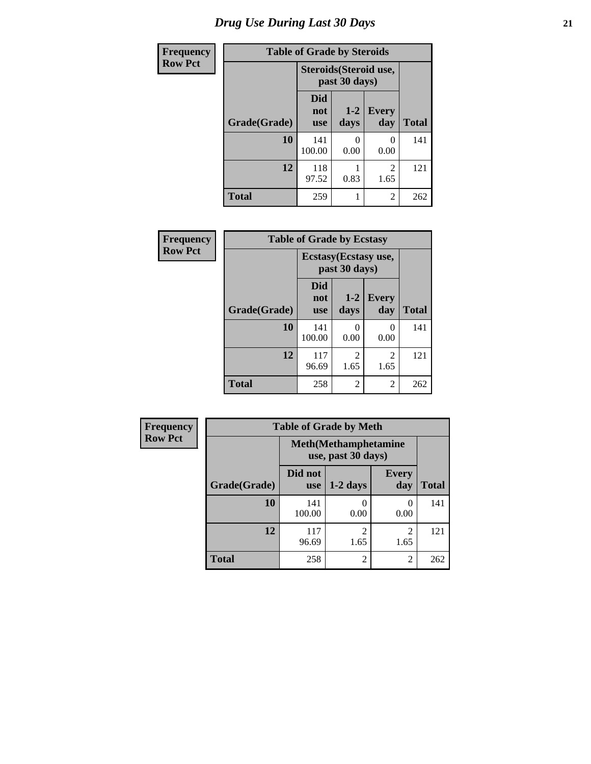# Drug Use During Last 30 Days

| Frequency<br>Row Pct | Table of Grade by Steroids | | | |
|---|---|---|---|---|
| | Steroids(Steroid use, past 30 days) | | | |
| Grade(Grade) | Did not use | 1-2 days | Every day | Total |
| 10 | 141<br>100.00 | 0<br>0.00 | 0<br>0.00 | 141 |
| 12 | 118<br>97.52 | 1<br>0.83 | 2<br>1.65 | 121 |
| Total | 259 | 1 | 2 | 262 |

| Frequency<br>Row Pct | Table of Grade by Ecstasy | | | |
|---|---|---|---|---|
| | Ecstasy(Ecstasy use, past 30 days) | | | |
| Grade(Grade) | Did not use | 1-2 days | Every day | Total |
| 10 | 141<br>100.00 | 0<br>0.00 | 0<br>0.00 | 141 |
| 12 | 117<br>96.69 | 2<br>1.65 | 2<br>1.65 | 121 |
| Total | 258 | 2 | 2 | 262 |

| Frequency<br>Row Pct | Table of Grade by Meth | | | |
|---|---|---|---|---|
| | Meth(Methamphetamine use, past 30 days) | | | |
| Grade(Grade) | Did not use | 1-2 days | Every day | Total |
| 10 | 141<br>100.00 | 0<br>0.00 | 0<br>0.00 | 141 |
| 12 | 117<br>96.69 | 2<br>1.65 | 2<br>1.65 | 121 |
| Total | 258 | 2 | 2 | 262 |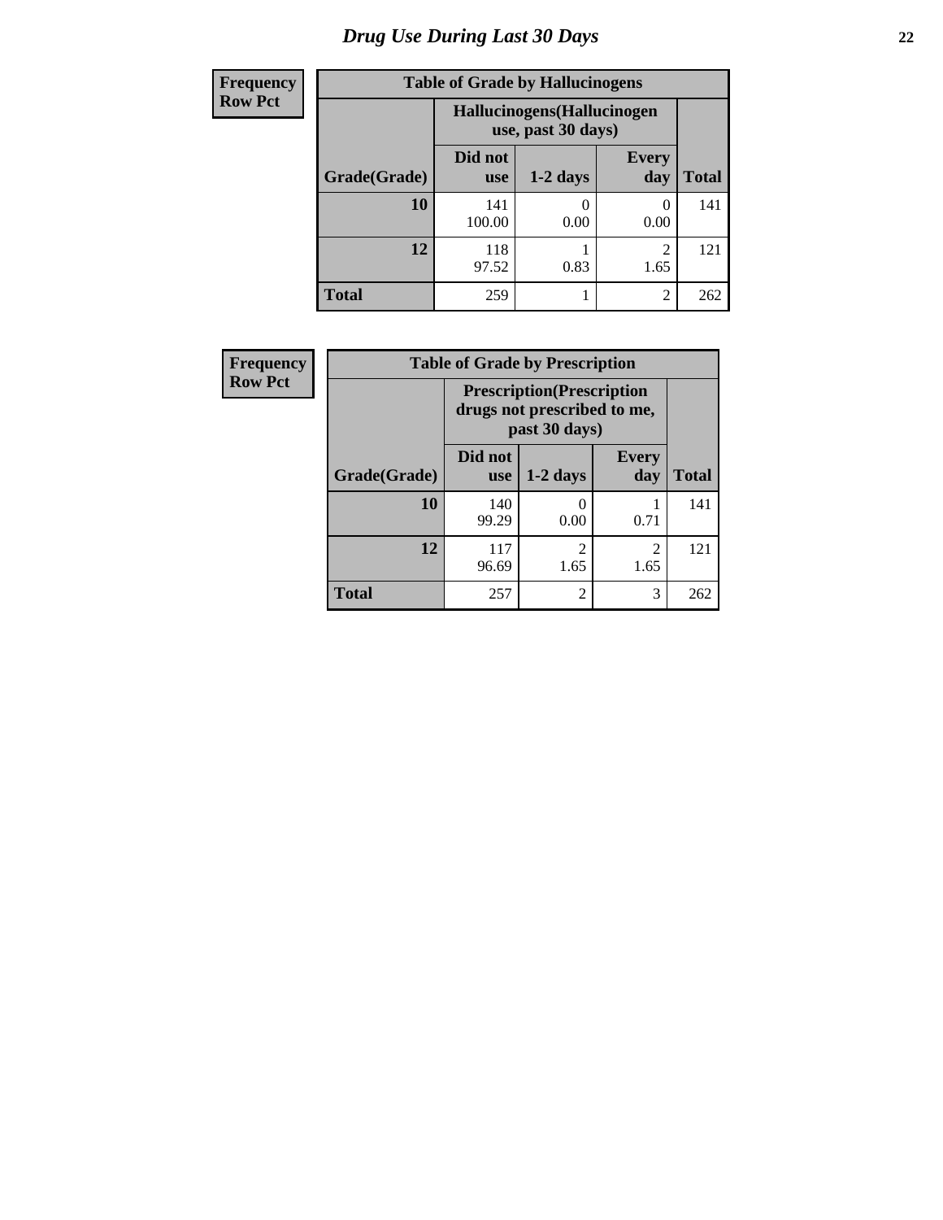# Drug Use During Last 30 Days

**Frequency**
**Row Pct**

| Table of Grade by Hallucinogens | | | | |
|---|---|---|---|---|
| | Hallucinogens(Hallucinogen use, past 30 days) | | | |
| Grade(Grade) | Did not use | 1-2 days | Every day | Total |
| 10 | 141<br>100.00 | 0<br>0.00 | 0<br>0.00 | 141 |
| 12 | 118<br>97.52 | 1<br>0.83 | 2<br>1.65 | 121 |
| Total | 259 | 1 | 2 | 262 |

**Frequency**
**Row Pct**

| Table of Grade by Prescription | | | | |
|---|---|---|---|---|
| | Prescription(Prescription drugs not prescribed to me, past 30 days) | | | |
| Grade(Grade) | Did not use | 1-2 days | Every day | Total |
| 10 | 140<br>99.29 | 0<br>0.00 | 1<br>0.71 | 141 |
| 12 | 117<br>96.69 | 2<br>1.65 | 2<br>1.65 | 121 |
| Total | 257 | 2 | 3 | 262 |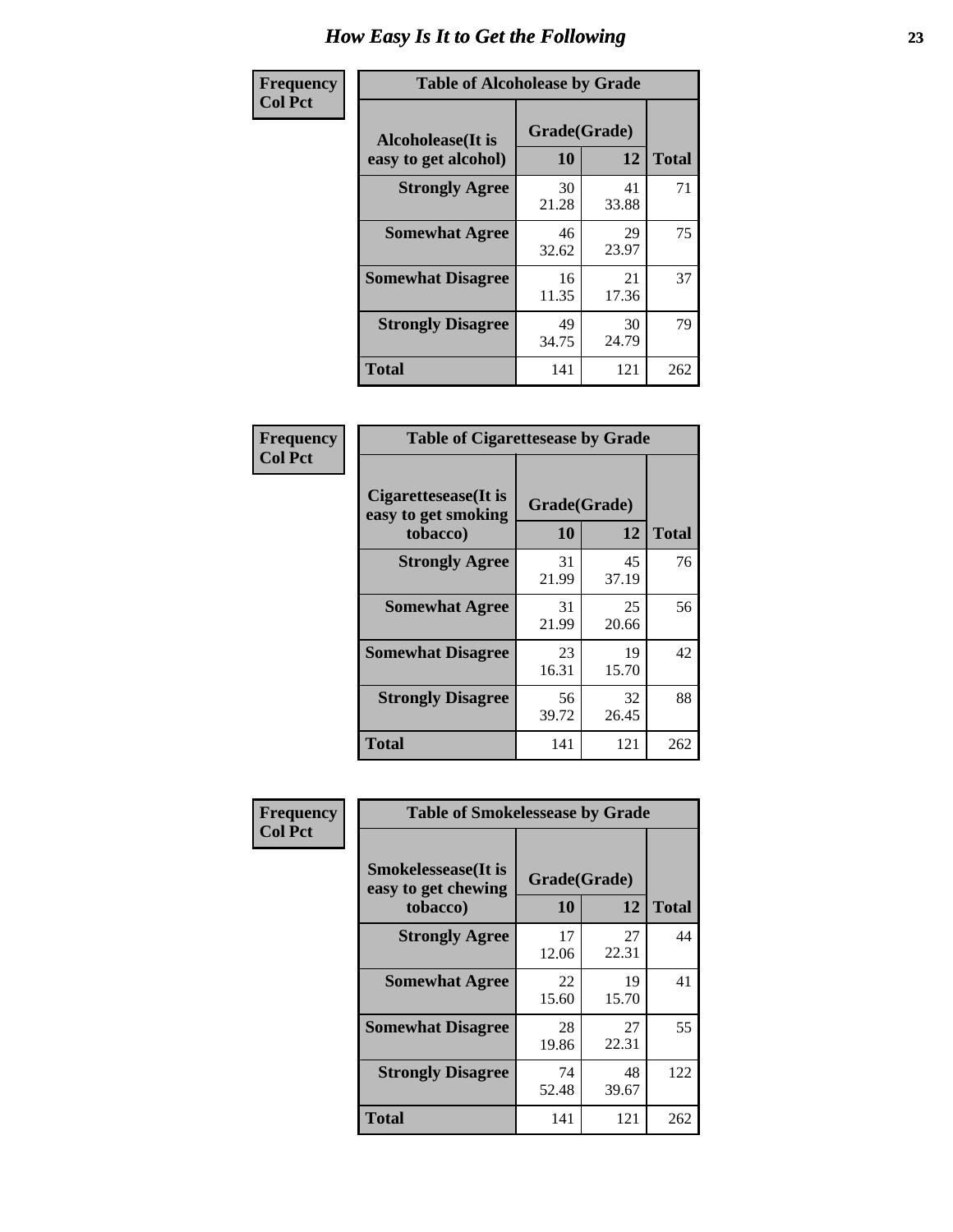# How Easy Is It to Get the Following

**Frequency**
**Col Pct**

| Table of Alcoholease by Grade | | | |
|---|---|---|---|
| Alcoholease(It is easy to get alcohol) | Grade(Grade) | | Total |
| | 10 | 12 | |
| Strongly Agree | 30<br>21.28 | 41<br>33.88 | 71 |
| Somewhat Agree | 46<br>32.62 | 29<br>23.97 | 75 |
| Somewhat Disagree | 16<br>11.35 | 21<br>17.36 | 37 |
| Strongly Disagree | 49<br>34.75 | 30<br>24.79 | 79 |
| Total | 141 | 121 | 262 |

**Frequency**
**Col Pct**

| Table of Cigarettesease by Grade | | | |
|---|---|---|---|
| Cigarettesease(It is easy to get smoking tobacco) | Grade(Grade) | | Total |
| | 10 | 12 | |
| Strongly Agree | 31<br>21.99 | 45<br>37.19 | 76 |
| Somewhat Agree | 31<br>21.99 | 25<br>20.66 | 56 |
| Somewhat Disagree | 23<br>16.31 | 19<br>15.70 | 42 |
| Strongly Disagree | 56<br>39.72 | 32<br>26.45 | 88 |
| Total | 141 | 121 | 262 |

**Frequency**
**Col Pct**

| Table of Smokelessease by Grade | | | |
|---|---|---|---|
| Smokelessease(It is easy to get chewing tobacco) | Grade(Grade) | | Total |
| | 10 | 12 | |
| Strongly Agree | 17<br>12.06 | 27<br>22.31 | 44 |
| Somewhat Agree | 22<br>15.60 | 19<br>15.70 | 41 |
| Somewhat Disagree | 28<br>19.86 | 27<br>22.31 | 55 |
| Strongly Disagree | 74<br>52.48 | 48<br>39.67 | 122 |
| Total | 141 | 121 | 262 |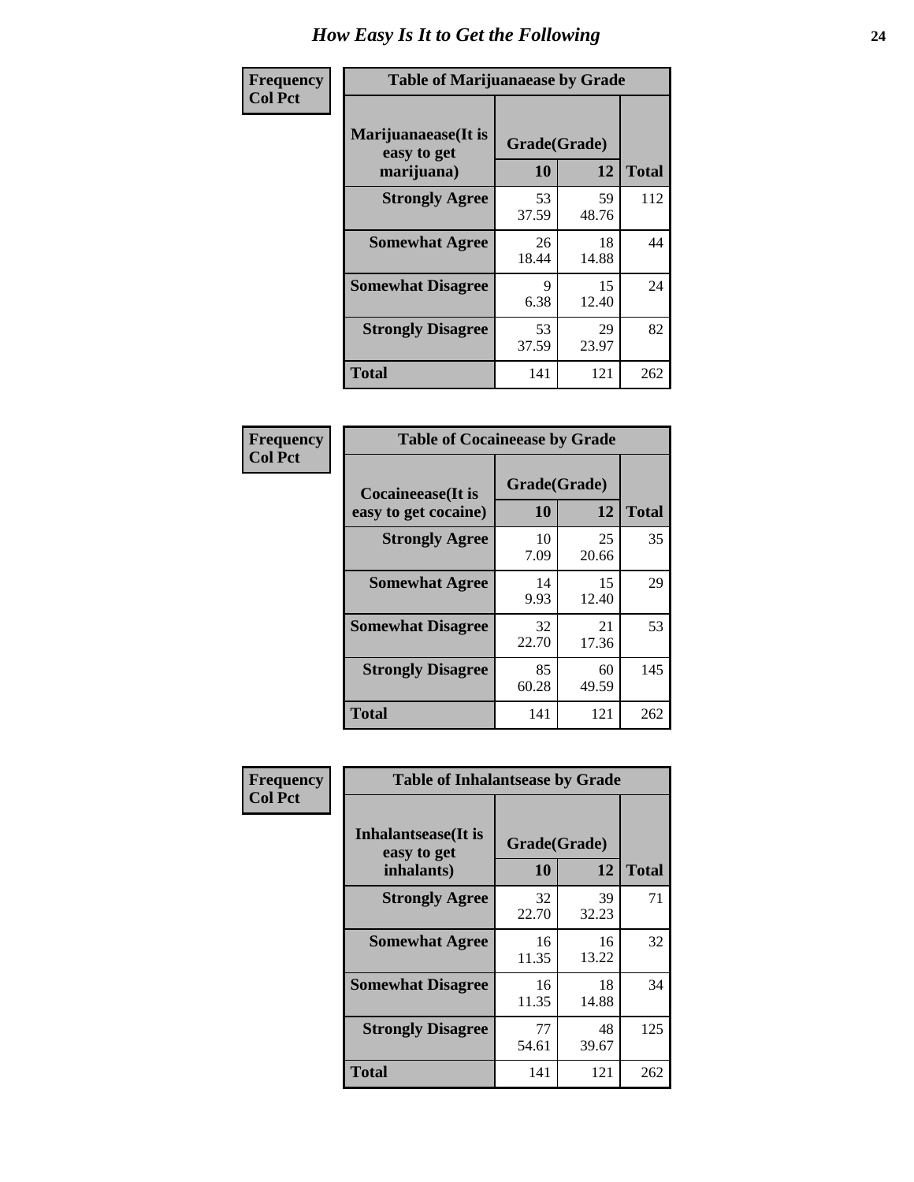# How Easy Is It to Get the Following

**Frequency**
**Col Pct**

**Table of Marijuanaease by Grade**

| Marijuanaease(It is easy to get marijuana) | Grade(Grade) | | Total |
|---|---|---|---|
| | 10 | 12 | |
| **Strongly Agree** | 53<br>37.59 | 59<br>48.76 | 112 |
| **Somewhat Agree** | 26<br>18.44 | 18<br>14.88 | 44 |
| **Somewhat Disagree** | 9<br>6.38 | 15<br>12.40 | 24 |
| **Strongly Disagree** | 53<br>37.59 | 29<br>23.97 | 82 |
| **Total** | 141 | 121 | 262 |

**Frequency**
**Col Pct**

**Table of Cocaineease by Grade**

| Cocaineease(It is easy to get cocaine) | Grade(Grade) | | Total |
|---|---|---|---|
| | 10 | 12 | |
| **Strongly Agree** | 10<br>7.09 | 25<br>20.66 | 35 |
| **Somewhat Agree** | 14<br>9.93 | 15<br>12.40 | 29 |
| **Somewhat Disagree** | 32<br>22.70 | 21<br>17.36 | 53 |
| **Strongly Disagree** | 85<br>60.28 | 60<br>49.59 | 145 |
| **Total** | 141 | 121 | 262 |

**Frequency**
**Col Pct**

**Table of Inhalantsease by Grade**

| Inhalantsease(It is easy to get inhalants) | Grade(Grade) | | Total |
|---|---|---|---|
| | 10 | 12 | |
| **Strongly Agree** | 32<br>22.70 | 39<br>32.23 | 71 |
| **Somewhat Agree** | 16<br>11.35 | 16<br>13.22 | 32 |
| **Somewhat Disagree** | 16<br>11.35 | 18<br>14.88 | 34 |
| **Strongly Disagree** | 77<br>54.61 | 48<br>39.67 | 125 |
| **Total** | 141 | 121 | 262 |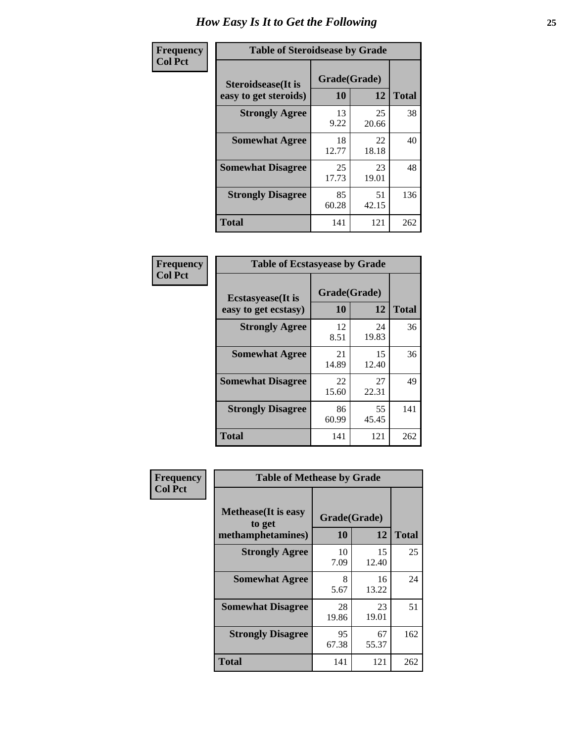# How Easy Is It to Get the Following

**Frequency**
**Col Pct**

| Table of Steroidsease by Grade | | | |
|---|---|---|---|
| Steroidsease(It is easy to get steroids) | Grade(Grade) | | Total |
| | 10 | 12 | |
| **Strongly Agree** | 13<br>9.22 | 25<br>20.66 | 38 |
| **Somewhat Agree** | 18<br>12.77 | 22<br>18.18 | 40 |
| **Somewhat Disagree** | 25<br>17.73 | 23<br>19.01 | 48 |
| **Strongly Disagree** | 85<br>60.28 | 51<br>42.15 | 136 |
| **Total** | 141 | 121 | 262 |

**Frequency**
**Col Pct**

| Table of Ecstasyease by Grade | | | |
|---|---|---|---|
| Ecstasyease(It is easy to get ecstasy) | Grade(Grade) | | Total |
| | 10 | 12 | |
| **Strongly Agree** | 12<br>8.51 | 24<br>19.83 | 36 |
| **Somewhat Agree** | 21<br>14.89 | 15<br>12.40 | 36 |
| **Somewhat Disagree** | 22<br>15.60 | 27<br>22.31 | 49 |
| **Strongly Disagree** | 86<br>60.99 | 55<br>45.45 | 141 |
| **Total** | 141 | 121 | 262 |

**Frequency**
**Col Pct**

| Table of Methease by Grade | | | |
|---|---|---|---|
| Methease(It is easy to get methamphetamines) | Grade(Grade) | | Total |
| | 10 | 12 | |
| **Strongly Agree** | 10<br>7.09 | 15<br>12.40 | 25 |
| **Somewhat Agree** | 8<br>5.67 | 16<br>13.22 | 24 |
| **Somewhat Disagree** | 28<br>19.86 | 23<br>19.01 | 51 |
| **Strongly Disagree** | 95<br>67.38 | 67<br>55.37 | 162 |
| **Total** | 141 | 121 | 262 |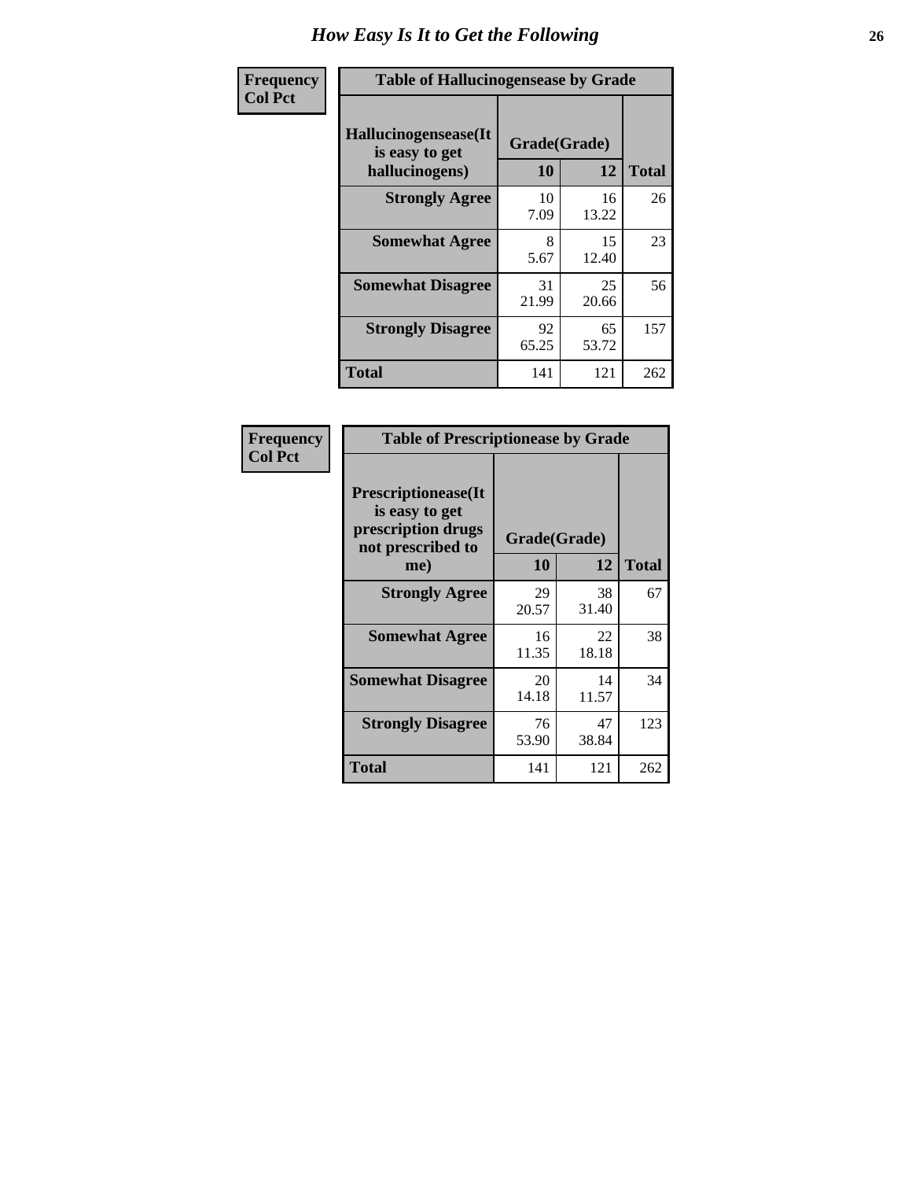# How Easy Is It to Get the Following

| Frequency<br>Col Pct |
|---|

**Table of Hallucinogensease by Grade**

| Hallucinogensease(It is easy to get hallucinogens) | Grade(Grade) 10 | 12 | Total |
|---|---|---|---|
| Strongly Agree | 10<br>7.09 | 16<br>13.22 | 26 |
| Somewhat Agree | 8<br>5.67 | 15<br>12.40 | 23 |
| Somewhat Disagree | 31<br>21.99 | 25<br>20.66 | 56 |
| Strongly Disagree | 92<br>65.25 | 65<br>53.72 | 157 |
| Total | 141 | 121 | 262 |

| Frequency<br>Col Pct |
|---|

**Table of Prescriptionease by Grade**

| Prescriptionease(It is easy to get prescription drugs not prescribed to me) | Grade(Grade) 10 | 12 | Total |
|---|---|---|---|
| Strongly Agree | 29<br>20.57 | 38<br>31.40 | 67 |
| Somewhat Agree | 16<br>11.35 | 22<br>18.18 | 38 |
| Somewhat Disagree | 20<br>14.18 | 14<br>11.57 | 34 |
| Strongly Disagree | 76<br>53.90 | 47<br>38.84 | 123 |
| Total | 141 | 121 | 262 |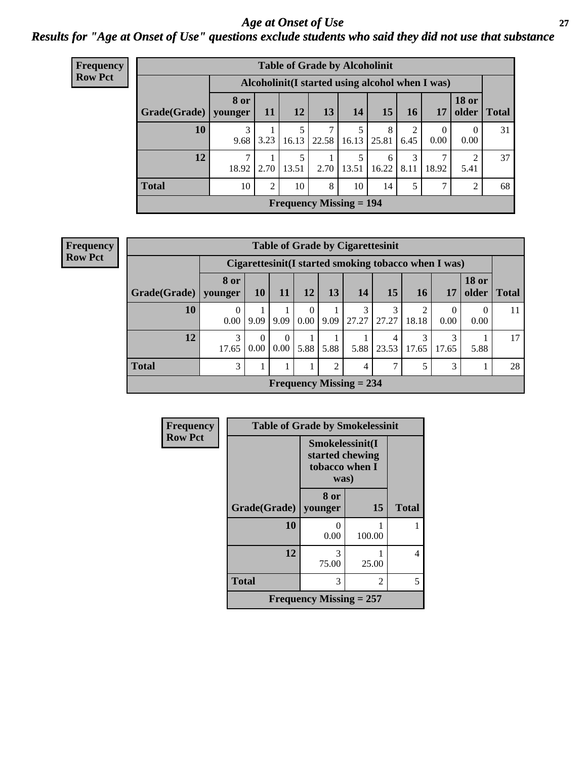# Age at Onset of Use

## Results for "Age at Onset of Use" questions exclude students who said they did not use that substance

**Frequency**
**Row Pct**

| Table of Grade by Alcoholinit | | | | | | | | | | |
|---|---|---|---|---|---|---|---|---|---|---|
| | Alcoholinit(I started using alcohol when I was) | | | | | | | | | |
| Grade(Grade) | 8 or younger | 11 | 12 | 13 | 14 | 15 | 16 | 17 | 18 or older | Total |
| 10 | 3<br>9.68 | 1<br>3.23 | 5<br>16.13 | 7<br>22.58 | 5<br>16.13 | 8<br>25.81 | 2<br>6.45 | 0<br>0.00 | 0<br>0.00 | 31 |
| 12 | 7<br>18.92 | 1<br>2.70 | 5<br>13.51 | 1<br>2.70 | 5<br>13.51 | 6<br>16.22 | 3<br>8.11 | 7<br>18.92 | 2<br>5.41 | 37 |
| Total | 10 | 2 | 10 | 8 | 10 | 14 | 5 | 7 | 2 | 68 |
| Frequency Missing = 194 | | | | | | | | | | |

**Frequency**
**Row Pct**

| Table of Grade by Cigarettesinit | | | | | | | | | | | |
|---|---|---|---|---|---|---|---|---|---|---|---|
| | Cigarettesinit(I started smoking tobacco when I was) | | | | | | | | | | |
| Grade(Grade) | 8 or younger | 10 | 11 | 12 | 13 | 14 | 15 | 16 | 17 | 18 or older | Total |
| 10 | 0<br>0.00 | 1<br>9.09 | 1<br>9.09 | 0<br>0.00 | 1<br>9.09 | 3<br>27.27 | 3<br>27.27 | 2<br>18.18 | 0<br>0.00 | 0<br>0.00 | 11 |
| 12 | 3<br>17.65 | 0<br>0.00 | 0<br>0.00 | 1<br>5.88 | 1<br>5.88 | 1<br>5.88 | 4<br>23.53 | 3<br>17.65 | 3<br>17.65 | 1<br>5.88 | 17 |
| Total | 3 | 1 | 1 | 1 | 2 | 4 | 7 | 5 | 3 | 1 | 28 |
| Frequency Missing = 234 | | | | | | | | | | | |

**Frequency**
**Row Pct**

| Table of Grade by Smokelessinit | | | |
|---|---|---|---|
| | Smokelessinit(I started chewing tobacco when I was) | | |
| Grade(Grade) | 8 or younger | 15 | Total |
| 10 | 0<br>0.00 | 1<br>100.00 | 1 |
| 12 | 3<br>75.00 | 1<br>25.00 | 4 |
| Total | 3 | 2 | 5 |
| Frequency Missing = 257 | | | |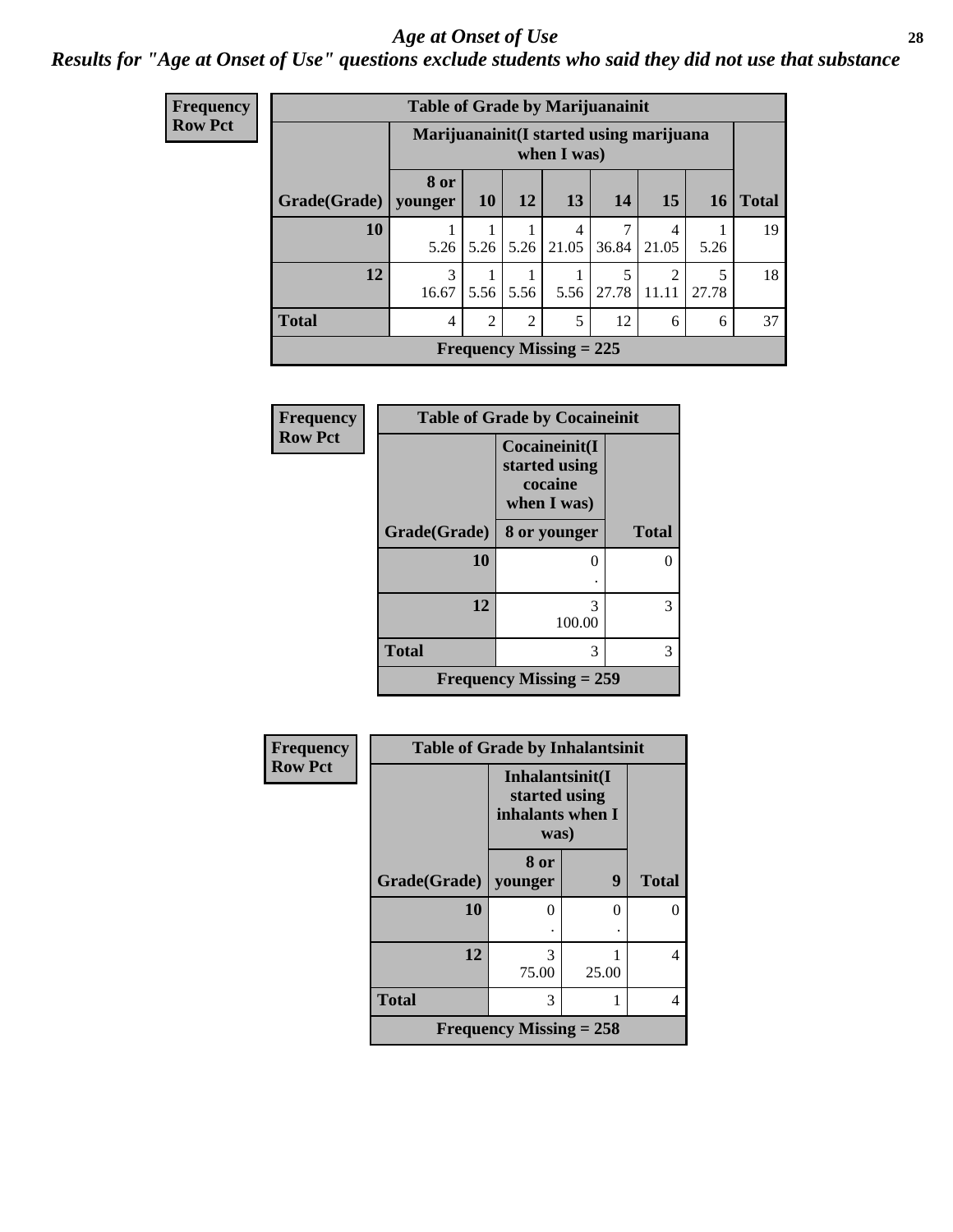# Age at Onset of Use

*Results for "Age at Onset of Use" questions exclude students who said they did not use that substance*

**Frequency / Row Pct**

**Table of Grade by Marijuanainit**

| Grade(Grade) | Marijuanainit(I started using marijuana when I was) | | | | | | | Total |
|---|---|---|---|---|---|---|---|---|
| | 8 or younger | 10 | 12 | 13 | 14 | 15 | 16 | |
| 10 | 1<br>5.26 | 1<br>5.26 | 1<br>5.26 | 4<br>21.05 | 7<br>36.84 | 4<br>21.05 | 1<br>5.26 | 19 |
| 12 | 3<br>16.67 | 1<br>5.56 | 1<br>5.56 | 1<br>5.56 | 5<br>27.78 | 2<br>11.11 | 5<br>27.78 | 18 |
| Total | 4 | 2 | 2 | 5 | 12 | 6 | 6 | 37 |

Frequency Missing = 225

**Frequency / Row Pct**

**Table of Grade by Cocaineinit**

| Grade(Grade) | Cocaineinit(I started using cocaine when I was) | Total |
|---|---|---|
| | 8 or younger | |
| 10 | 0<br>. | 0 |
| 12 | 3<br>100.00 | 3 |
| Total | 3 | 3 |

Frequency Missing = 259

**Frequency / Row Pct**

**Table of Grade by Inhalantsinit**

| Grade(Grade) | Inhalantsinit(I started using inhalants when I was) | | Total |
|---|---|---|---|
| | 8 or younger | 9 | |
| 10 | 0<br>. | 0<br>. | 0 |
| 12 | 3<br>75.00 | 1<br>25.00 | 4 |
| Total | 3 | 1 | 4 |

Frequency Missing = 258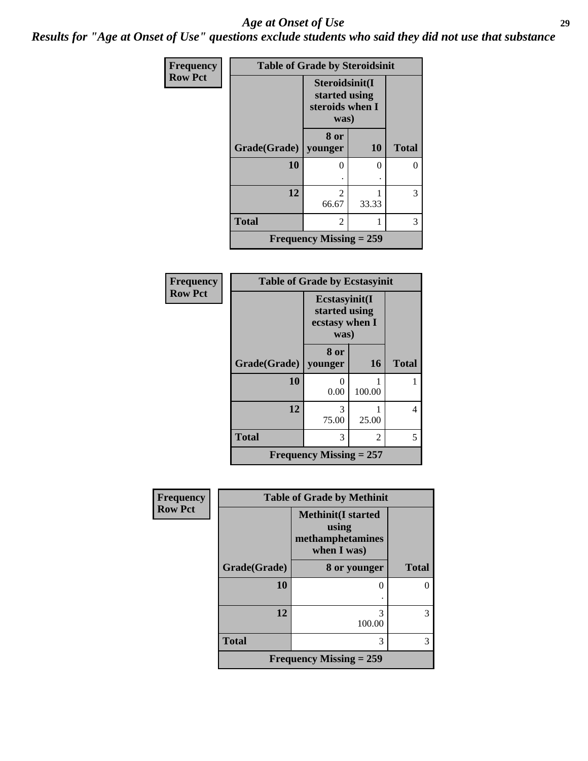# Age at Onset of Use

***Results for "Age at Onset of Use" questions exclude students who said they did not use that substance***

**Frequency**
**Row Pct**

| Table of Grade by Steroidsinit | | | |
|---|---|---|---|
| | Steroidsinit(I started using steroids when I was) | | |
| Grade(Grade) | 8 or younger | 10 | Total |
| 10 | 0<br>. | 0<br>. | 0 |
| 12 | 2<br>66.67 | 1<br>33.33 | 3 |
| Total | 2 | 1 | 3 |
| Frequency Missing = 259 | | | |

**Frequency**
**Row Pct**

| Table of Grade by Ecstasyinit | | | |
|---|---|---|---|
| | Ecstasyinit(I started using ecstasy when I was) | | |
| Grade(Grade) | 8 or younger | 16 | Total |
| 10 | 0<br>0.00 | 1<br>100.00 | 1 |
| 12 | 3<br>75.00 | 1<br>25.00 | 4 |
| Total | 3 | 2 | 5 |
| Frequency Missing = 257 | | | |

**Frequency**
**Row Pct**

| Table of Grade by Methinit | | |
|---|---|---|
| | Methinit(I started using methamphetamines when I was) | |
| Grade(Grade) | 8 or younger | Total |
| 10 | 0<br>. | 0 |
| 12 | 3<br>100.00 | 3 |
| Total | 3 | 3 |
| Frequency Missing = 259 | | |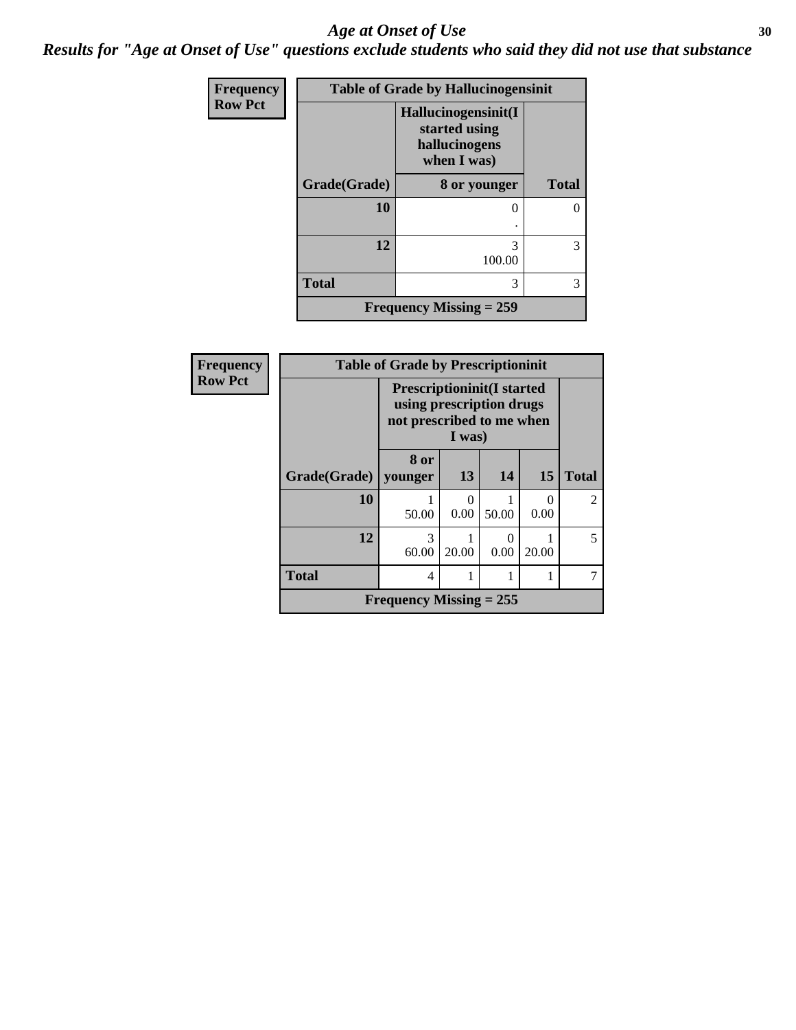# *Age at Onset of Use*

***Results for "Age at Onset of Use" questions exclude students who said they did not use that substance***

**Frequency**
**Row Pct**

| Table of Grade by Hallucinogensinit | | |
|---|---|---|
| | **Hallucinogensinit(I started using hallucinogens when I was)** | |
| **Grade(Grade)** | **8 or younger** | **Total** |
| **10** | 0<br>. | 0 |
| **12** | 3<br>100.00 | 3 |
| **Total** | 3 | 3 |
| **Frequency Missing = 259** | | |

**Frequency**
**Row Pct**

| Table of Grade by Prescriptioninit | | | | | |
|---|---|---|---|---|---|
| | **Prescriptioninit(I started using prescription drugs not prescribed to me when I was)** | | | | |
| **Grade(Grade)** | **8 or younger** | **13** | **14** | **15** | **Total** |
| **10** | 1<br>50.00 | 0<br>0.00 | 1<br>50.00 | 0<br>0.00 | 2 |
| **12** | 3<br>60.00 | 1<br>20.00 | 0<br>0.00 | 1<br>20.00 | 5 |
| **Total** | 4 | 1 | 1 | 1 | 7 |
| **Frequency Missing = 255** | | | | | |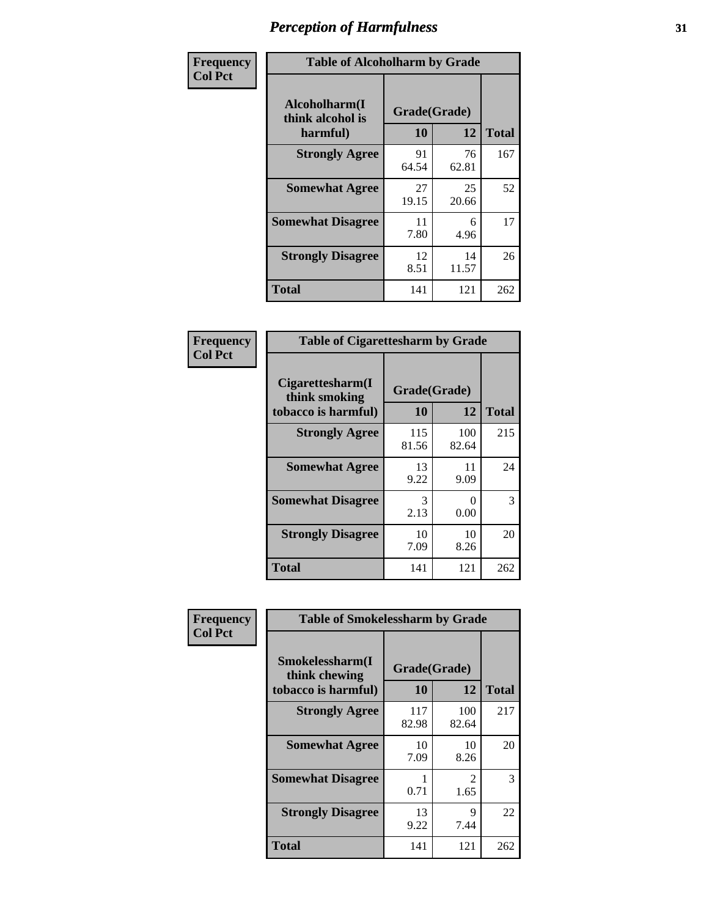# Perception of Harmfulness

**Frequency**
**Col Pct**

| Table of Alcoholharm by Grade | | | |
|---|---|---|---|
| Alcoholharm(I think alcohol is harmful) | Grade(Grade) | | Total |
| | 10 | 12 | |
| **Strongly Agree** | 91<br>64.54 | 76<br>62.81 | 167 |
| **Somewhat Agree** | 27<br>19.15 | 25<br>20.66 | 52 |
| **Somewhat Disagree** | 11<br>7.80 | 6<br>4.96 | 17 |
| **Strongly Disagree** | 12<br>8.51 | 14<br>11.57 | 26 |
| **Total** | 141 | 121 | 262 |

**Frequency**
**Col Pct**

| Table of Cigarettesharm by Grade | | | |
|---|---|---|---|
| Cigarettesharm(I think smoking tobacco is harmful) | Grade(Grade) | | Total |
| | 10 | 12 | |
| **Strongly Agree** | 115<br>81.56 | 100<br>82.64 | 215 |
| **Somewhat Agree** | 13<br>9.22 | 11<br>9.09 | 24 |
| **Somewhat Disagree** | 3<br>2.13 | 0<br>0.00 | 3 |
| **Strongly Disagree** | 10<br>7.09 | 10<br>8.26 | 20 |
| **Total** | 141 | 121 | 262 |

**Frequency**
**Col Pct**

| Table of Smokelessharm by Grade | | | |
|---|---|---|---|
| Smokelessharm(I think chewing tobacco is harmful) | Grade(Grade) | | Total |
| | 10 | 12 | |
| **Strongly Agree** | 117<br>82.98 | 100<br>82.64 | 217 |
| **Somewhat Agree** | 10<br>7.09 | 10<br>8.26 | 20 |
| **Somewhat Disagree** | 1<br>0.71 | 2<br>1.65 | 3 |
| **Strongly Disagree** | 13<br>9.22 | 9<br>7.44 | 22 |
| **Total** | 141 | 121 | 262 |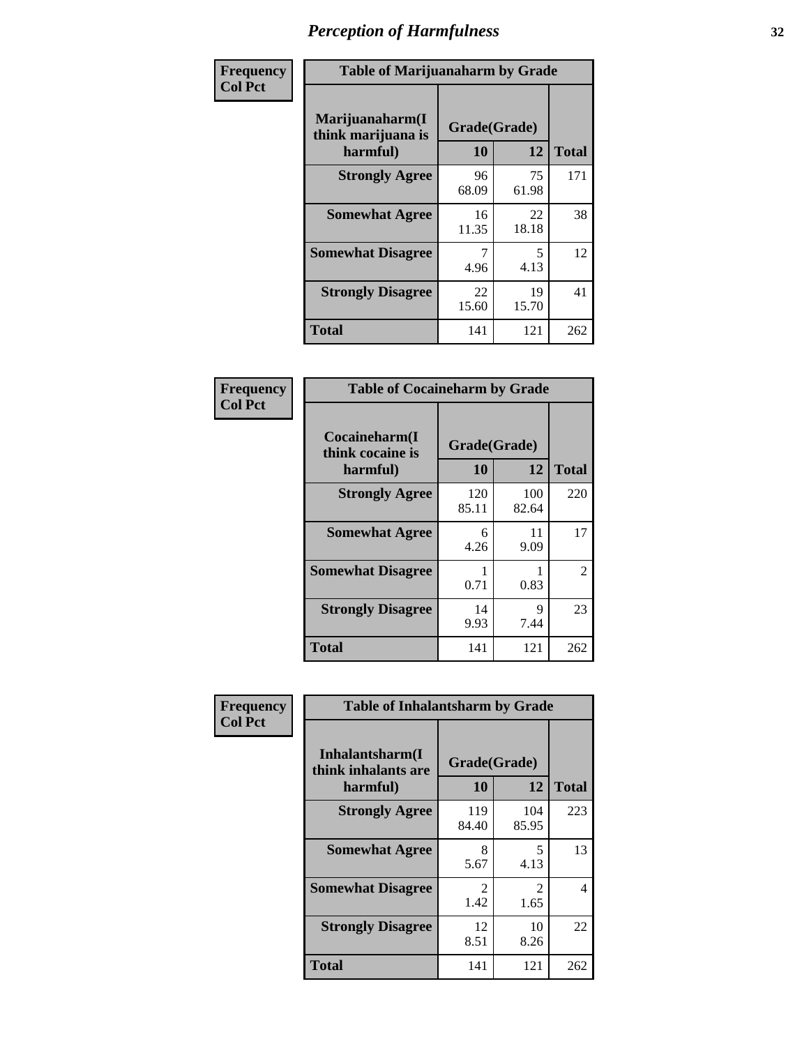# Perception of Harmfulness

| Frequency Col Pct | Table of Marijuanaharm by Grade | | |
|---|---|---|---|
| Marijuanaharm(I think marijuana is harmful) | Grade(Grade) | | |
| | 10 | 12 | Total |
| Strongly Agree | 96 68.09 | 75 61.98 | 171 |
| Somewhat Agree | 16 11.35 | 22 18.18 | 38 |
| Somewhat Disagree | 7 4.96 | 5 4.13 | 12 |
| Strongly Disagree | 22 15.60 | 19 15.70 | 41 |
| Total | 141 | 121 | 262 |

| Frequency Col Pct | Table of Cocaineharm by Grade | | |
|---|---|---|---|
| Cocaineharm(I think cocaine is harmful) | Grade(Grade) | | |
| | 10 | 12 | Total |
| Strongly Agree | 120 85.11 | 100 82.64 | 220 |
| Somewhat Agree | 6 4.26 | 11 9.09 | 17 |
| Somewhat Disagree | 1 0.71 | 1 0.83 | 2 |
| Strongly Disagree | 14 9.93 | 9 7.44 | 23 |
| Total | 141 | 121 | 262 |

| Frequency Col Pct | Table of Inhalantsharm by Grade | | |
|---|---|---|---|
| Inhalantsharm(I think inhalants are harmful) | Grade(Grade) | | |
| | 10 | 12 | Total |
| Strongly Agree | 119 84.40 | 104 85.95 | 223 |
| Somewhat Agree | 8 5.67 | 5 4.13 | 13 |
| Somewhat Disagree | 2 1.42 | 2 1.65 | 4 |
| Strongly Disagree | 12 8.51 | 10 8.26 | 22 |
| Total | 141 | 121 | 262 |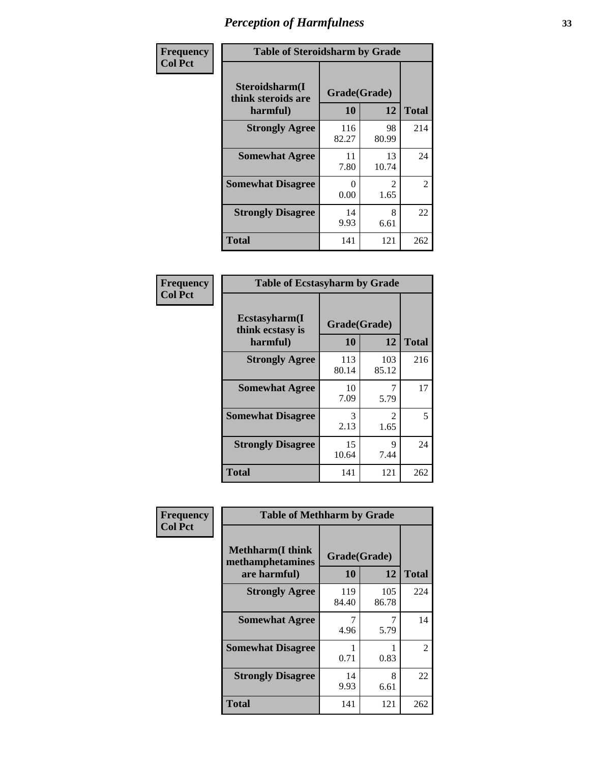# Perception of Harmfulness

| Frequency<br>Col Pct | Table of Steroidsharm by Grade | | |
|---|---|---|---|
| Steroidsharm(I think steroids are harmful) | Grade(Grade) | | Total |
| | 10 | 12 | |
| Strongly Agree | 116<br>82.27 | 98<br>80.99 | 214 |
| Somewhat Agree | 11<br>7.80 | 13<br>10.74 | 24 |
| Somewhat Disagree | 0<br>0.00 | 2<br>1.65 | 2 |
| Strongly Disagree | 14<br>9.93 | 8<br>6.61 | 22 |
| Total | 141 | 121 | 262 |

| Frequency<br>Col Pct | Table of Ecstasyharm by Grade | | |
|---|---|---|---|
| Ecstasyharm(I think ecstasy is harmful) | Grade(Grade) | | Total |
| | 10 | 12 | |
| Strongly Agree | 113<br>80.14 | 103<br>85.12 | 216 |
| Somewhat Agree | 10<br>7.09 | 7<br>5.79 | 17 |
| Somewhat Disagree | 3<br>2.13 | 2<br>1.65 | 5 |
| Strongly Disagree | 15<br>10.64 | 9<br>7.44 | 24 |
| Total | 141 | 121 | 262 |

| Frequency<br>Col Pct | Table of Methharm by Grade | | |
|---|---|---|---|
| Methharm(I think methamphetamines are harmful) | Grade(Grade) | | Total |
| | 10 | 12 | |
| Strongly Agree | 119<br>84.40 | 105<br>86.78 | 224 |
| Somewhat Agree | 7<br>4.96 | 7<br>5.79 | 14 |
| Somewhat Disagree | 1<br>0.71 | 1<br>0.83 | 2 |
| Strongly Disagree | 14<br>9.93 | 8<br>6.61 | 22 |
| Total | 141 | 121 | 262 |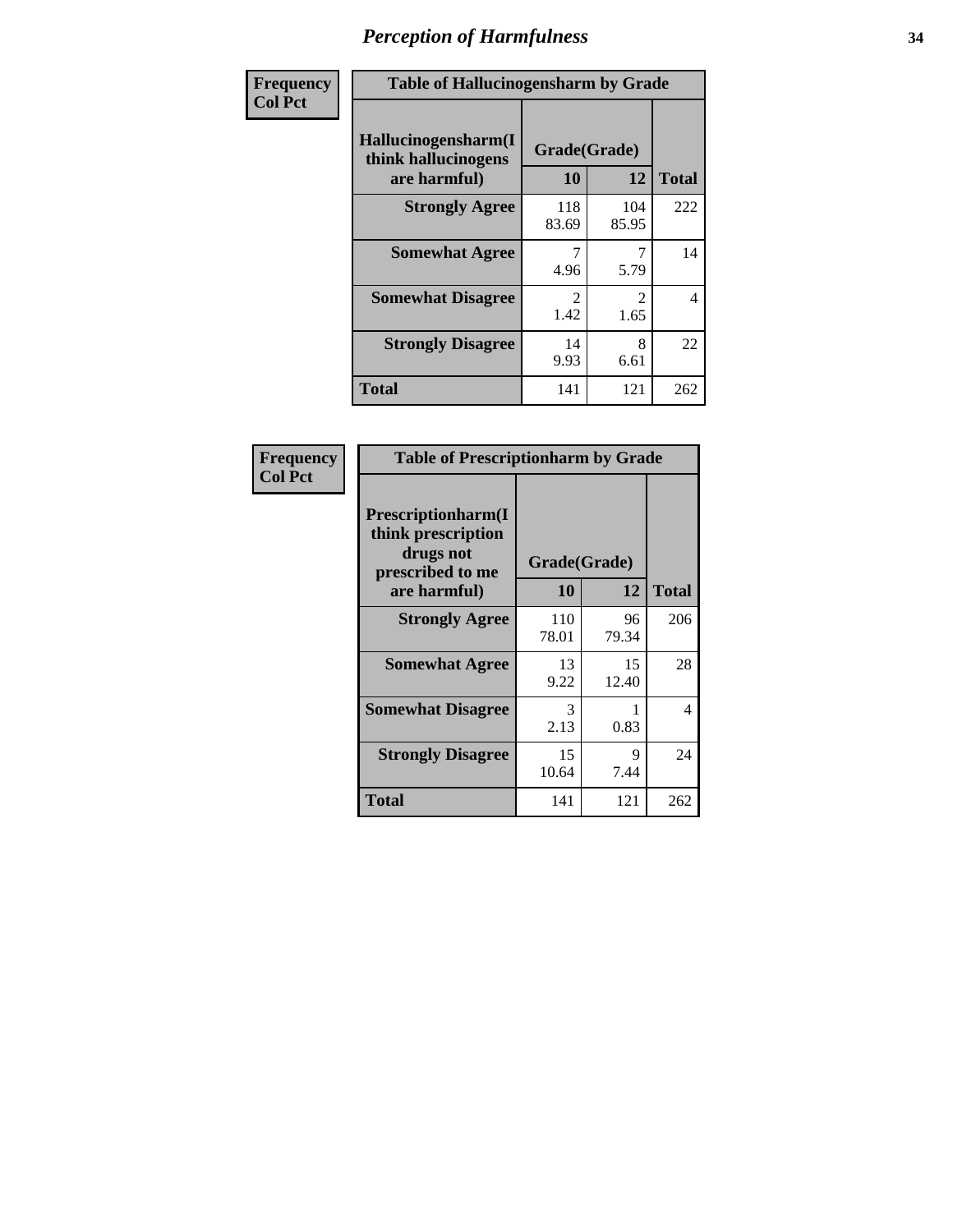# Perception of Harmfulness

**Frequency**
**Col Pct**

| Table of Hallucinogensharm by Grade | | | |
|---|---|---|---|
| Hallucinogensharm(I think hallucinogens are harmful) | Grade(Grade) | | Total |
| | 10 | 12 | |
| Strongly Agree | 118<br>83.69 | 104<br>85.95 | 222 |
| Somewhat Agree | 7<br>4.96 | 7<br>5.79 | 14 |
| Somewhat Disagree | 2<br>1.42 | 2<br>1.65 | 4 |
| Strongly Disagree | 14<br>9.93 | 8<br>6.61 | 22 |
| Total | 141 | 121 | 262 |

**Frequency**
**Col Pct**

| Table of Prescriptionharm by Grade | | | |
|---|---|---|---|
| Prescriptionharm(I think prescription drugs not prescribed to me are harmful) | Grade(Grade) | | Total |
| | 10 | 12 | |
| Strongly Agree | 110<br>78.01 | 96<br>79.34 | 206 |
| Somewhat Agree | 13<br>9.22 | 15<br>12.40 | 28 |
| Somewhat Disagree | 3<br>2.13 | 1<br>0.83 | 4 |
| Strongly Disagree | 15<br>10.64 | 9<br>7.44 | 24 |
| Total | 141 | 121 | 262 |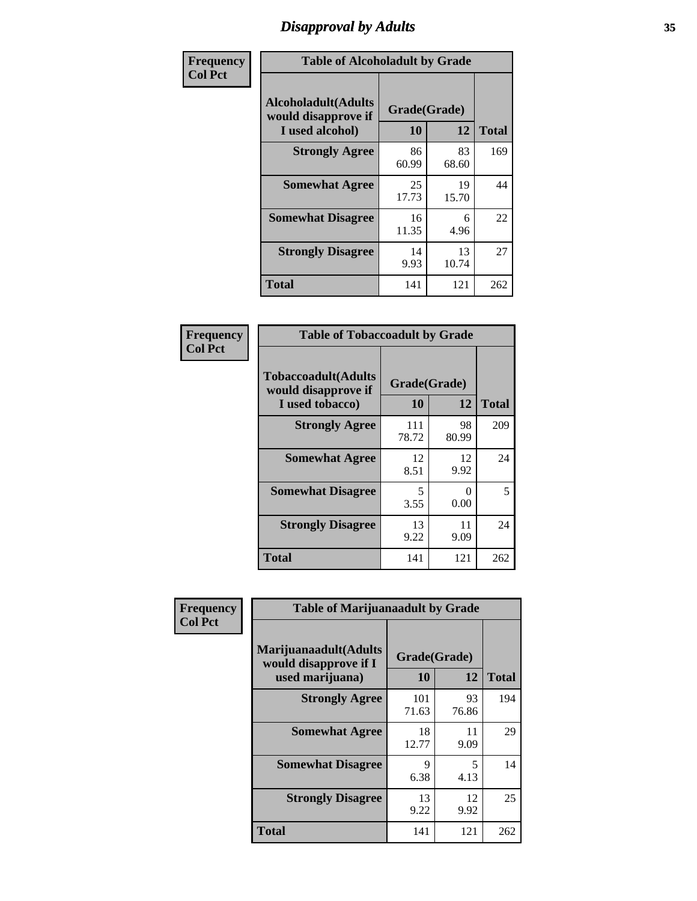# Disapproval by Adults

**Frequency**
**Col Pct**

| Table of Alcoholadult by Grade | | | |
|---|---|---|---|
| Alcoholadult(Adults would disapprove if I used alcohol) | Grade(Grade) | | Total |
| | 10 | 12 | |
| Strongly Agree | 86<br>60.99 | 83<br>68.60 | 169 |
| Somewhat Agree | 25<br>17.73 | 19<br>15.70 | 44 |
| Somewhat Disagree | 16<br>11.35 | 6<br>4.96 | 22 |
| Strongly Disagree | 14<br>9.93 | 13<br>10.74 | 27 |
| Total | 141 | 121 | 262 |

**Frequency**
**Col Pct**

| Table of Tobaccoadult by Grade | | | |
|---|---|---|---|
| Tobaccoadult(Adults would disapprove if I used tobacco) | Grade(Grade) | | Total |
| | 10 | 12 | |
| Strongly Agree | 111<br>78.72 | 98<br>80.99 | 209 |
| Somewhat Agree | 12<br>8.51 | 12<br>9.92 | 24 |
| Somewhat Disagree | 5<br>3.55 | 0<br>0.00 | 5 |
| Strongly Disagree | 13<br>9.22 | 11<br>9.09 | 24 |
| Total | 141 | 121 | 262 |

**Frequency**
**Col Pct**

| Table of Marijuanaadult by Grade | | | |
|---|---|---|---|
| Marijuanaadult(Adults would disapprove if I used marijuana) | Grade(Grade) | | Total |
| | 10 | 12 | |
| Strongly Agree | 101<br>71.63 | 93<br>76.86 | 194 |
| Somewhat Agree | 18<br>12.77 | 11<br>9.09 | 29 |
| Somewhat Disagree | 9<br>6.38 | 5<br>4.13 | 14 |
| Strongly Disagree | 13<br>9.22 | 12<br>9.92 | 25 |
| Total | 141 | 121 | 262 |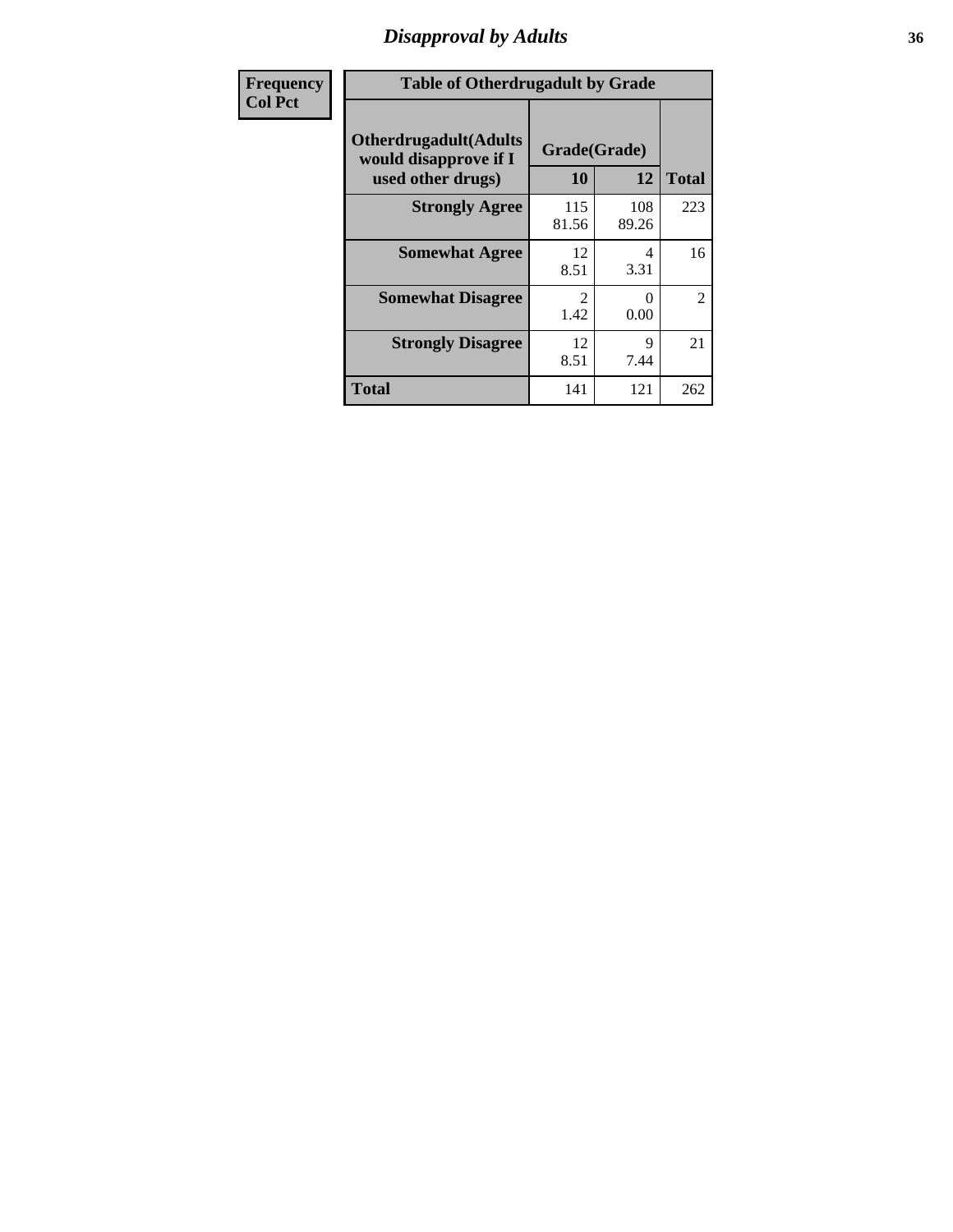# Disapproval by Adults

| Frequency<br>Col Pct | Table of Otherdrugadult by Grade | | | |
|---|---|---|---|---|
| | Otherdrugadult(Adults would disapprove if I used other drugs) | Grade(Grade) | | |
| | | 10 | 12 | Total |
| | Strongly Agree | 115<br>81.56 | 108<br>89.26 | 223 |
| | Somewhat Agree | 12<br>8.51 | 4<br>3.31 | 16 |
| | Somewhat Disagree | 2<br>1.42 | 0<br>0.00 | 2 |
| | Strongly Disagree | 12<br>8.51 | 9<br>7.44 | 21 |
| | Total | 141 | 121 | 262 |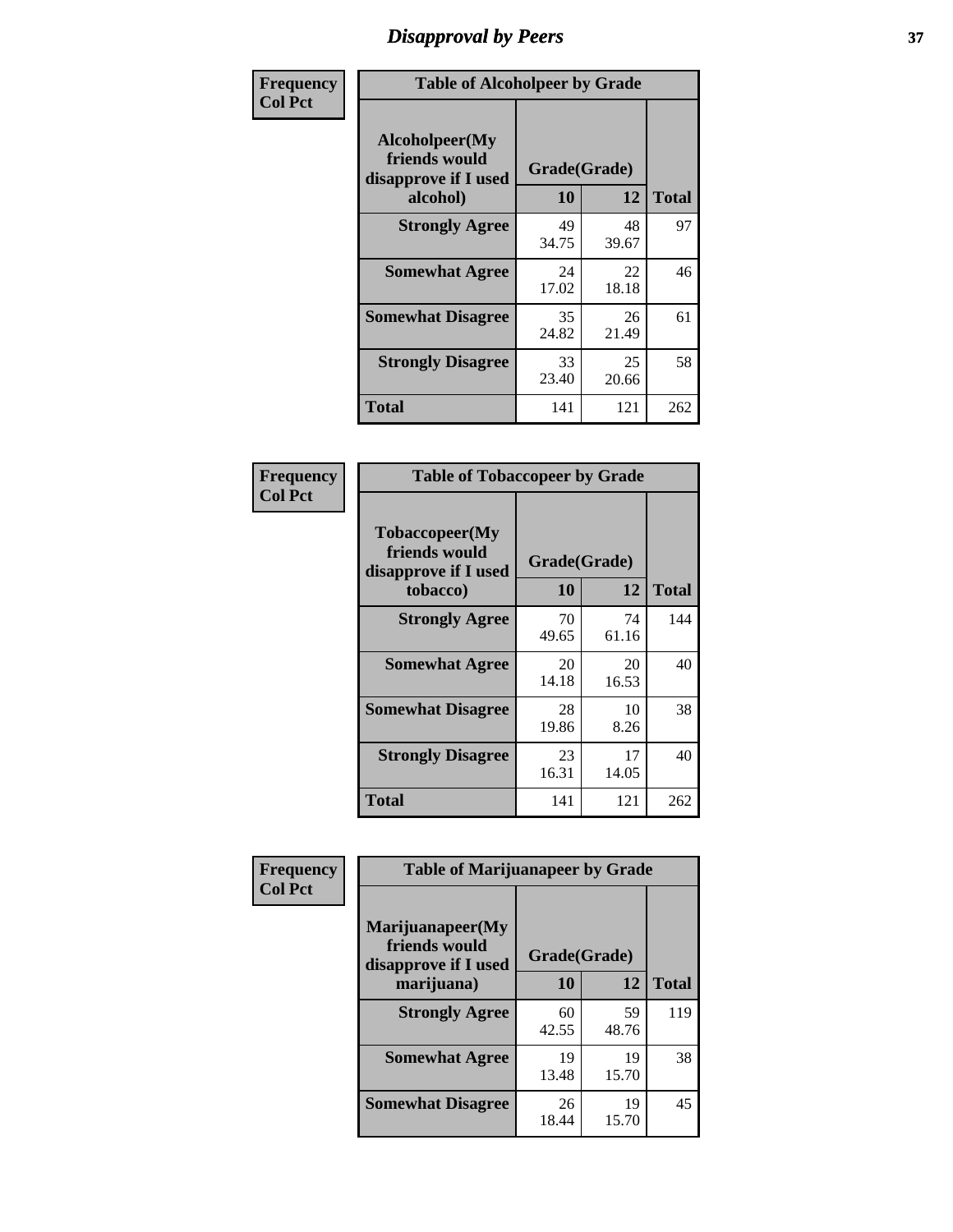# Disapproval by Peers

| Frequency Col Pct | Table of Alcoholpeer by Grade | | |
|---|---|---|---|
| Alcoholpeer(My friends would disapprove if I used alcohol) | Grade(Grade) | | |
| | 10 | 12 | Total |
| Strongly Agree | 49<br>34.75 | 48<br>39.67 | 97 |
| Somewhat Agree | 24<br>17.02 | 22<br>18.18 | 46 |
| Somewhat Disagree | 35<br>24.82 | 26<br>21.49 | 61 |
| Strongly Disagree | 33<br>23.40 | 25<br>20.66 | 58 |
| Total | 141 | 121 | 262 |

| Frequency Col Pct | Table of Tobaccopeer by Grade | | |
|---|---|---|---|
| Tobaccopeer(My friends would disapprove if I used tobacco) | Grade(Grade) | | |
| | 10 | 12 | Total |
| Strongly Agree | 70<br>49.65 | 74<br>61.16 | 144 |
| Somewhat Agree | 20<br>14.18 | 20<br>16.53 | 40 |
| Somewhat Disagree | 28<br>19.86 | 10<br>8.26 | 38 |
| Strongly Disagree | 23<br>16.31 | 17<br>14.05 | 40 |
| Total | 141 | 121 | 262 |

| Frequency Col Pct | Table of Marijuanapeer by Grade | | |
|---|---|---|---|
| Marijuanapeer(My friends would disapprove if I used marijuana) | Grade(Grade) | | |
| | 10 | 12 | Total |
| Strongly Agree | 60<br>42.55 | 59<br>48.76 | 119 |
| Somewhat Agree | 19<br>13.48 | 19<br>15.70 | 38 |
| Somewhat Disagree | 26<br>18.44 | 19<br>15.70 | 45 |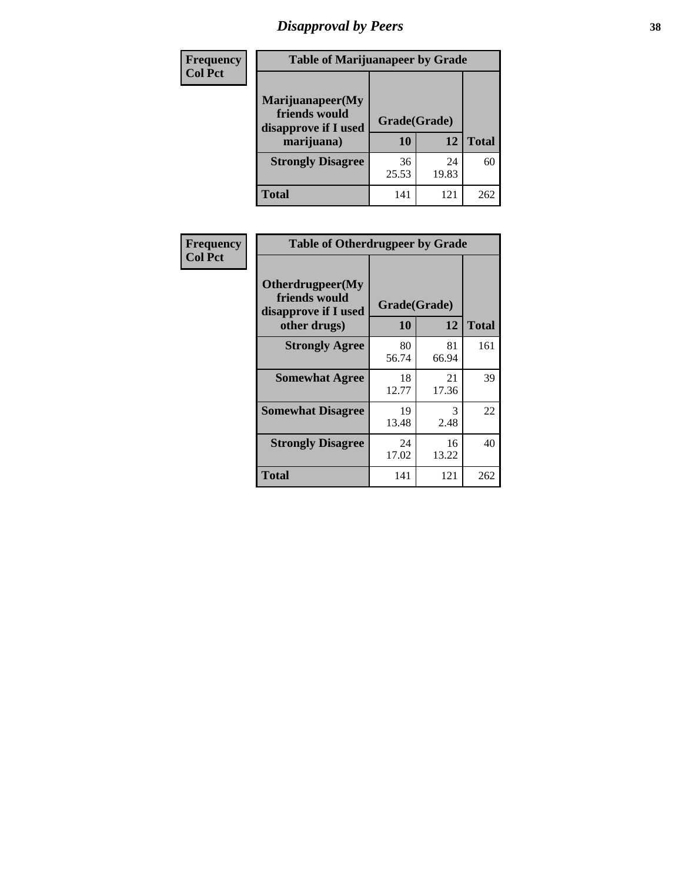# Disapproval by Peers

Frequency
Col Pct

| Table of Marijuanapeer by Grade | | | |
|---|---|---|---|
| Marijuanapeer(My friends would disapprove if I used marijuana) | Grade(Grade) | | |
| | 10 | 12 | Total |
| Strongly Disagree | 36<br>25.53 | 24<br>19.83 | 60 |
| Total | 141 | 121 | 262 |

Frequency
Col Pct

| Table of Otherdrugpeer by Grade | | | |
|---|---|---|---|
| Otherdrugpeer(My friends would disapprove if I used other drugs) | Grade(Grade) | | |
| | 10 | 12 | Total |
| Strongly Agree | 80<br>56.74 | 81<br>66.94 | 161 |
| Somewhat Agree | 18<br>12.77 | 21<br>17.36 | 39 |
| Somewhat Disagree | 19<br>13.48 | 3<br>2.48 | 22 |
| Strongly Disagree | 24<br>17.02 | 16<br>13.22 | 40 |
| Total | 141 | 121 | 262 |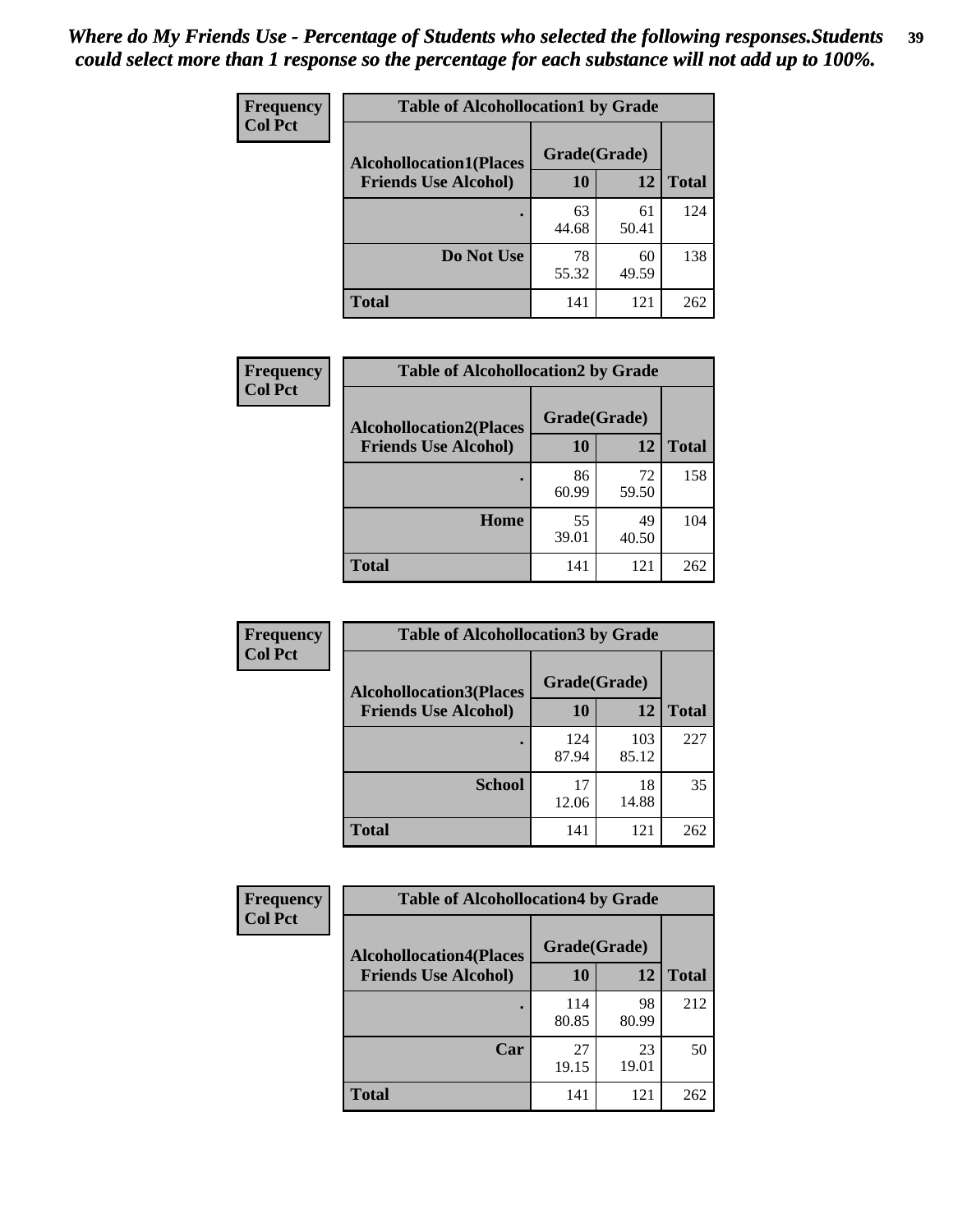*Where do My Friends Use - Percentage of Students who selected the following responses.Students could select more than 1 response so the percentage for each substance will not add up to 100%.*

**Frequency**
**Col Pct**

| Table of Alcohollocation1 by Grade | | | |
|---|---|---|---|
| **Alcohollocation1(Places Friends Use Alcohol)** | **Grade(Grade)** | | **Total** |
| | **10** | **12** | |
| **.** | 63<br>44.68 | 61<br>50.41 | 124 |
| **Do Not Use** | 78<br>55.32 | 60<br>49.59 | 138 |
| **Total** | 141 | 121 | 262 |

**Frequency**
**Col Pct**

| Table of Alcohollocation2 by Grade | | | |
|---|---|---|---|
| **Alcohollocation2(Places Friends Use Alcohol)** | **Grade(Grade)** | | **Total** |
| | **10** | **12** | |
| **.** | 86<br>60.99 | 72<br>59.50 | 158 |
| **Home** | 55<br>39.01 | 49<br>40.50 | 104 |
| **Total** | 141 | 121 | 262 |

**Frequency**
**Col Pct**

| Table of Alcohollocation3 by Grade | | | |
|---|---|---|---|
| **Alcohollocation3(Places Friends Use Alcohol)** | **Grade(Grade)** | | **Total** |
| | **10** | **12** | |
| **.** | 124<br>87.94 | 103<br>85.12 | 227 |
| **School** | 17<br>12.06 | 18<br>14.88 | 35 |
| **Total** | 141 | 121 | 262 |

**Frequency**
**Col Pct**

| Table of Alcohollocation4 by Grade | | | |
|---|---|---|---|
| **Alcohollocation4(Places Friends Use Alcohol)** | **Grade(Grade)** | | **Total** |
| | **10** | **12** | |
| **.** | 114<br>80.85 | 98<br>80.99 | 212 |
| **Car** | 27<br>19.15 | 23<br>19.01 | 50 |
| **Total** | 141 | 121 | 262 |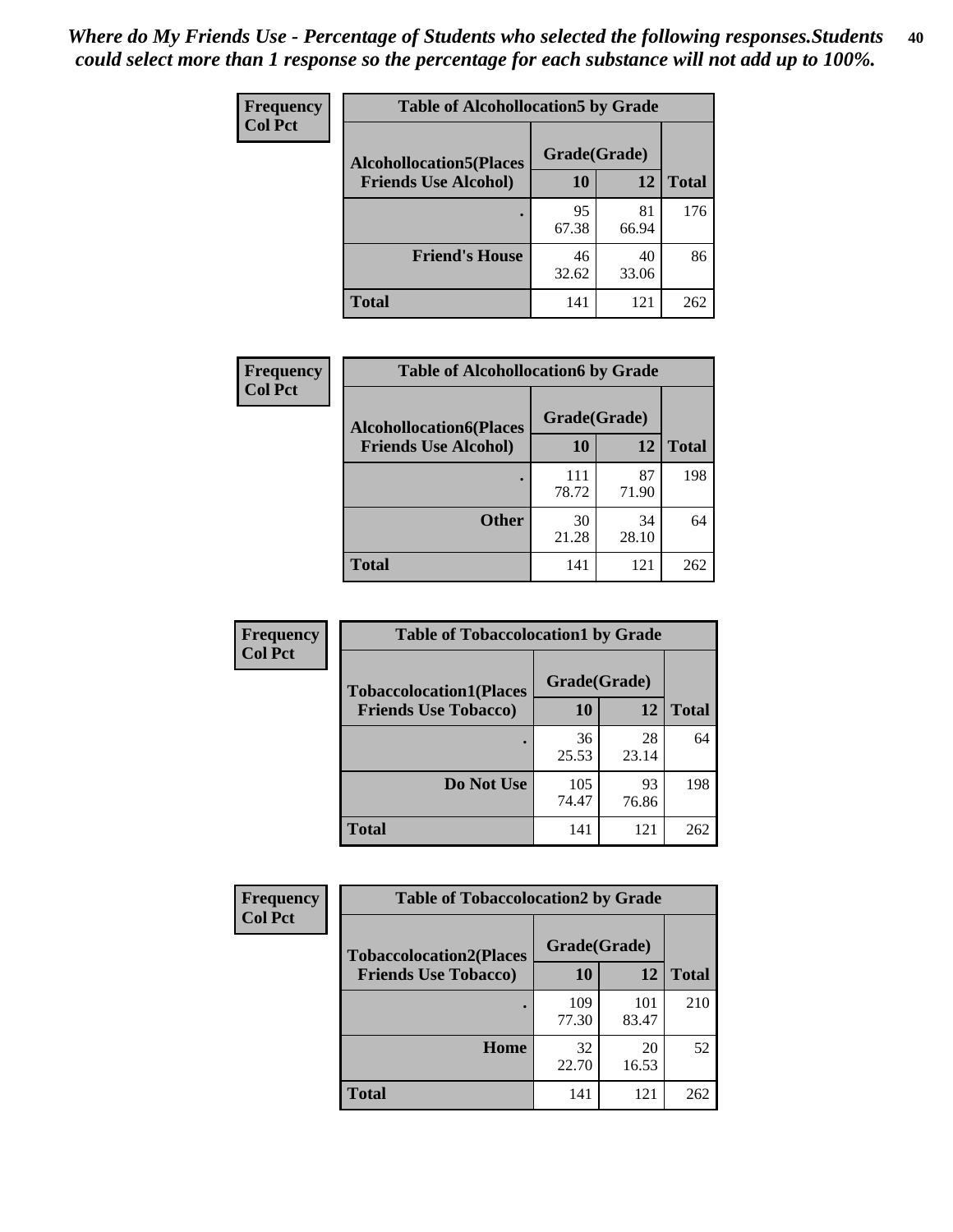*Where do My Friends Use - Percentage of Students who selected the following responses.Students could select more than 1 response so the percentage for each substance will not add up to 100%.*

**Frequency**
**Col Pct**

| Table of Alcohollocation5 by Grade | | | |
|---|---|---|---|
| **Alcohollocation5(Places Friends Use Alcohol)** | **Grade(Grade)** | | **Total** |
| | **10** | **12** | |
| **.** | 95<br>67.38 | 81<br>66.94 | 176 |
| **Friend's House** | 46<br>32.62 | 40<br>33.06 | 86 |
| **Total** | 141 | 121 | 262 |

**Frequency**
**Col Pct**

| Table of Alcohollocation6 by Grade | | | |
|---|---|---|---|
| **Alcohollocation6(Places Friends Use Alcohol)** | **Grade(Grade)** | | **Total** |
| | **10** | **12** | |
| **.** | 111<br>78.72 | 87<br>71.90 | 198 |
| **Other** | 30<br>21.28 | 34<br>28.10 | 64 |
| **Total** | 141 | 121 | 262 |

**Frequency**
**Col Pct**

| Table of Tobaccolocation1 by Grade | | | |
|---|---|---|---|
| **Tobaccolocation1(Places Friends Use Tobacco)** | **Grade(Grade)** | | **Total** |
| | **10** | **12** | |
| **.** | 36<br>25.53 | 28<br>23.14 | 64 |
| **Do Not Use** | 105<br>74.47 | 93<br>76.86 | 198 |
| **Total** | 141 | 121 | 262 |

**Frequency**
**Col Pct**

| Table of Tobaccolocation2 by Grade | | | |
|---|---|---|---|
| **Tobaccolocation2(Places Friends Use Tobacco)** | **Grade(Grade)** | | **Total** |
| | **10** | **12** | |
| **.** | 109<br>77.30 | 101<br>83.47 | 210 |
| **Home** | 32<br>22.70 | 20<br>16.53 | 52 |
| **Total** | 141 | 121 | 262 |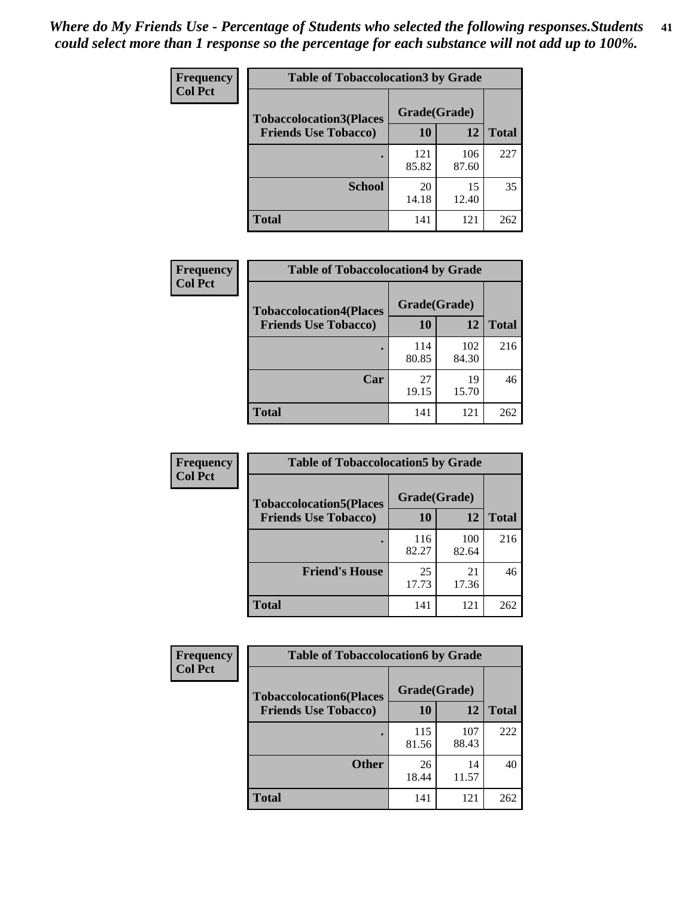*Where do My Friends Use - Percentage of Students who selected the following responses.Students could select more than 1 response so the percentage for each substance will not add up to 100%.*

**Frequency**
**Col Pct**

| Table of Tobaccolocation3 by Grade | | | |
|---|---|---|---|
| **Tobaccolocation3(Places Friends Use Tobacco)** | **Grade(Grade)** | | **Total** |
| | **10** | **12** | |
| **.** | 121<br>85.82 | 106<br>87.60 | 227 |
| **School** | 20<br>14.18 | 15<br>12.40 | 35 |
| **Total** | 141 | 121 | 262 |

**Frequency**
**Col Pct**

| Table of Tobaccolocation4 by Grade | | | |
|---|---|---|---|
| **Tobaccolocation4(Places Friends Use Tobacco)** | **Grade(Grade)** | | **Total** |
| | **10** | **12** | |
| **.** | 114<br>80.85 | 102<br>84.30 | 216 |
| **Car** | 27<br>19.15 | 19<br>15.70 | 46 |
| **Total** | 141 | 121 | 262 |

**Frequency**
**Col Pct**

| Table of Tobaccolocation5 by Grade | | | |
|---|---|---|---|
| **Tobaccolocation5(Places Friends Use Tobacco)** | **Grade(Grade)** | | **Total** |
| | **10** | **12** | |
| **.** | 116<br>82.27 | 100<br>82.64 | 216 |
| **Friend's House** | 25<br>17.73 | 21<br>17.36 | 46 |
| **Total** | 141 | 121 | 262 |

**Frequency**
**Col Pct**

| Table of Tobaccolocation6 by Grade | | | |
|---|---|---|---|
| **Tobaccolocation6(Places Friends Use Tobacco)** | **Grade(Grade)** | | **Total** |
| | **10** | **12** | |
| **.** | 115<br>81.56 | 107<br>88.43 | 222 |
| **Other** | 26<br>18.44 | 14<br>11.57 | 40 |
| **Total** | 141 | 121 | 262 |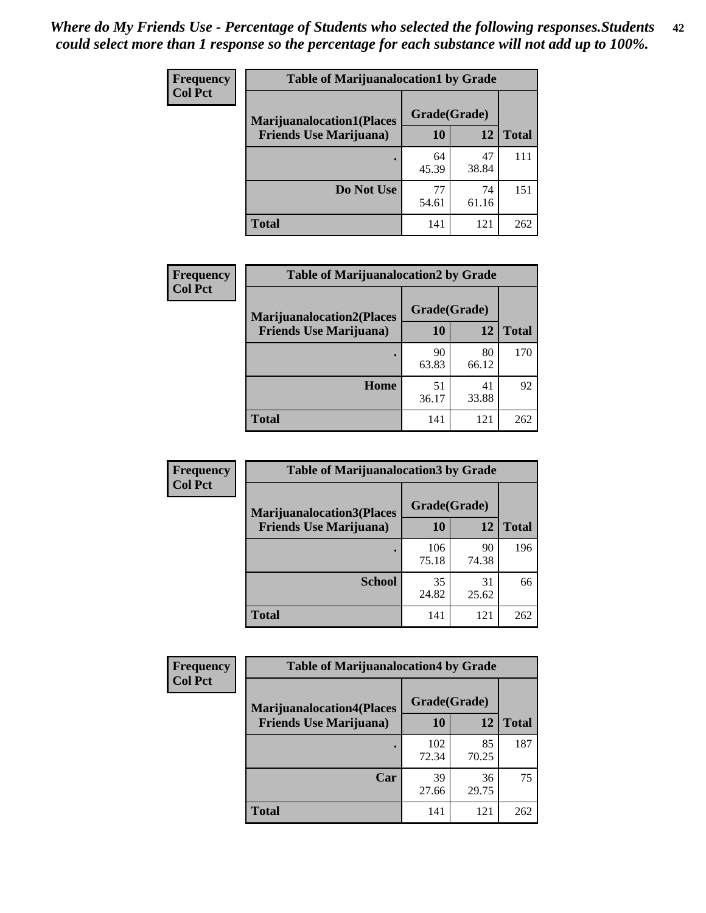*Where do My Friends Use - Percentage of Students who selected the following responses.Students could select more than 1 response so the percentage for each substance will not add up to 100%.*

**Frequency**
**Col Pct**

| Table of Marijuanalocation1 by Grade | | | |
|---|---|---|---|
| **Marijuanalocation1(Places Friends Use Marijuana)** | **Grade(Grade)** | | **Total** |
| | **10** | **12** | |
| **.** | 64<br>45.39 | 47<br>38.84 | 111 |
| **Do Not Use** | 77<br>54.61 | 74<br>61.16 | 151 |
| **Total** | 141 | 121 | 262 |

**Frequency**
**Col Pct**

| Table of Marijuanalocation2 by Grade | | | |
|---|---|---|---|
| **Marijuanalocation2(Places Friends Use Marijuana)** | **Grade(Grade)** | | **Total** |
| | **10** | **12** | |
| **.** | 90<br>63.83 | 80<br>66.12 | 170 |
| **Home** | 51<br>36.17 | 41<br>33.88 | 92 |
| **Total** | 141 | 121 | 262 |

**Frequency**
**Col Pct**

| Table of Marijuanalocation3 by Grade | | | |
|---|---|---|---|
| **Marijuanalocation3(Places Friends Use Marijuana)** | **Grade(Grade)** | | **Total** |
| | **10** | **12** | |
| **.** | 106<br>75.18 | 90<br>74.38 | 196 |
| **School** | 35<br>24.82 | 31<br>25.62 | 66 |
| **Total** | 141 | 121 | 262 |

**Frequency**
**Col Pct**

| Table of Marijuanalocation4 by Grade | | | |
|---|---|---|---|
| **Marijuanalocation4(Places Friends Use Marijuana)** | **Grade(Grade)** | | **Total** |
| | **10** | **12** | |
| **.** | 102<br>72.34 | 85<br>70.25 | 187 |
| **Car** | 39<br>27.66 | 36<br>29.75 | 75 |
| **Total** | 141 | 121 | 262 |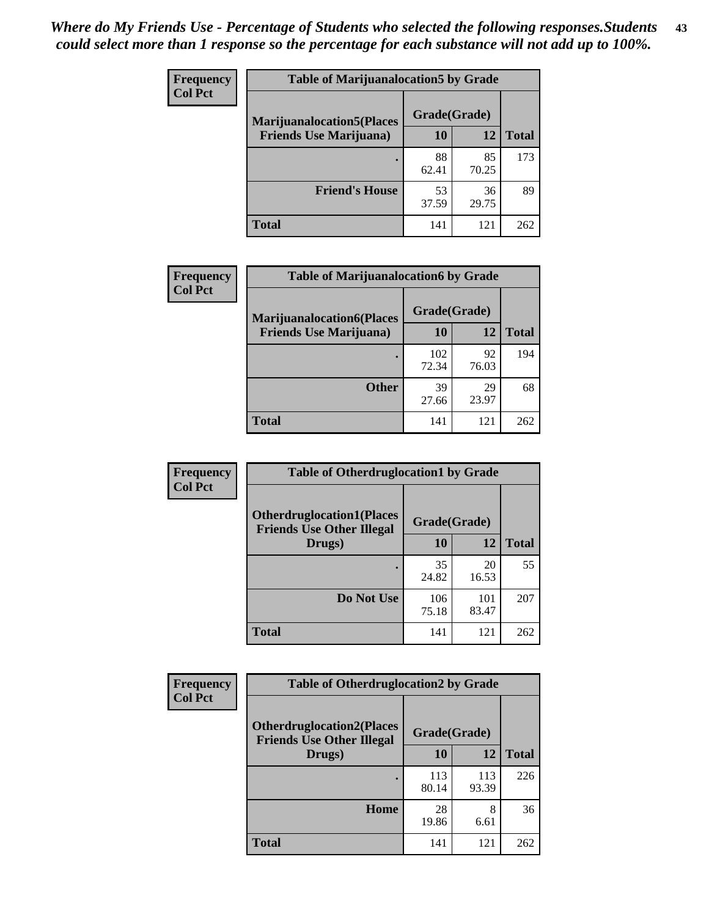*Where do My Friends Use - Percentage of Students who selected the following responses.Students could select more than 1 response so the percentage for each substance will not add up to 100%.*

**Frequency**
**Col Pct**

**Table of Marijuanalocation5 by Grade**

| Marijuanalocation5(Places Friends Use Marijuana) | Grade(Grade) 10 | 12 | Total |
|---|---|---|---|
| . | 88<br>62.41 | 85<br>70.25 | 173 |
| Friend's House | 53<br>37.59 | 36<br>29.75 | 89 |
| Total | 141 | 121 | 262 |

**Frequency**
**Col Pct**

**Table of Marijuanalocation6 by Grade**

| Marijuanalocation6(Places Friends Use Marijuana) | Grade(Grade) 10 | 12 | Total |
|---|---|---|---|
| . | 102<br>72.34 | 92<br>76.03 | 194 |
| Other | 39<br>27.66 | 29<br>23.97 | 68 |
| Total | 141 | 121 | 262 |

**Frequency**
**Col Pct**

**Table of Otherdruglocation1 by Grade**

| Otherdruglocation1(Places Friends Use Other Illegal Drugs) | Grade(Grade) 10 | 12 | Total |
|---|---|---|---|
| . | 35<br>24.82 | 20<br>16.53 | 55 |
| Do Not Use | 106<br>75.18 | 101<br>83.47 | 207 |
| Total | 141 | 121 | 262 |

**Frequency**
**Col Pct**

**Table of Otherdruglocation2 by Grade**

| Otherdruglocation2(Places Friends Use Other Illegal Drugs) | Grade(Grade) 10 | 12 | Total |
|---|---|---|---|
| . | 113<br>80.14 | 113<br>93.39 | 226 |
| Home | 28<br>19.86 | 8<br>6.61 | 36 |
| Total | 141 | 121 | 262 |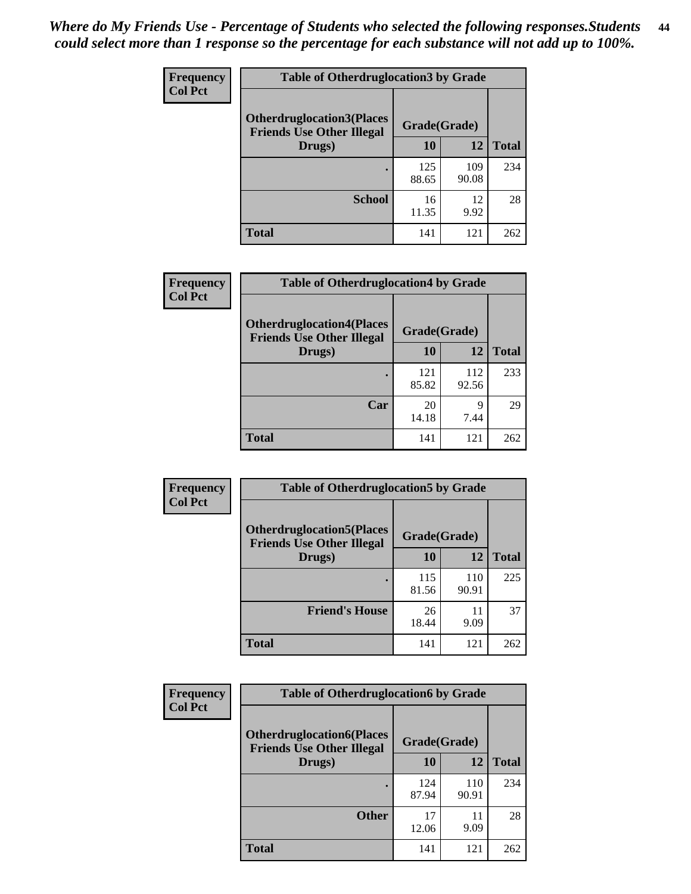*Where do My Friends Use - Percentage of Students who selected the following responses.Students could select more than 1 response so the percentage for each substance will not add up to 100%.*

**Frequency / Col Pct**

| Table of Otherdruglocation3 by Grade | | | |
|---|---|---|---|
| Otherdruglocation3(Places Friends Use Other Illegal Drugs) | Grade(Grade) | | |
| | 10 | 12 | Total |
| . | 125<br>88.65 | 109<br>90.08 | 234 |
| School | 16<br>11.35 | 12<br>9.92 | 28 |
| Total | 141 | 121 | 262 |

**Frequency / Col Pct**

| Table of Otherdruglocation4 by Grade | | | |
|---|---|---|---|
| Otherdruglocation4(Places Friends Use Other Illegal Drugs) | Grade(Grade) | | |
| | 10 | 12 | Total |
| . | 121<br>85.82 | 112<br>92.56 | 233 |
| Car | 20<br>14.18 | 9<br>7.44 | 29 |
| Total | 141 | 121 | 262 |

**Frequency / Col Pct**

| Table of Otherdruglocation5 by Grade | | | |
|---|---|---|---|
| Otherdruglocation5(Places Friends Use Other Illegal Drugs) | Grade(Grade) | | |
| | 10 | 12 | Total |
| . | 115<br>81.56 | 110<br>90.91 | 225 |
| Friend's House | 26<br>18.44 | 11<br>9.09 | 37 |
| Total | 141 | 121 | 262 |

**Frequency / Col Pct**

| Table of Otherdruglocation6 by Grade | | | |
|---|---|---|---|
| Otherdruglocation6(Places Friends Use Other Illegal Drugs) | Grade(Grade) | | |
| | 10 | 12 | Total |
| . | 124<br>87.94 | 110<br>90.91 | 234 |
| Other | 17<br>12.06 | 11<br>9.09 | 28 |
| Total | 141 | 121 | 262 |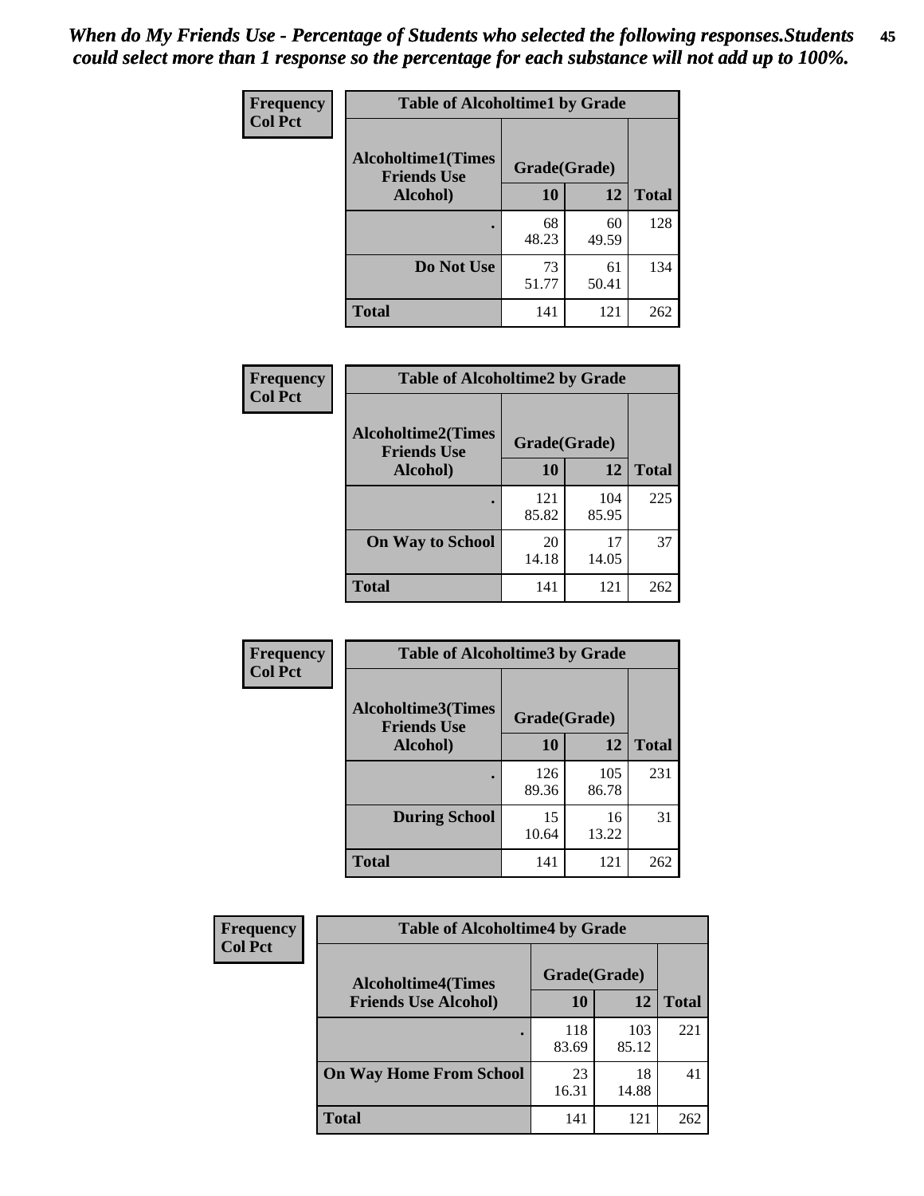*When do My Friends Use - Percentage of Students who selected the following responses.Students could select more than 1 response so the percentage for each substance will not add up to 100%.*

| Frequency Col Pct | Table of Alcoholtime1 by Grade | | |
|---|---|---|---|
| Alcoholtime1(Times Friends Use Alcohol) | Grade(Grade) | | |
| | 10 | 12 | Total |
| . | 68<br>48.23 | 60<br>49.59 | 128 |
| Do Not Use | 73<br>51.77 | 61<br>50.41 | 134 |
| Total | 141 | 121 | 262 |

| Frequency Col Pct | Table of Alcoholtime2 by Grade | | |
|---|---|---|---|
| Alcoholtime2(Times Friends Use Alcohol) | Grade(Grade) | | |
| | 10 | 12 | Total |
| . | 121<br>85.82 | 104<br>85.95 | 225 |
| On Way to School | 20<br>14.18 | 17<br>14.05 | 37 |
| Total | 141 | 121 | 262 |

| Frequency Col Pct | Table of Alcoholtime3 by Grade | | |
|---|---|---|---|
| Alcoholtime3(Times Friends Use Alcohol) | Grade(Grade) | | |
| | 10 | 12 | Total |
| . | 126<br>89.36 | 105<br>86.78 | 231 |
| During School | 15<br>10.64 | 16<br>13.22 | 31 |
| Total | 141 | 121 | 262 |

| Frequency Col Pct | Table of Alcoholtime4 by Grade | | |
|---|---|---|---|
| Alcoholtime4(Times Friends Use Alcohol) | Grade(Grade) | | |
| | 10 | 12 | Total |
| . | 118<br>83.69 | 103<br>85.12 | 221 |
| On Way Home From School | 23<br>16.31 | 18<br>14.88 | 41 |
| Total | 141 | 121 | 262 |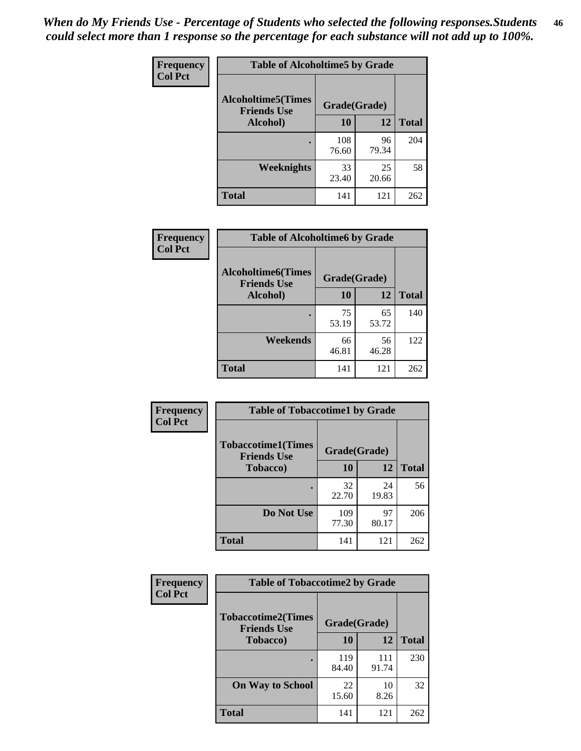*When do My Friends Use - Percentage of Students who selected the following responses.Students could select more than 1 response so the percentage for each substance will not add up to 100%.*

**Frequency**
**Col Pct**

| Table of Alcoholtime5 by Grade | | | |
|---|---|---|---|
| **Alcoholtime5(Times Friends Use Alcohol)** | **Grade(Grade)** | | **Total** |
| | **10** | **12** | |
| **.** | 108<br>76.60 | 96<br>79.34 | 204 |
| **Weeknights** | 33<br>23.40 | 25<br>20.66 | 58 |
| **Total** | 141 | 121 | 262 |

**Frequency**
**Col Pct**

| Table of Alcoholtime6 by Grade | | | |
|---|---|---|---|
| **Alcoholtime6(Times Friends Use Alcohol)** | **Grade(Grade)** | | **Total** |
| | **10** | **12** | |
| **.** | 75<br>53.19 | 65<br>53.72 | 140 |
| **Weekends** | 66<br>46.81 | 56<br>46.28 | 122 |
| **Total** | 141 | 121 | 262 |

**Frequency**
**Col Pct**

| Table of Tobaccotime1 by Grade | | | |
|---|---|---|---|
| **Tobaccotime1(Times Friends Use Tobacco)** | **Grade(Grade)** | | **Total** |
| | **10** | **12** | |
| **.** | 32<br>22.70 | 24<br>19.83 | 56 |
| **Do Not Use** | 109<br>77.30 | 97<br>80.17 | 206 |
| **Total** | 141 | 121 | 262 |

**Frequency**
**Col Pct**

| Table of Tobaccotime2 by Grade | | | |
|---|---|---|---|
| **Tobaccotime2(Times Friends Use Tobacco)** | **Grade(Grade)** | | **Total** |
| | **10** | **12** | |
| **.** | 119<br>84.40 | 111<br>91.74 | 230 |
| **On Way to School** | 22<br>15.60 | 10<br>8.26 | 32 |
| **Total** | 141 | 121 | 262 |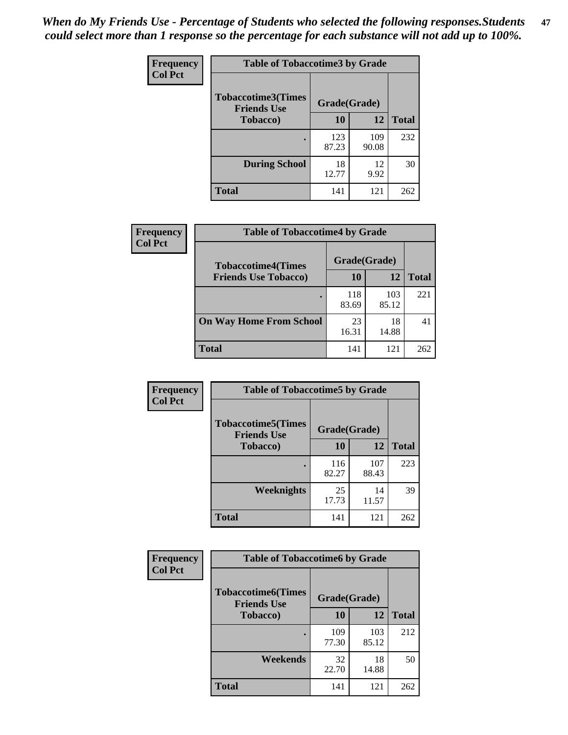*When do My Friends Use - Percentage of Students who selected the following responses.Students could select more than 1 response so the percentage for each substance will not add up to 100%.*

**Frequency**
**Col Pct**

| Table of Tobaccotime3 by Grade | | | |
|---|---|---|---|
| **Tobaccotime3(Times Friends Use Tobacco)** | **Grade(Grade)** | | **Total** |
| | **10** | **12** | |
| **.** | 123<br>87.23 | 109<br>90.08 | 232 |
| **During School** | 18<br>12.77 | 12<br>9.92 | 30 |
| **Total** | 141 | 121 | 262 |

**Frequency**
**Col Pct**

| Table of Tobaccotime4 by Grade | | | |
|---|---|---|---|
| **Tobaccotime4(Times Friends Use Tobacco)** | **Grade(Grade)** | | **Total** |
| | **10** | **12** | |
| **.** | 118<br>83.69 | 103<br>85.12 | 221 |
| **On Way Home From School** | 23<br>16.31 | 18<br>14.88 | 41 |
| **Total** | 141 | 121 | 262 |

**Frequency**
**Col Pct**

| Table of Tobaccotime5 by Grade | | | |
|---|---|---|---|
| **Tobaccotime5(Times Friends Use Tobacco)** | **Grade(Grade)** | | **Total** |
| | **10** | **12** | |
| **.** | 116<br>82.27 | 107<br>88.43 | 223 |
| **Weeknights** | 25<br>17.73 | 14<br>11.57 | 39 |
| **Total** | 141 | 121 | 262 |

**Frequency**
**Col Pct**

| Table of Tobaccotime6 by Grade | | | |
|---|---|---|---|
| **Tobaccotime6(Times Friends Use Tobacco)** | **Grade(Grade)** | | **Total** |
| | **10** | **12** | |
| **.** | 109<br>77.30 | 103<br>85.12 | 212 |
| **Weekends** | 32<br>22.70 | 18<br>14.88 | 50 |
| **Total** | 141 | 121 | 262 |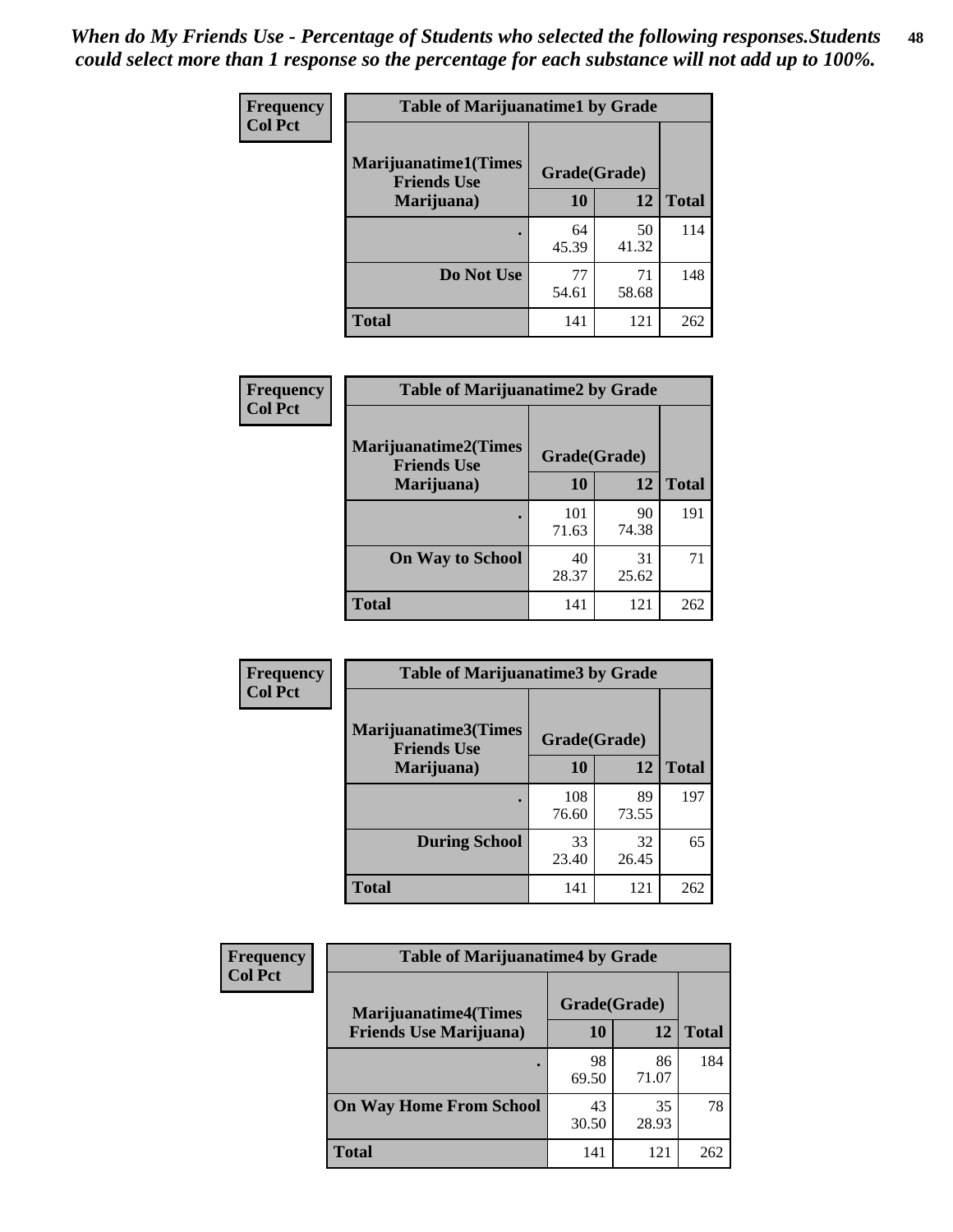*When do My Friends Use - Percentage of Students who selected the following responses.Students could select more than 1 response so the percentage for each substance will not add up to 100%.*

**Frequency**
**Col Pct**

| Table of Marijuanatime1 by Grade | | | |
|---|---|---|---|
| **Marijuanatime1(Times Friends Use Marijuana)** | **Grade(Grade)** | | **Total** |
| | **10** | **12** | |
| **.** | 64<br>45.39 | 50<br>41.32 | 114 |
| **Do Not Use** | 77<br>54.61 | 71<br>58.68 | 148 |
| **Total** | 141 | 121 | 262 |

**Frequency**
**Col Pct**

| Table of Marijuanatime2 by Grade | | | |
|---|---|---|---|
| **Marijuanatime2(Times Friends Use Marijuana)** | **Grade(Grade)** | | **Total** |
| | **10** | **12** | |
| **.** | 101<br>71.63 | 90<br>74.38 | 191 |
| **On Way to School** | 40<br>28.37 | 31<br>25.62 | 71 |
| **Total** | 141 | 121 | 262 |

**Frequency**
**Col Pct**

| Table of Marijuanatime3 by Grade | | | |
|---|---|---|---|
| **Marijuanatime3(Times Friends Use Marijuana)** | **Grade(Grade)** | | **Total** |
| | **10** | **12** | |
| **.** | 108<br>76.60 | 89<br>73.55 | 197 |
| **During School** | 33<br>23.40 | 32<br>26.45 | 65 |
| **Total** | 141 | 121 | 262 |

**Frequency**
**Col Pct**

| Table of Marijuanatime4 by Grade | | | |
|---|---|---|---|
| **Marijuanatime4(Times Friends Use Marijuana)** | **Grade(Grade)** | | **Total** |
| | **10** | **12** | |
| **.** | 98<br>69.50 | 86<br>71.07 | 184 |
| **On Way Home From School** | 43<br>30.50 | 35<br>28.93 | 78 |
| **Total** | 141 | 121 | 262 |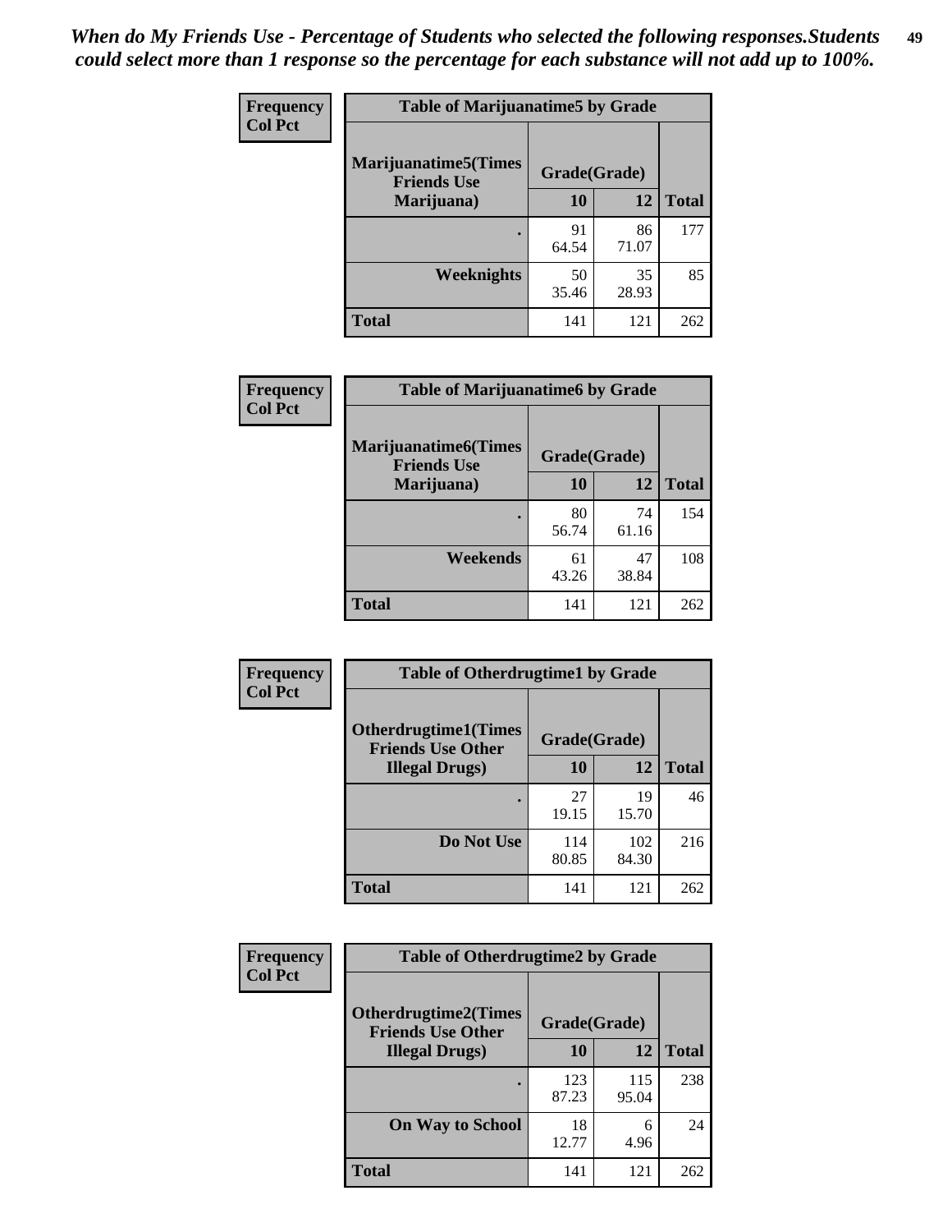*When do My Friends Use - Percentage of Students who selected the following responses.Students could select more than 1 response so the percentage for each substance will not add up to 100%.*

**Frequency**
**Col Pct**

**Table of Marijuanatime5 by Grade**

| Marijuanatime5(Times Friends Use Marijuana) | Grade(Grade) | | |
|---|---|---|---|
| | 10 | 12 | Total |
| . | 91<br>64.54 | 86<br>71.07 | 177 |
| Weeknights | 50<br>35.46 | 35<br>28.93 | 85 |
| Total | 141 | 121 | 262 |

**Frequency**
**Col Pct**

**Table of Marijuanatime6 by Grade**

| Marijuanatime6(Times Friends Use Marijuana) | Grade(Grade) | | |
|---|---|---|---|
| | 10 | 12 | Total |
| . | 80<br>56.74 | 74<br>61.16 | 154 |
| Weekends | 61<br>43.26 | 47<br>38.84 | 108 |
| Total | 141 | 121 | 262 |

**Frequency**
**Col Pct**

**Table of Otherdrugtime1 by Grade**

| Otherdrugtime1(Times Friends Use Other Illegal Drugs) | Grade(Grade) | | |
|---|---|---|---|
| | 10 | 12 | Total |
| . | 27<br>19.15 | 19<br>15.70 | 46 |
| Do Not Use | 114<br>80.85 | 102<br>84.30 | 216 |
| Total | 141 | 121 | 262 |

**Frequency**
**Col Pct**

**Table of Otherdrugtime2 by Grade**

| Otherdrugtime2(Times Friends Use Other Illegal Drugs) | Grade(Grade) | | |
|---|---|---|---|
| | 10 | 12 | Total |
| . | 123<br>87.23 | 115<br>95.04 | 238 |
| On Way to School | 18<br>12.77 | 6<br>4.96 | 24 |
| Total | 141 | 121 | 262 |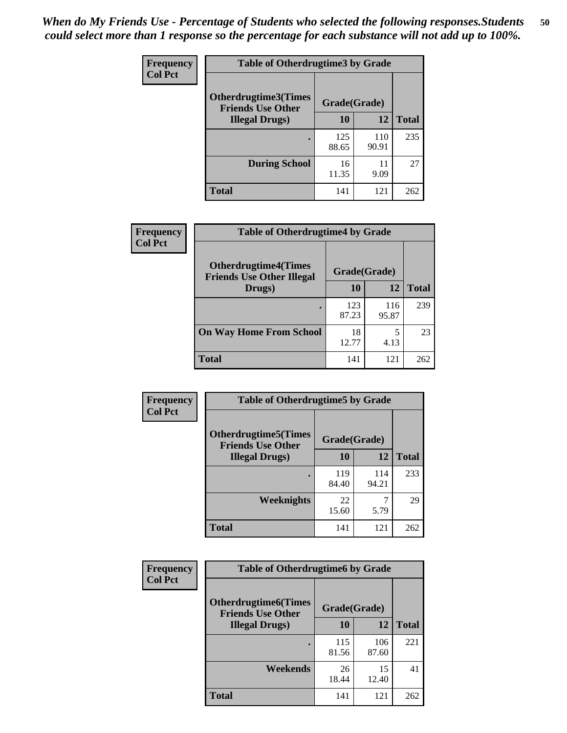*When do My Friends Use - Percentage of Students who selected the following responses.Students could select more than 1 response so the percentage for each substance will not add up to 100%.*

**Frequency**
**Col Pct**

**Table of Otherdrugtime3 by Grade**

| Otherdrugtime3(Times Friends Use Other Illegal Drugs) | Grade(Grade) | | Total |
|---|---|---|---|
| | 10 | 12 | |
| . | 125<br>88.65 | 110<br>90.91 | 235 |
| During School | 16<br>11.35 | 11<br>9.09 | 27 |
| Total | 141 | 121 | 262 |

**Frequency**
**Col Pct**

**Table of Otherdrugtime4 by Grade**

| Otherdrugtime4(Times Friends Use Other Illegal Drugs) | Grade(Grade) | | Total |
|---|---|---|---|
| | 10 | 12 | |
| . | 123<br>87.23 | 116<br>95.87 | 239 |
| On Way Home From School | 18<br>12.77 | 5<br>4.13 | 23 |
| Total | 141 | 121 | 262 |

**Frequency**
**Col Pct**

**Table of Otherdrugtime5 by Grade**

| Otherdrugtime5(Times Friends Use Other Illegal Drugs) | Grade(Grade) | | Total |
|---|---|---|---|
| | 10 | 12 | |
| . | 119<br>84.40 | 114<br>94.21 | 233 |
| Weeknights | 22<br>15.60 | 7<br>5.79 | 29 |
| Total | 141 | 121 | 262 |

**Frequency**
**Col Pct**

**Table of Otherdrugtime6 by Grade**

| Otherdrugtime6(Times Friends Use Other Illegal Drugs) | Grade(Grade) | | Total |
|---|---|---|---|
| | 10 | 12 | |
| . | 115<br>81.56 | 106<br>87.60 | 221 |
| Weekends | 26<br>18.44 | 15<br>12.40 | 41 |
| Total | 141 | 121 | 262 |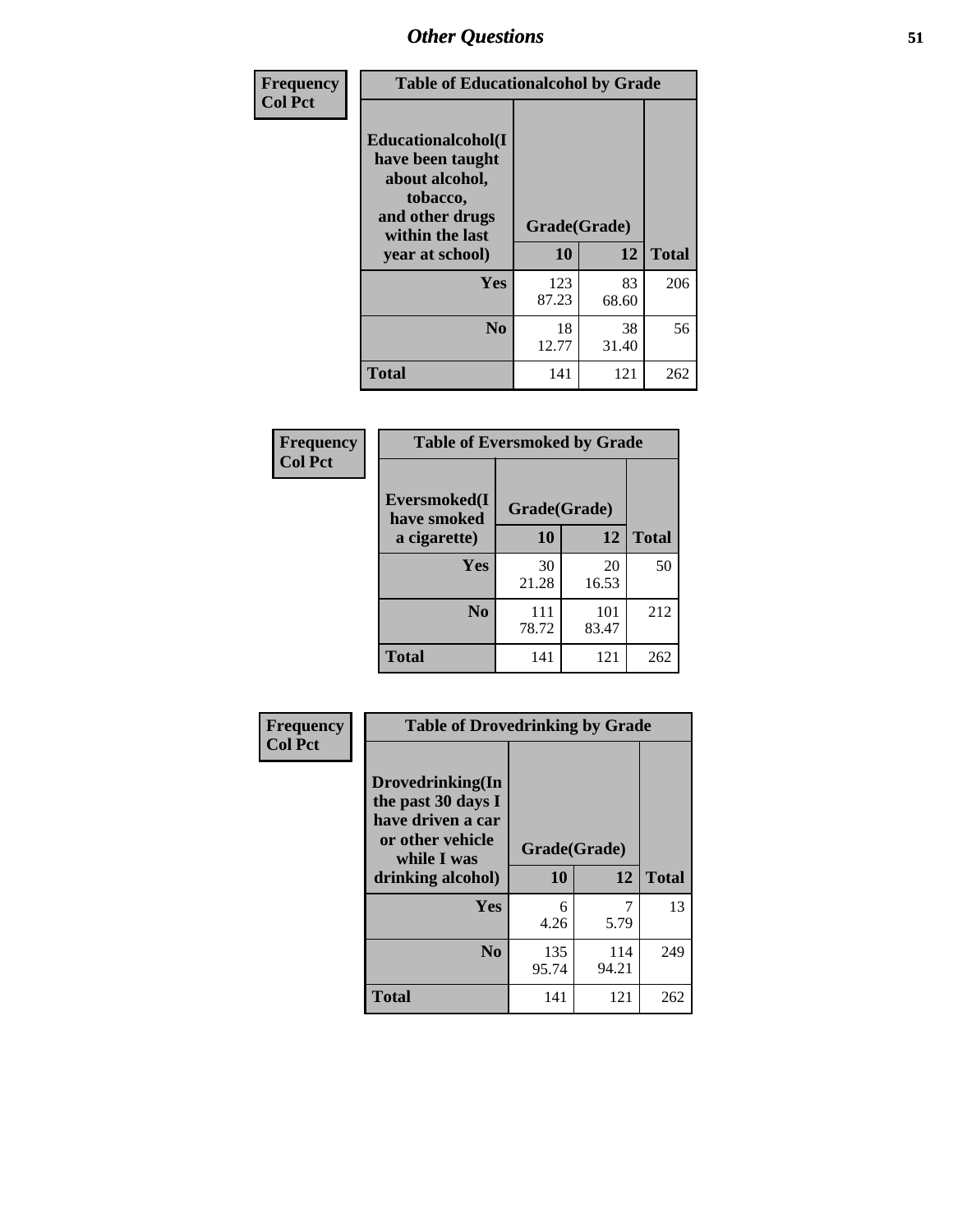## Other Questions

| Frequency Col Pct | Table of Educationalcohol by Grade | | |
|---|---|---|---|
| Educationalcohol(I have been taught about alcohol, tobacco, and other drugs within the last year at school) | Grade(Grade) | | |
| | 10 | 12 | Total |
| Yes | 123<br>87.23 | 83<br>68.60 | 206 |
| No | 18<br>12.77 | 38<br>31.40 | 56 |
| Total | 141 | 121 | 262 |

| Frequency Col Pct | Table of Eversmoked by Grade | | |
|---|---|---|---|
| Eversmoked(I have smoked a cigarette) | Grade(Grade) | | |
| | 10 | 12 | Total |
| Yes | 30<br>21.28 | 20<br>16.53 | 50 |
| No | 111<br>78.72 | 101<br>83.47 | 212 |
| Total | 141 | 121 | 262 |

| Frequency Col Pct | Table of Drovedrinking by Grade | | |
|---|---|---|---|
| Drovedrinking(In the past 30 days I have driven a car or other vehicle while I was drinking alcohol) | Grade(Grade) | | |
| | 10 | 12 | Total |
| Yes | 6<br>4.26 | 7<br>5.79 | 13 |
| No | 135<br>95.74 | 114<br>94.21 | 249 |
| Total | 141 | 121 | 262 |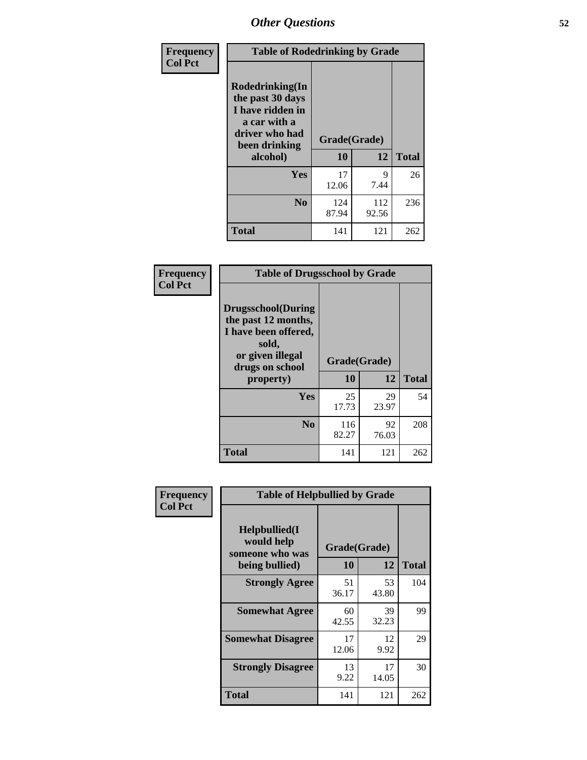# Other Questions

**Frequency**
**Col Pct**

| Table of Rodedrinking by Grade | | | |
|---|---|---|---|
| **Rodedrinking(In the past 30 days I have ridden in a car with a driver who had been drinking alcohol)** | **Grade(Grade)** | | |
| | **10** | **12** | **Total** |
| **Yes** | 17<br>12.06 | 9<br>7.44 | 26 |
| **No** | 124<br>87.94 | 112<br>92.56 | 236 |
| **Total** | 141 | 121 | 262 |

**Frequency**
**Col Pct**

| Table of Drugsschool by Grade | | | |
|---|---|---|---|
| **Drugsschool(During the past 12 months, I have been offered, sold, or given illegal drugs on school property)** | **Grade(Grade)** | | |
| | **10** | **12** | **Total** |
| **Yes** | 25<br>17.73 | 29<br>23.97 | 54 |
| **No** | 116<br>82.27 | 92<br>76.03 | 208 |
| **Total** | 141 | 121 | 262 |

**Frequency**
**Col Pct**

| Table of Helpbullied by Grade | | | |
|---|---|---|---|
| **Helpbullied(I would help someone who was being bullied)** | **Grade(Grade)** | | |
| | **10** | **12** | **Total** |
| **Strongly Agree** | 51<br>36.17 | 53<br>43.80 | 104 |
| **Somewhat Agree** | 60<br>42.55 | 39<br>32.23 | 99 |
| **Somewhat Disagree** | 17<br>12.06 | 12<br>9.92 | 29 |
| **Strongly Disagree** | 13<br>9.22 | 17<br>14.05 | 30 |
| **Total** | 141 | 121 | 262 |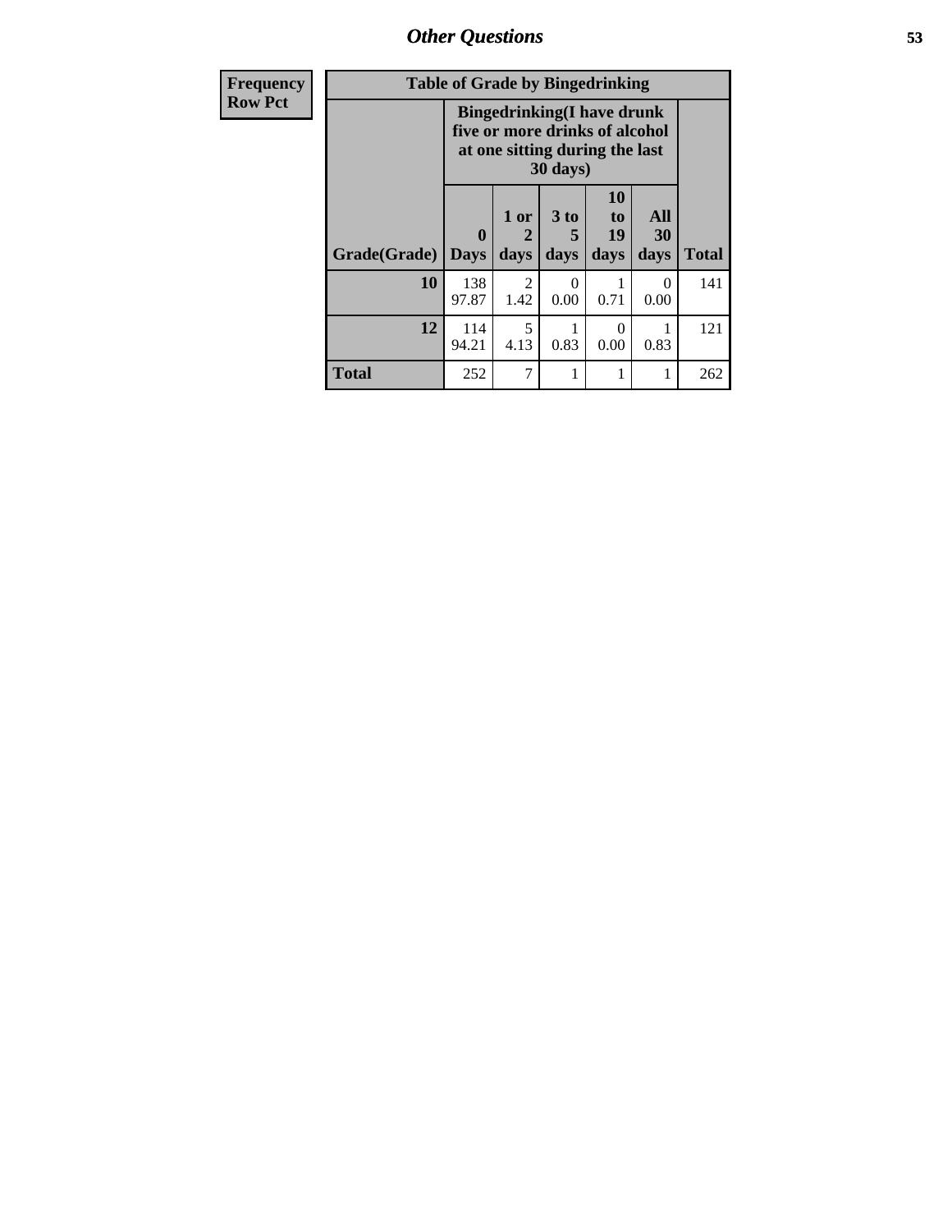| Frequency |
|---|
| Row Pct |

| Table of Grade by Bingedrinking | | | | | | |
|---|---|---|---|---|---|---|
| | Bingedrinking(I have drunk five or more drinks of alcohol at one sitting during the last 30 days) | | | | | |
| Grade(Grade) | 0 Days | 1 or 2 days | 3 to 5 days | 10 to 19 days | All 30 days | Total |
| 10 | 138<br>97.87 | 2<br>1.42 | 0<br>0.00 | 1<br>0.71 | 0<br>0.00 | 141 |
| 12 | 114<br>94.21 | 5<br>4.13 | 1<br>0.83 | 0<br>0.00 | 1<br>0.83 | 121 |
| Total | 252 | 7 | 1 | 1 | 1 | 262 |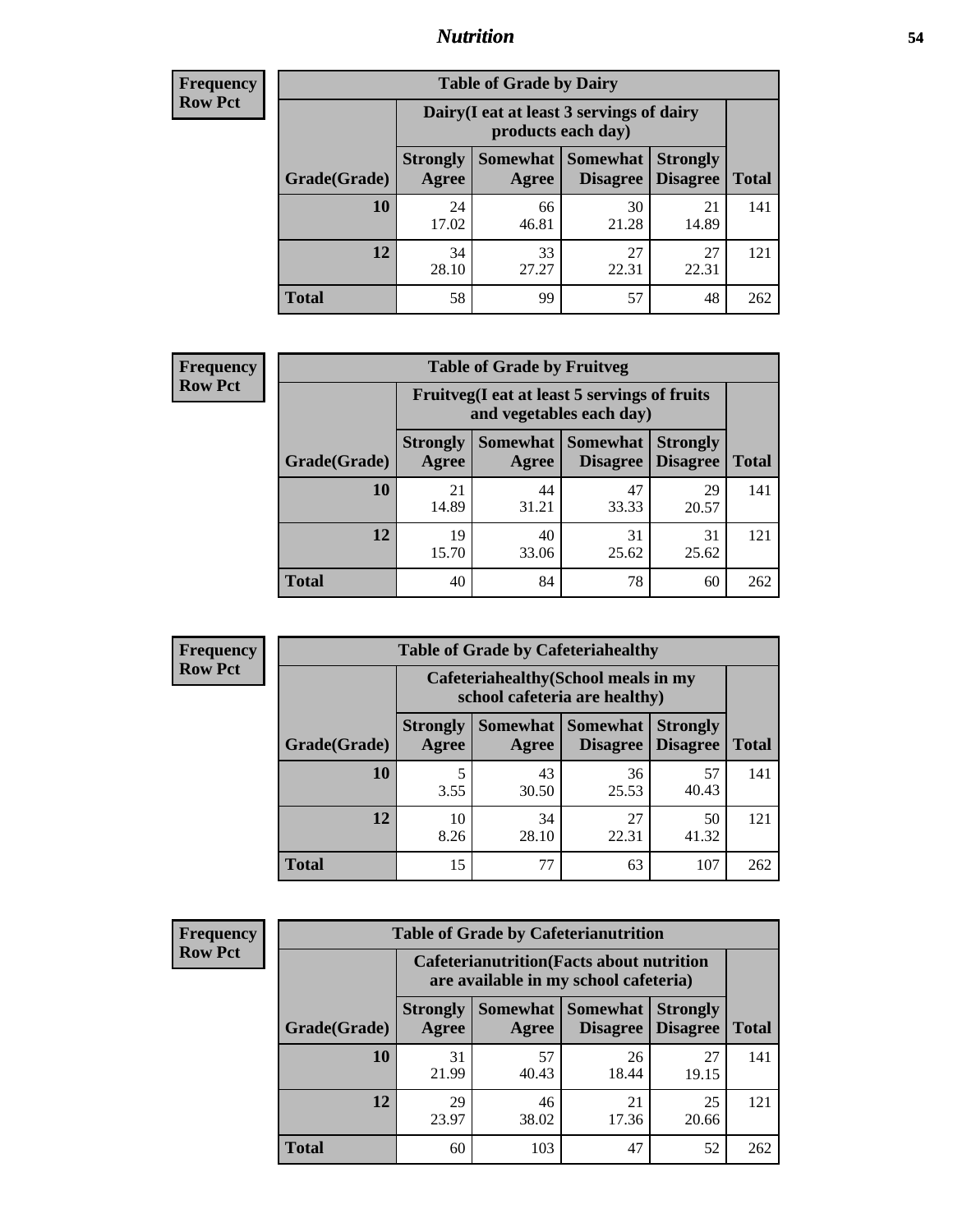**Frequency**
**Row Pct**

| Table of Grade by Dairy | | | | | |
|---|---|---|---|---|---|
| | Dairy(I eat at least 3 servings of dairy products each day) | | | | |
| Grade(Grade) | Strongly Agree | Somewhat Agree | Somewhat Disagree | Strongly Disagree | Total |
| **10** | 24<br>17.02 | 66<br>46.81 | 30<br>21.28 | 21<br>14.89 | 141 |
| **12** | 34<br>28.10 | 33<br>27.27 | 27<br>22.31 | 27<br>22.31 | 121 |
| **Total** | 58 | 99 | 57 | 48 | 262 |

**Frequency**
**Row Pct**

| Table of Grade by Fruitveg | | | | | |
|---|---|---|---|---|---|
| | Fruitveg(I eat at least 5 servings of fruits and vegetables each day) | | | | |
| Grade(Grade) | Strongly Agree | Somewhat Agree | Somewhat Disagree | Strongly Disagree | Total |
| **10** | 21<br>14.89 | 44<br>31.21 | 47<br>33.33 | 29<br>20.57 | 141 |
| **12** | 19<br>15.70 | 40<br>33.06 | 31<br>25.62 | 31<br>25.62 | 121 |
| **Total** | 40 | 84 | 78 | 60 | 262 |

**Frequency**
**Row Pct**

| Table of Grade by Cafeteriahealthy | | | | | |
|---|---|---|---|---|---|
| | Cafeteriahealthy(School meals in my school cafeteria are healthy) | | | | |
| Grade(Grade) | Strongly Agree | Somewhat Agree | Somewhat Disagree | Strongly Disagree | Total |
| **10** | 5<br>3.55 | 43<br>30.50 | 36<br>25.53 | 57<br>40.43 | 141 |
| **12** | 10<br>8.26 | 34<br>28.10 | 27<br>22.31 | 50<br>41.32 | 121 |
| **Total** | 15 | 77 | 63 | 107 | 262 |

**Frequency**
**Row Pct**

| Table of Grade by Cafeterianutrition | | | | | |
|---|---|---|---|---|---|
| | Cafeterianutrition(Facts about nutrition are available in my school cafeteria) | | | | |
| Grade(Grade) | Strongly Agree | Somewhat Agree | Somewhat Disagree | Strongly Disagree | Total |
| **10** | 31<br>21.99 | 57<br>40.43 | 26<br>18.44 | 27<br>19.15 | 141 |
| **12** | 29<br>23.97 | 46<br>38.02 | 21<br>17.36 | 25<br>20.66 | 121 |
| **Total** | 60 | 103 | 47 | 52 | 262 |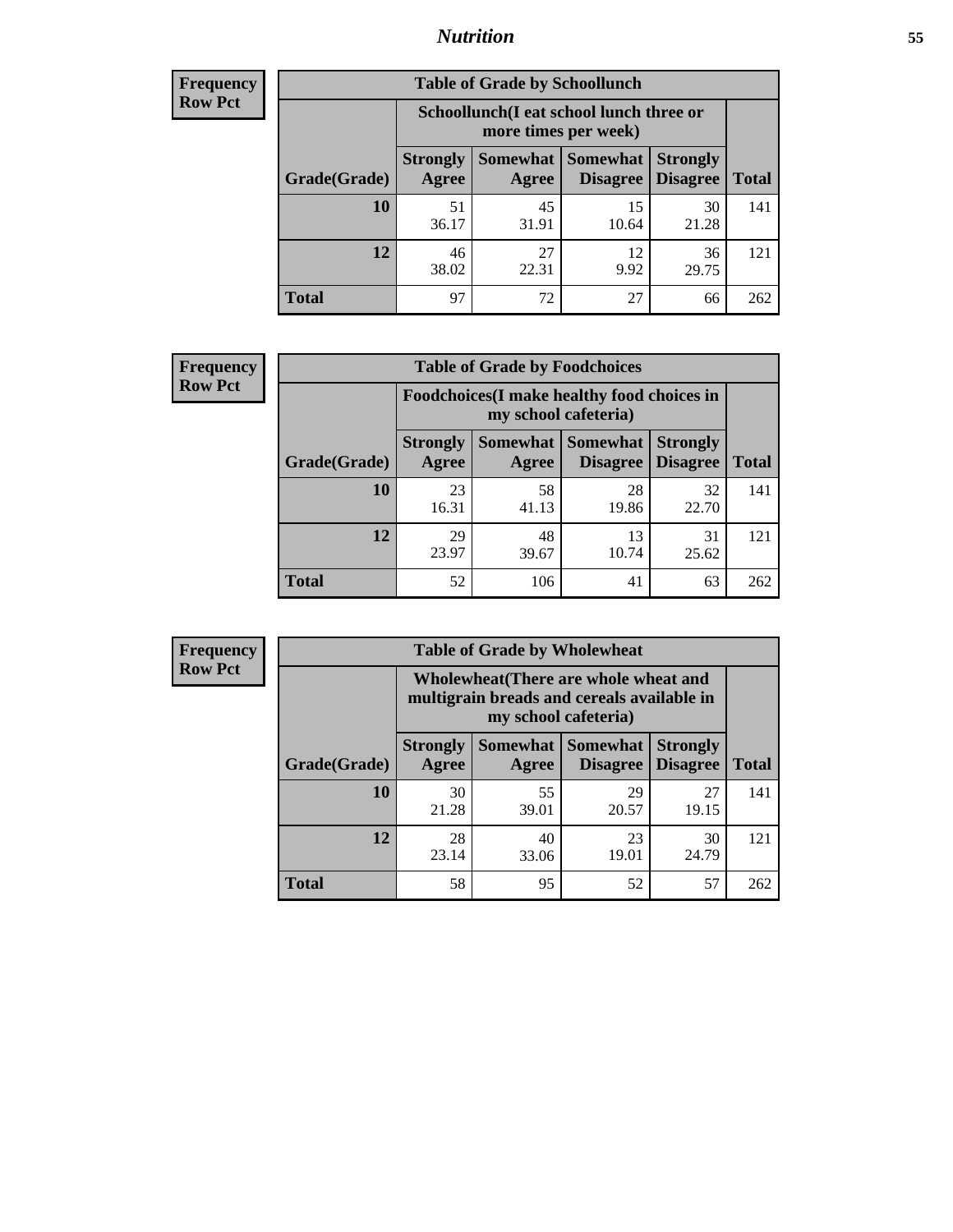| Frequency Row Pct |
|---|

| Table of Grade by Schoollunch | | | | | |
|---|---|---|---|---|---|
| | Schoollunch(I eat school lunch three or more times per week) | | | | |
| Grade(Grade) | Strongly Agree | Somewhat Agree | Somewhat Disagree | Strongly Disagree | Total |
| 10 | 51<br>36.17 | 45<br>31.91 | 15<br>10.64 | 30<br>21.28 | 141 |
| 12 | 46<br>38.02 | 27<br>22.31 | 12<br>9.92 | 36<br>29.75 | 121 |
| Total | 97 | 72 | 27 | 66 | 262 |

| Frequency Row Pct |
|---|

| Table of Grade by Foodchoices | | | | | |
|---|---|---|---|---|---|
| | Foodchoices(I make healthy food choices in my school cafeteria) | | | | |
| Grade(Grade) | Strongly Agree | Somewhat Agree | Somewhat Disagree | Strongly Disagree | Total |
| 10 | 23<br>16.31 | 58<br>41.13 | 28<br>19.86 | 32<br>22.70 | 141 |
| 12 | 29<br>23.97 | 48<br>39.67 | 13<br>10.74 | 31<br>25.62 | 121 |
| Total | 52 | 106 | 41 | 63 | 262 |

| Frequency Row Pct |
|---|

| Table of Grade by Wholewheat | | | | | |
|---|---|---|---|---|---|
| | Wholewheat(There are whole wheat and multigrain breads and cereals available in my school cafeteria) | | | | |
| Grade(Grade) | Strongly Agree | Somewhat Agree | Somewhat Disagree | Strongly Disagree | Total |
| 10 | 30<br>21.28 | 55<br>39.01 | 29<br>20.57 | 27<br>19.15 | 141 |
| 12 | 28<br>23.14 | 40<br>33.06 | 23<br>19.01 | 30<br>24.79 | 121 |
| Total | 58 | 95 | 52 | 57 | 262 |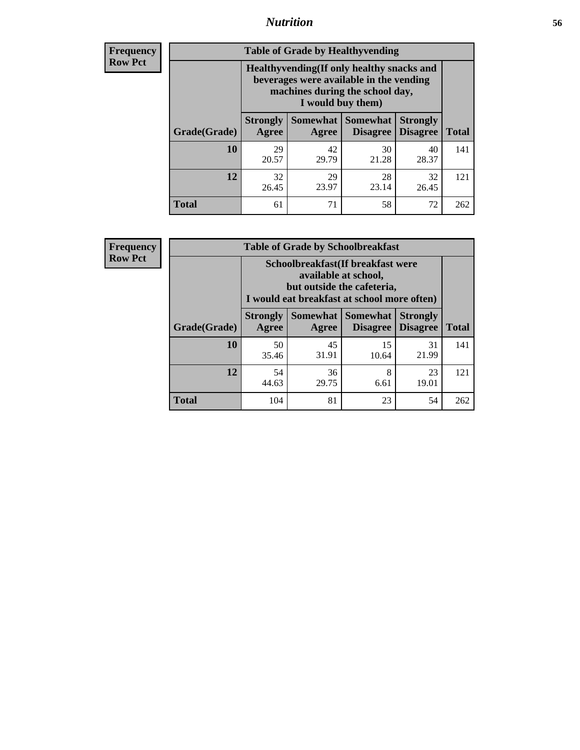## Nutrition

**Frequency**
**Row Pct**

**Table of Grade by Healthyvending**

| Grade(Grade) | Healthyvending(If only healthy snacks and beverages were available in the vending machines during the school day, I would buy them) | | | | Total |
|---|---|---|---|---|---|
| | Strongly Agree | Somewhat Agree | Somewhat Disagree | Strongly Disagree | |
| **10** | 29<br>20.57 | 42<br>29.79 | 30<br>21.28 | 40<br>28.37 | 141 |
| **12** | 32<br>26.45 | 29<br>23.97 | 28<br>23.14 | 32<br>26.45 | 121 |
| **Total** | 61 | 71 | 58 | 72 | 262 |

**Frequency**
**Row Pct**

**Table of Grade by Schoolbreakfast**

| Grade(Grade) | Schoolbreakfast(If breakfast were available at school, but outside the cafeteria, I would eat breakfast at school more often) | | | | Total |
|---|---|---|---|---|---|
| | Strongly Agree | Somewhat Agree | Somewhat Disagree | Strongly Disagree | |
| **10** | 50<br>35.46 | 45<br>31.91 | 15<br>10.64 | 31<br>21.99 | 141 |
| **12** | 54<br>44.63 | 36<br>29.75 | 8<br>6.61 | 23<br>19.01 | 121 |
| **Total** | 104 | 81 | 23 | 54 | 262 |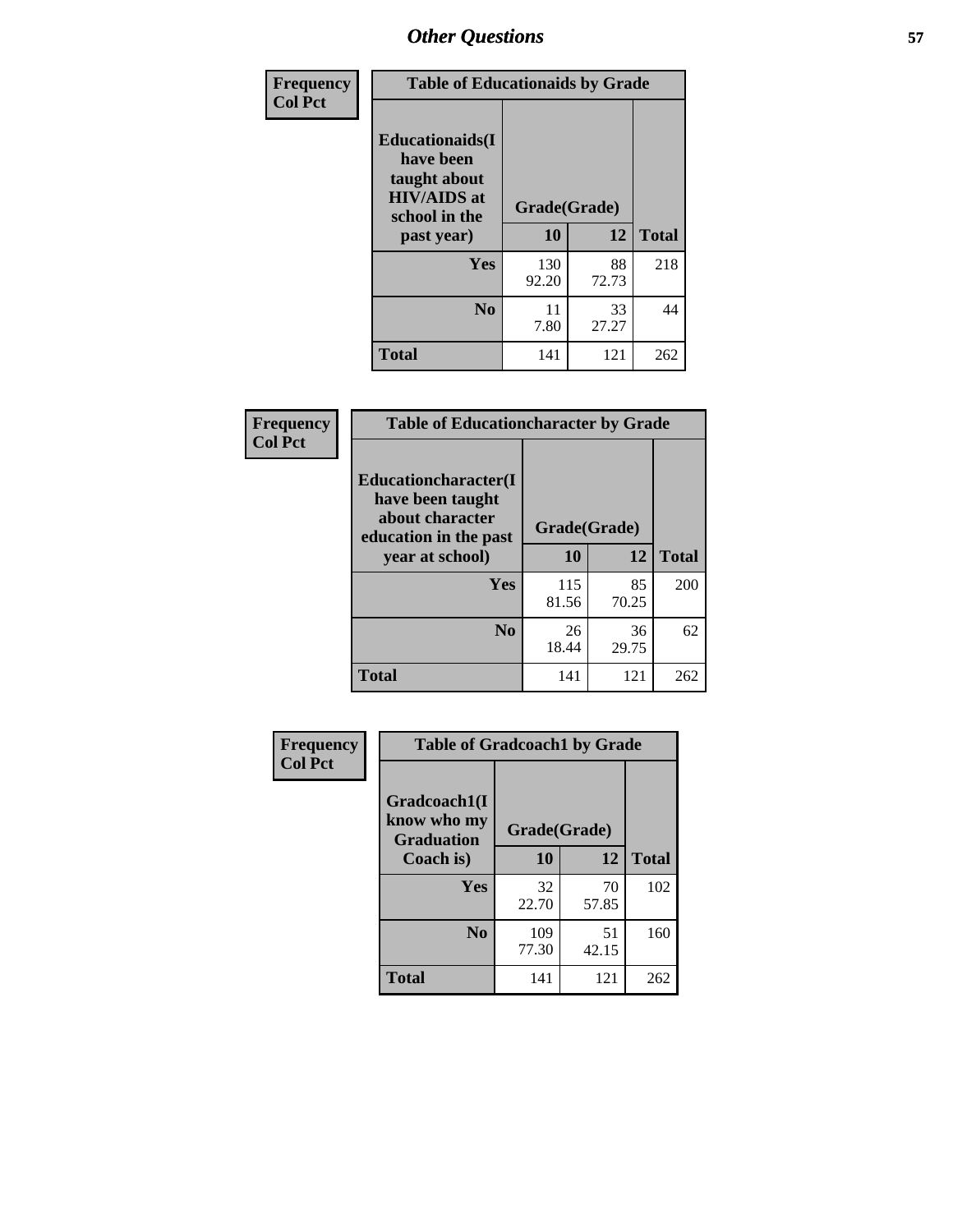# Other Questions

| Frequency Col Pct |
|---|

**Table of Educationaids by Grade**

| Educationaids(I have been taught about HIV/AIDS at school in the past year) | Grade(Grade) | | |
|---|---|---|---|
| | 10 | 12 | Total |
| Yes | 130<br>92.20 | 88<br>72.73 | 218 |
| No | 11<br>7.80 | 33<br>27.27 | 44 |
| Total | 141 | 121 | 262 |

| Frequency Col Pct |
|---|

**Table of Educationcharacter by Grade**

| Educationcharacter(I have been taught about character education in the past year at school) | Grade(Grade) | | |
|---|---|---|---|
| | 10 | 12 | Total |
| Yes | 115<br>81.56 | 85<br>70.25 | 200 |
| No | 26<br>18.44 | 36<br>29.75 | 62 |
| Total | 141 | 121 | 262 |

| Frequency Col Pct |
|---|

**Table of Gradcoach1 by Grade**

| Gradcoach1(I know who my Graduation Coach is) | Grade(Grade) | | |
|---|---|---|---|
| | 10 | 12 | Total |
| Yes | 32<br>22.70 | 70<br>57.85 | 102 |
| No | 109<br>77.30 | 51<br>42.15 | 160 |
| Total | 141 | 121 | 262 |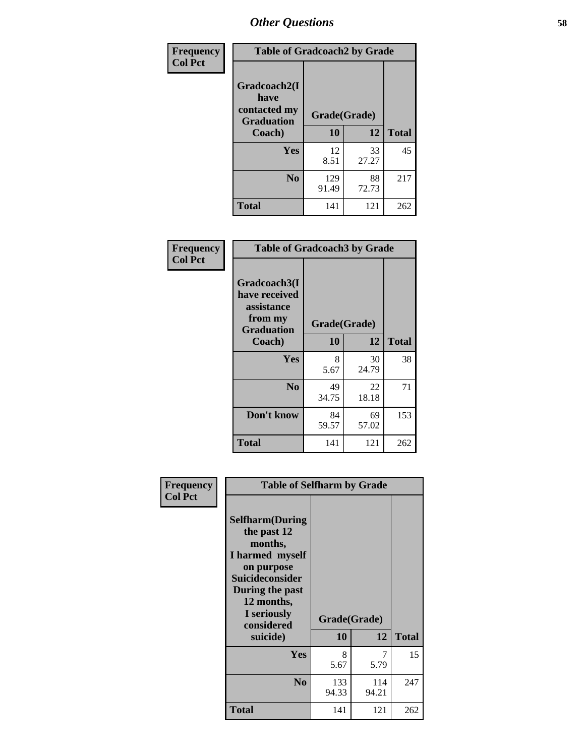## Other Questions

**Frequency / Col Pct**

| Table of Gradcoach2 by Grade | | | |
|---|---|---|---|
| Gradcoach2(I have contacted my Graduation Coach) | Grade(Grade) | | |
| | 10 | 12 | Total |
| Yes | 12<br>8.51 | 33<br>27.27 | 45 |
| No | 129<br>91.49 | 88<br>72.73 | 217 |
| Total | 141 | 121 | 262 |

**Frequency / Col Pct**

| Table of Gradcoach3 by Grade | | | |
|---|---|---|---|
| Gradcoach3(I have received assistance from my Graduation Coach) | Grade(Grade) | | |
| | 10 | 12 | Total |
| Yes | 8<br>5.67 | 30<br>24.79 | 38 |
| No | 49<br>34.75 | 22<br>18.18 | 71 |
| Don't know | 84<br>59.57 | 69<br>57.02 | 153 |
| Total | 141 | 121 | 262 |

**Frequency / Col Pct**

| Table of Selfharm by Grade | | | |
|---|---|---|---|
| Selfharm(During the past 12 months, I harmed myself on purpose Suicideconsider During the past 12 months, I seriously considered suicide) | Grade(Grade) | | |
| | 10 | 12 | Total |
| Yes | 8<br>5.67 | 7<br>5.79 | 15 |
| No | 133<br>94.33 | 114<br>94.21 | 247 |
| Total | 141 | 121 | 262 |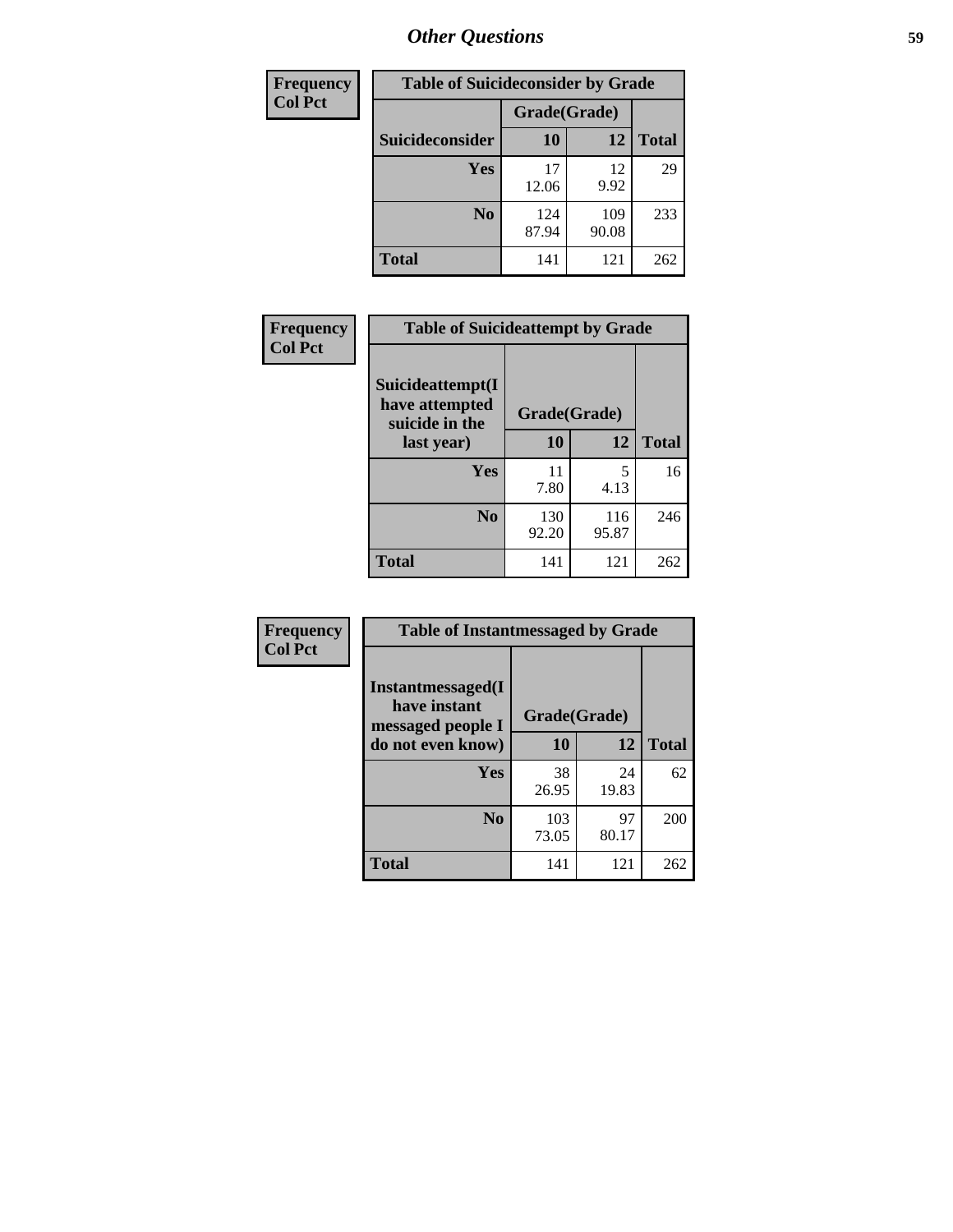# Other Questions

| Frequency Col Pct | | | |
|---|---|---|---|
| **Table of Suicideconsider by Grade** | | | |
| | **Grade(Grade)** | | |
| **Suicideconsider** | **10** | **12** | **Total** |
| **Yes** | 17<br>12.06 | 12<br>9.92 | 29 |
| **No** | 124<br>87.94 | 109<br>90.08 | 233 |
| **Total** | 141 | 121 | 262 |

| Frequency Col Pct | | | |
|---|---|---|---|
| **Table of Suicideattempt by Grade** | | | |
| **Suicideattempt(I have attempted suicide in the last year)** | **Grade(Grade)** | | |
| | **10** | **12** | **Total** |
| **Yes** | 11<br>7.80 | 5<br>4.13 | 16 |
| **No** | 130<br>92.20 | 116<br>95.87 | 246 |
| **Total** | 141 | 121 | 262 |

| Frequency Col Pct | | | |
|---|---|---|---|
| **Table of Instantmessaged by Grade** | | | |
| **Instantmessaged(I have instant messaged people I do not even know)** | **Grade(Grade)** | | |
| | **10** | **12** | **Total** |
| **Yes** | 38<br>26.95 | 24<br>19.83 | 62 |
| **No** | 103<br>73.05 | 97<br>80.17 | 200 |
| **Total** | 141 | 121 | 262 |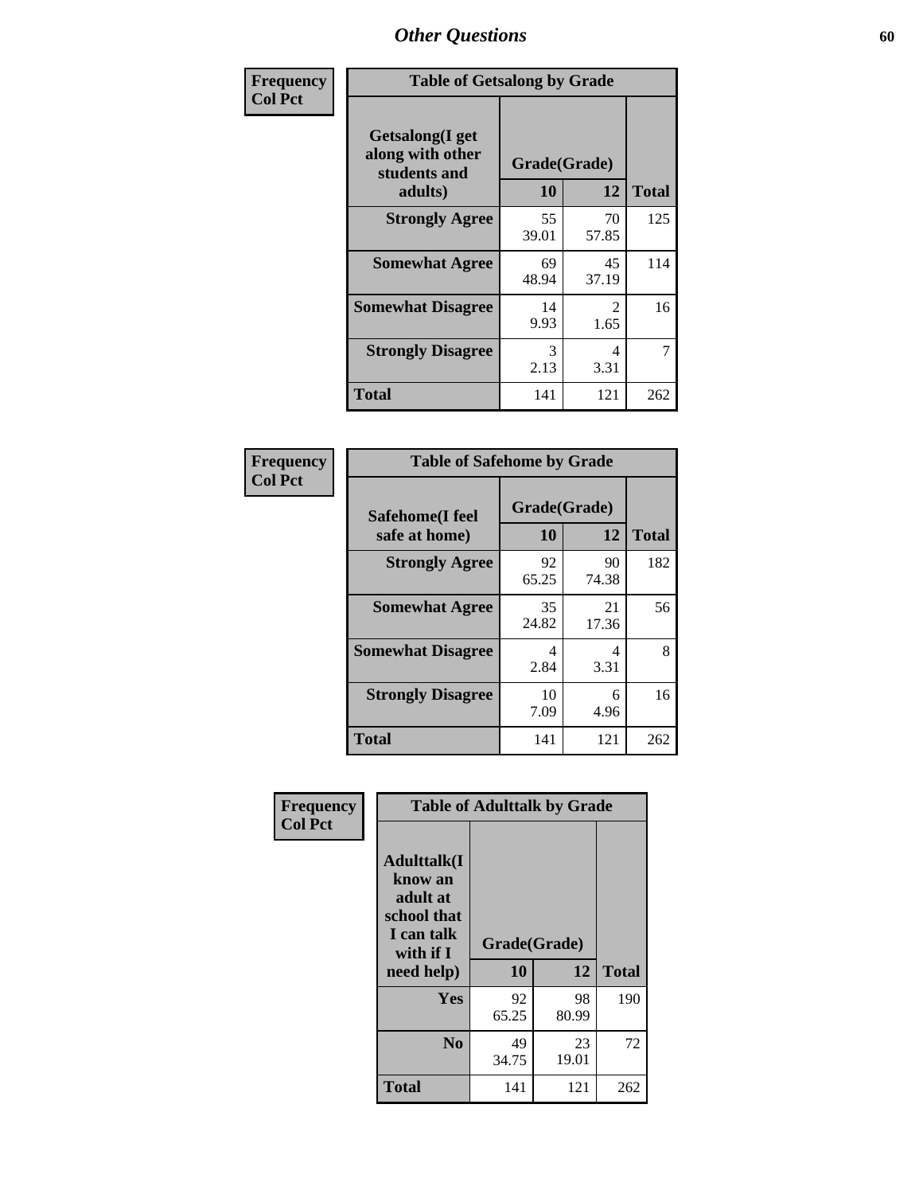# Other Questions

**Frequency**
**Col Pct**

**Table of Getsalong by Grade**

| Getsalong(I get along with other students and adults) | Grade(Grade) | | Total |
|---|---|---|---|
| | 10 | 12 | |
| **Strongly Agree** | 55<br>39.01 | 70<br>57.85 | 125 |
| **Somewhat Agree** | 69<br>48.94 | 45<br>37.19 | 114 |
| **Somewhat Disagree** | 14<br>9.93 | 2<br>1.65 | 16 |
| **Strongly Disagree** | 3<br>2.13 | 4<br>3.31 | 7 |
| **Total** | 141 | 121 | 262 |

**Frequency**
**Col Pct**

**Table of Safehome by Grade**

| Safehome(I feel safe at home) | Grade(Grade) | | Total |
|---|---|---|---|
| | 10 | 12 | |
| **Strongly Agree** | 92<br>65.25 | 90<br>74.38 | 182 |
| **Somewhat Agree** | 35<br>24.82 | 21<br>17.36 | 56 |
| **Somewhat Disagree** | 4<br>2.84 | 4<br>3.31 | 8 |
| **Strongly Disagree** | 10<br>7.09 | 6<br>4.96 | 16 |
| **Total** | 141 | 121 | 262 |

**Frequency**
**Col Pct**

**Table of Adulttalk by Grade**

| Adulttalk(I know an adult at school that I can talk with if I need help) | Grade(Grade) | | Total |
|---|---|---|---|
| | 10 | 12 | |
| **Yes** | 92<br>65.25 | 98<br>80.99 | 190 |
| **No** | 49<br>34.75 | 23<br>19.01 | 72 |
| **Total** | 141 | 121 | 262 |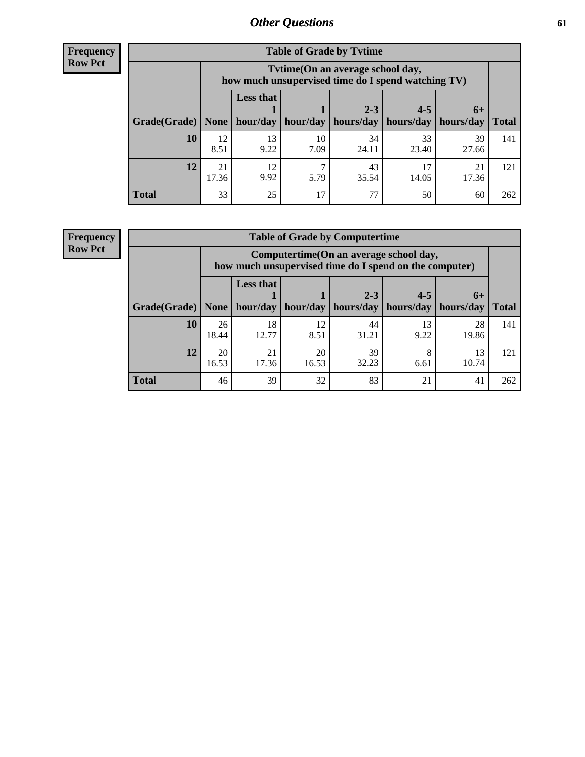## Other Questions

**Frequency**
**Row Pct**

| Table of Grade by Tvtime | | | | | | | |
|---|---|---|---|---|---|---|---|
| | Tvtime(On an average school day, how much unsupervised time do I spend watching TV) | | | | | | |
| Grade(Grade) | None | Less that 1 hour/day | 1 hour/day | 2-3 hours/day | 4-5 hours/day | 6+ hours/day | Total |
| **10** | 12<br>8.51 | 13<br>9.22 | 10<br>7.09 | 34<br>24.11 | 33<br>23.40 | 39<br>27.66 | 141 |
| **12** | 21<br>17.36 | 12<br>9.92 | 7<br>5.79 | 43<br>35.54 | 17<br>14.05 | 21<br>17.36 | 121 |
| **Total** | 33 | 25 | 17 | 77 | 50 | 60 | 262 |

**Frequency**
**Row Pct**

| Table of Grade by Computertime | | | | | | | |
|---|---|---|---|---|---|---|---|
| | Computertime(On an average school day, how much unsupervised time do I spend on the computer) | | | | | | |
| Grade(Grade) | None | Less that 1 hour/day | 1 hour/day | 2-3 hours/day | 4-5 hours/day | 6+ hours/day | Total |
| **10** | 26<br>18.44 | 18<br>12.77 | 12<br>8.51 | 44<br>31.21 | 13<br>9.22 | 28<br>19.86 | 141 |
| **12** | 20<br>16.53 | 21<br>17.36 | 20<br>16.53 | 39<br>32.23 | 8<br>6.61 | 13<br>10.74 | 121 |
| **Total** | 46 | 39 | 32 | 83 | 21 | 41 | 262 |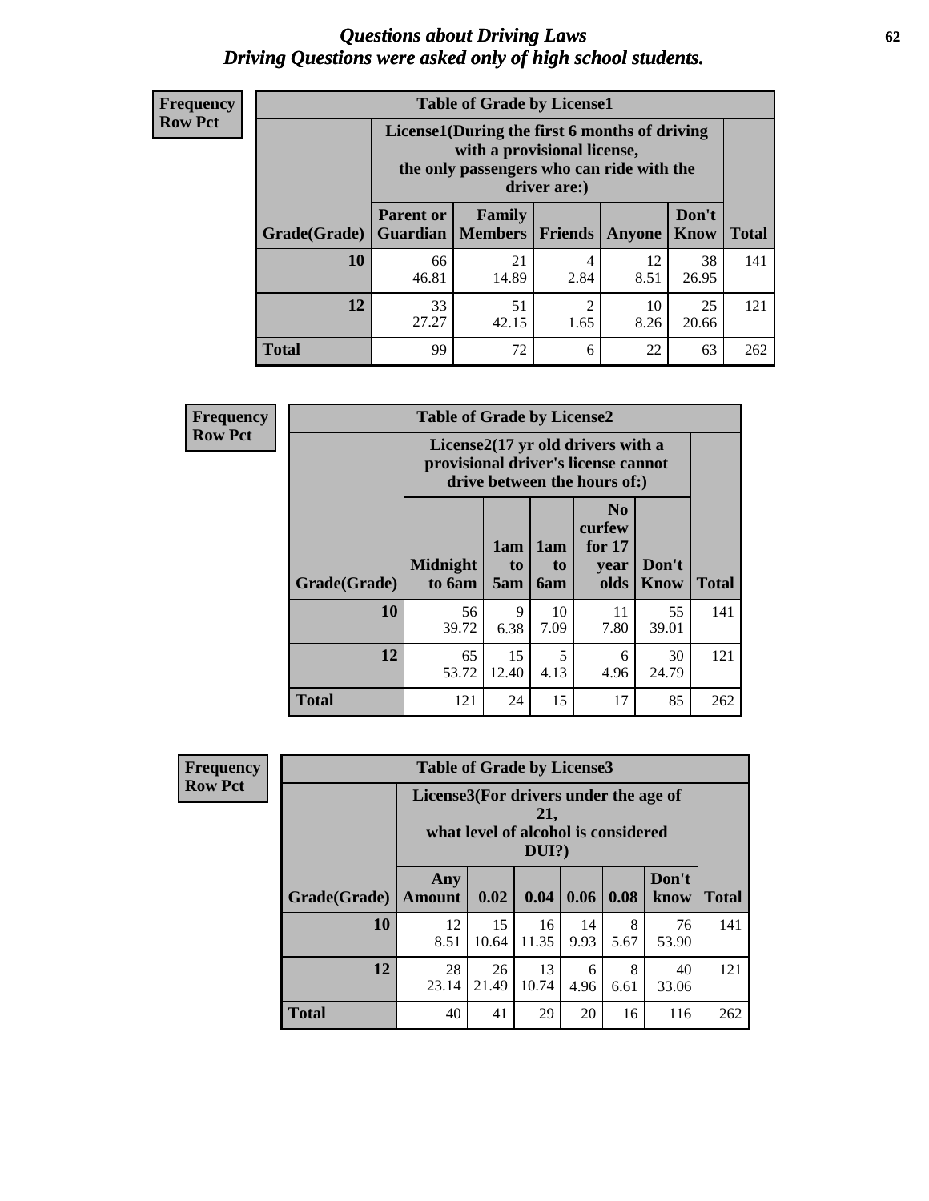# *Questions about Driving Laws*
## *Driving Questions were asked only of high school students.*

**Frequency**
**Row Pct**

| Table of Grade by License1 | | | | | | |
|---|---|---|---|---|---|---|
| | License1(During the first 6 months of driving with a provisional license, the only passengers who can ride with the driver are:) | | | | | |
| Grade(Grade) | Parent or Guardian | Family Members | Friends | Anyone | Don't Know | Total |
| **10** | 66<br>46.81 | 21<br>14.89 | 4<br>2.84 | 12<br>8.51 | 38<br>26.95 | 141 |
| **12** | 33<br>27.27 | 51<br>42.15 | 2<br>1.65 | 10<br>8.26 | 25<br>20.66 | 121 |
| **Total** | 99 | 72 | 6 | 22 | 63 | 262 |

**Frequency**
**Row Pct**

| Table of Grade by License2 | | | | | | |
|---|---|---|---|---|---|---|
| | License2(17 yr old drivers with a provisional driver's license cannot drive between the hours of:) | | | | | |
| Grade(Grade) | Midnight to 6am | 1am to 5am | 1am to 6am | No curfew for 17 year olds | Don't Know | Total |
| **10** | 56<br>39.72 | 9<br>6.38 | 10<br>7.09 | 11<br>7.80 | 55<br>39.01 | 141 |
| **12** | 65<br>53.72 | 15<br>12.40 | 5<br>4.13 | 6<br>4.96 | 30<br>24.79 | 121 |
| **Total** | 121 | 24 | 15 | 17 | 85 | 262 |

**Frequency**
**Row Pct**

| Table of Grade by License3 | | | | | | | |
|---|---|---|---|---|---|---|---|
| | License3(For drivers under the age of 21, what level of alcohol is considered DUI?) | | | | | | |
| Grade(Grade) | Any Amount | 0.02 | 0.04 | 0.06 | 0.08 | Don't know | Total |
| **10** | 12<br>8.51 | 15<br>10.64 | 16<br>11.35 | 14<br>9.93 | 8<br>5.67 | 76<br>53.90 | 141 |
| **12** | 28<br>23.14 | 26<br>21.49 | 13<br>10.74 | 6<br>4.96 | 8<br>6.61 | 40<br>33.06 | 121 |
| **Total** | 40 | 41 | 29 | 20 | 16 | 116 | 262 |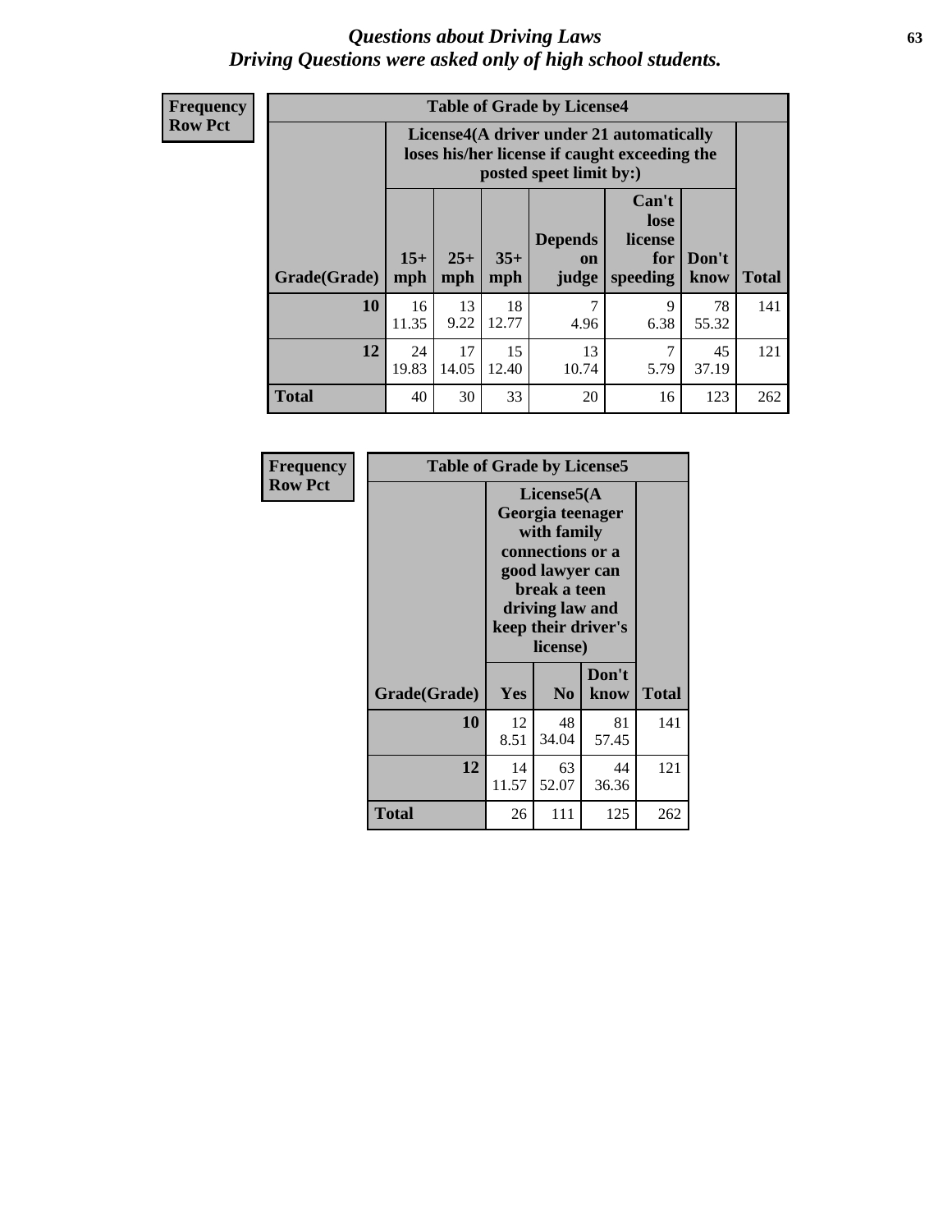# Questions about Driving Laws
## Driving Questions were asked only of high school students.

**Frequency**
**Row Pct**

| Table of Grade by License4 | | | | | | | |
|---|---|---|---|---|---|---|---|
| | License4(A driver under 21 automatically loses his/her license if caught exceeding the posted speet limit by:) | | | | | | |
| Grade(Grade) | 15+ mph | 25+ mph | 35+ mph | Depends on judge | Can't lose license for speeding | Don't know | Total |
| **10** | 16<br>11.35 | 13<br>9.22 | 18<br>12.77 | 7<br>4.96 | 9<br>6.38 | 78<br>55.32 | 141 |
| **12** | 24<br>19.83 | 17<br>14.05 | 15<br>12.40 | 13<br>10.74 | 7<br>5.79 | 45<br>37.19 | 121 |
| **Total** | 40 | 30 | 33 | 20 | 16 | 123 | 262 |

**Frequency**
**Row Pct**

| Table of Grade by License5 | | | | |
|---|---|---|---|---|
| | License5(A Georgia teenager with family connections or a good lawyer can break a teen driving law and keep their driver's license) | | | |
| Grade(Grade) | Yes | No | Don't know | Total |
| **10** | 12<br>8.51 | 48<br>34.04 | 81<br>57.45 | 141 |
| **12** | 14<br>11.57 | 63<br>52.07 | 44<br>36.36 | 121 |
| **Total** | 26 | 111 | 125 | 262 |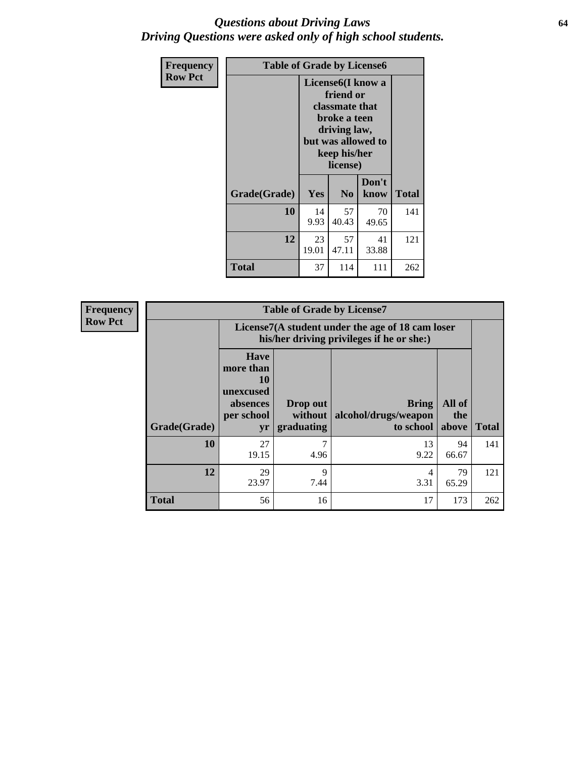# *Questions about Driving Laws*
## *Driving Questions were asked only of high school students.*

**Frequency**
**Row Pct**

| Table of Grade by License6 | | | | |
|---|---|---|---|---|
| | License6(I know a friend or classmate that broke a teen driving law, but was allowed to keep his/her license) | | | |
| **Grade(Grade)** | **Yes** | **No** | **Don't know** | **Total** |
| **10** | 14<br>9.93 | 57<br>40.43 | 70<br>49.65 | 141 |
| **12** | 23<br>19.01 | 57<br>47.11 | 41<br>33.88 | 121 |
| **Total** | 37 | 114 | 111 | 262 |

**Frequency**
**Row Pct**

| Table of Grade by License7 | | | | | |
|---|---|---|---|---|---|
| | License7(A student under the age of 18 cam loser his/her driving privileges if he or she:) | | | | |
| **Grade(Grade)** | **Have more than 10 unexcused absences per school yr** | **Drop out without graduating** | **Bring alcohol/drugs/weapon to school** | **All of the above** | **Total** |
| **10** | 27<br>19.15 | 7<br>4.96 | 13<br>9.22 | 94<br>66.67 | 141 |
| **12** | 29<br>23.97 | 9<br>7.44 | 4<br>3.31 | 79<br>65.29 | 121 |
| **Total** | 56 | 16 | 17 | 173 | 262 |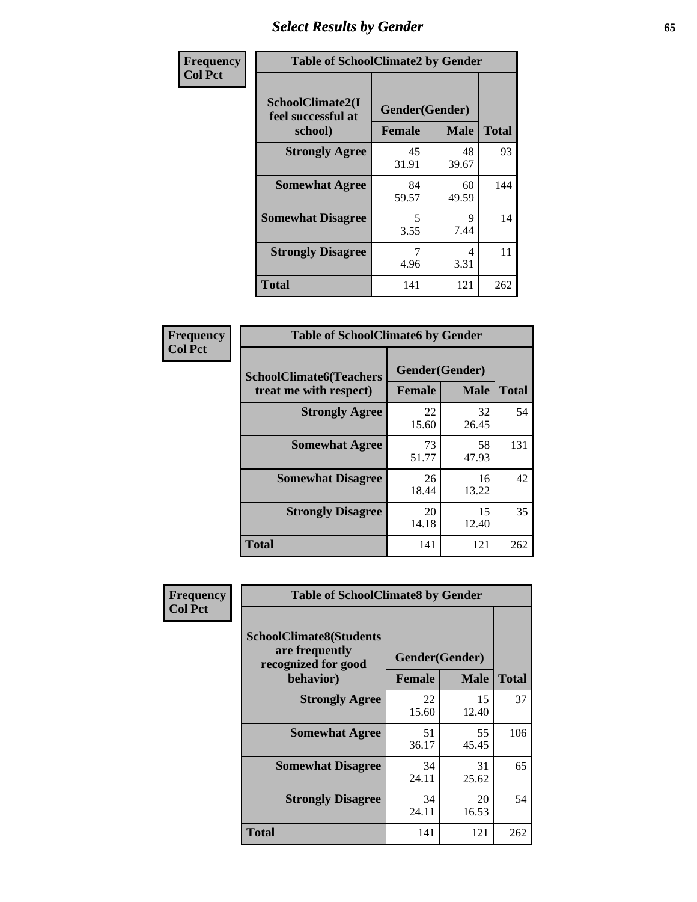## Select Results by Gender

| Frequency<br>Col Pct | Table of SchoolClimate2 by Gender | | |
|---|---|---|---|
| SchoolClimate2(I feel successful at school) | Gender(Gender) | | |
| | Female | Male | Total |
| Strongly Agree | 45<br>31.91 | 48<br>39.67 | 93 |
| Somewhat Agree | 84<br>59.57 | 60<br>49.59 | 144 |
| Somewhat Disagree | 5<br>3.55 | 9<br>7.44 | 14 |
| Strongly Disagree | 7<br>4.96 | 4<br>3.31 | 11 |
| Total | 141 | 121 | 262 |

| Frequency<br>Col Pct | Table of SchoolClimate6 by Gender | | |
|---|---|---|---|
| SchoolClimate6(Teachers treat me with respect) | Gender(Gender) | | |
| | Female | Male | Total |
| Strongly Agree | 22<br>15.60 | 32<br>26.45 | 54 |
| Somewhat Agree | 73<br>51.77 | 58<br>47.93 | 131 |
| Somewhat Disagree | 26<br>18.44 | 16<br>13.22 | 42 |
| Strongly Disagree | 20<br>14.18 | 15<br>12.40 | 35 |
| Total | 141 | 121 | 262 |

| Frequency<br>Col Pct | Table of SchoolClimate8 by Gender | | |
|---|---|---|---|
| SchoolClimate8(Students are frequently recognized for good behavior) | Gender(Gender) | | |
| | Female | Male | Total |
| Strongly Agree | 22<br>15.60 | 15<br>12.40 | 37 |
| Somewhat Agree | 51<br>36.17 | 55<br>45.45 | 106 |
| Somewhat Disagree | 34<br>24.11 | 31<br>25.62 | 65 |
| Strongly Disagree | 34<br>24.11 | 20<br>16.53 | 54 |
| Total | 141 | 121 | 262 |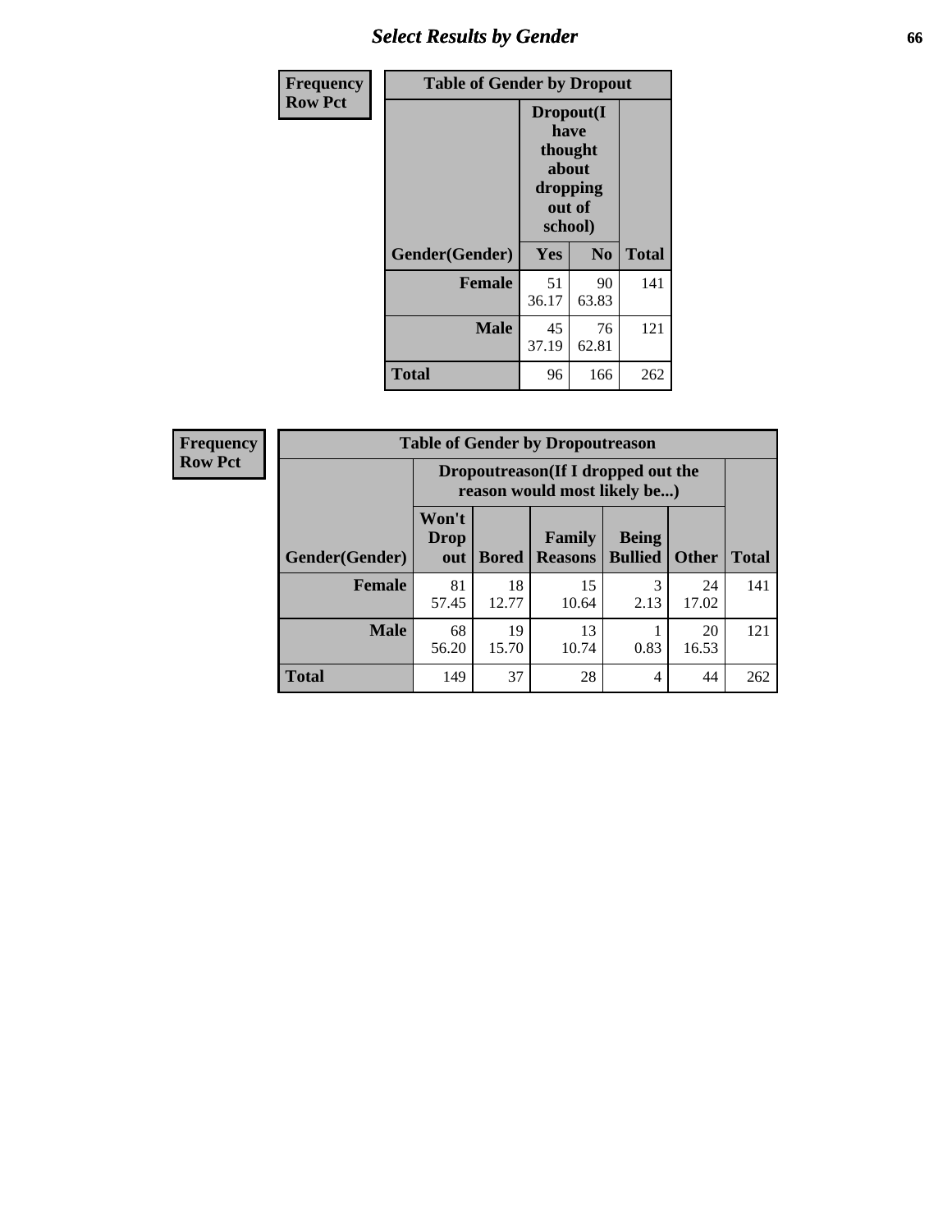| Frequency<br>Row Pct |
|---|

| Table of Gender by Dropout | | | |
|---|---|---|---|
| | Dropout(I have thought about dropping out of school) | | |
| Gender(Gender) | Yes | No | Total |
| Female | 51<br>36.17 | 90<br>63.83 | 141 |
| Male | 45<br>37.19 | 76<br>62.81 | 121 |
| Total | 96 | 166 | 262 |

| Frequency<br>Row Pct |
|---|

| Table of Gender by Dropoutreason | | | | | | |
|---|---|---|---|---|---|---|
| | Dropoutreason(If I dropped out the reason would most likely be...) | | | | | |
| Gender(Gender) | Won't Drop out | Bored | Family Reasons | Being Bullied | Other | Total |
| Female | 81<br>57.45 | 18<br>12.77 | 15<br>10.64 | 3<br>2.13 | 24<br>17.02 | 141 |
| Male | 68<br>56.20 | 19<br>15.70 | 13<br>10.74 | 1<br>0.83 | 20<br>16.53 | 121 |
| Total | 149 | 37 | 28 | 4 | 44 | 262 |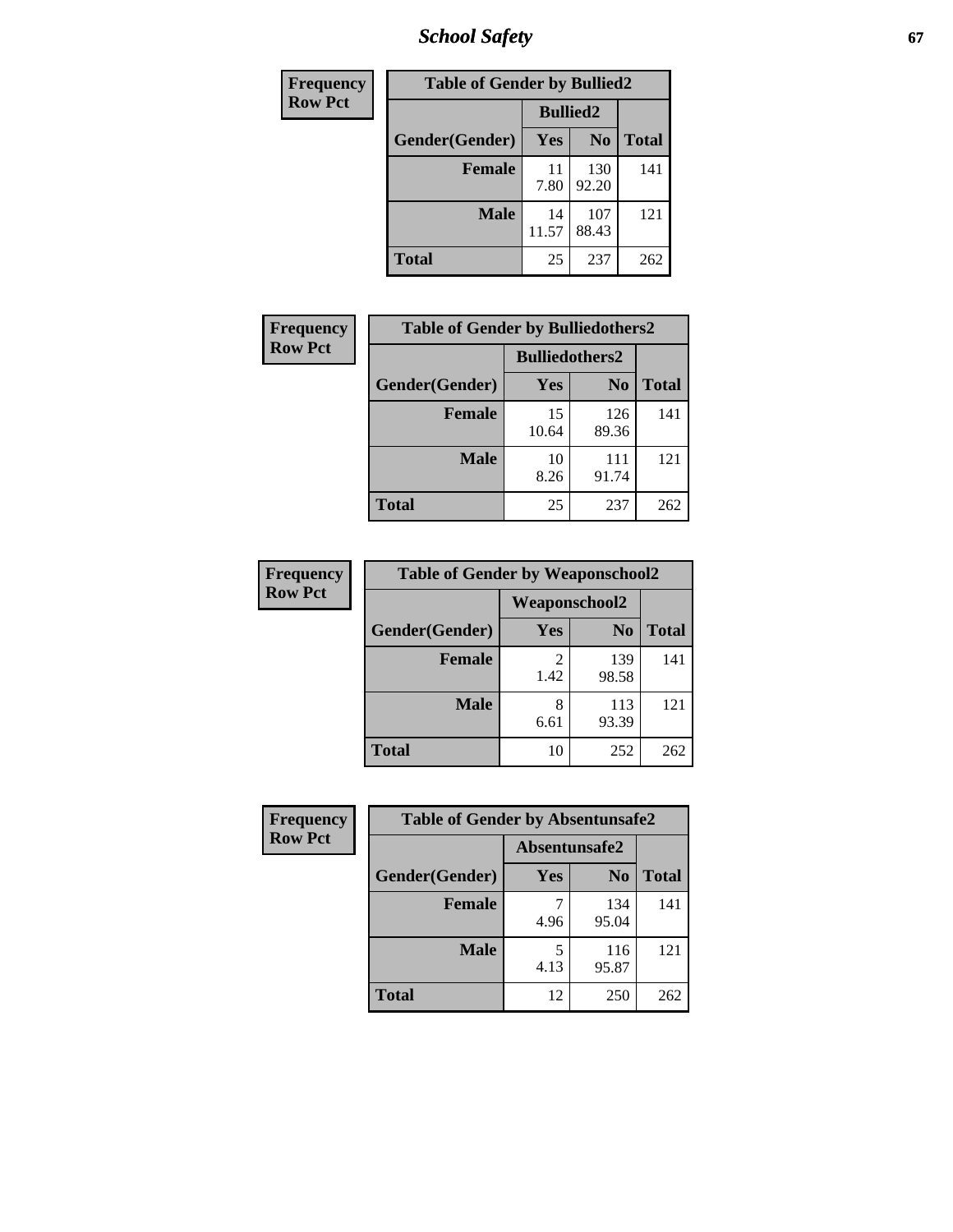| Frequency |
|---|
| Row Pct |

| Table of Gender by Bullied2 | | | |
|---|---|---|---|
| | Bullied2 | | |
| Gender(Gender) | Yes | No | Total |
| Female | 11<br>7.80 | 130<br>92.20 | 141 |
| Male | 14<br>11.57 | 107<br>88.43 | 121 |
| Total | 25 | 237 | 262 |

| Frequency |
|---|
| Row Pct |

| Table of Gender by Bulliedothers2 | | | |
|---|---|---|---|
| | Bulliedothers2 | | |
| Gender(Gender) | Yes | No | Total |
| Female | 15<br>10.64 | 126<br>89.36 | 141 |
| Male | 10<br>8.26 | 111<br>91.74 | 121 |
| Total | 25 | 237 | 262 |

| Frequency |
|---|
| Row Pct |

| Table of Gender by Weaponschool2 | | | |
|---|---|---|---|
| | Weaponschool2 | | |
| Gender(Gender) | Yes | No | Total |
| Female | 2<br>1.42 | 139<br>98.58 | 141 |
| Male | 8<br>6.61 | 113<br>93.39 | 121 |
| Total | 10 | 252 | 262 |

| Frequency |
|---|
| Row Pct |

| Table of Gender by Absentunsafe2 | | | |
|---|---|---|---|
| | Absentunsafe2 | | |
| Gender(Gender) | Yes | No | Total |
| Female | 7<br>4.96 | 134<br>95.04 | 141 |
| Male | 5<br>4.13 | 116<br>95.87 | 121 |
| Total | 12 | 250 | 262 |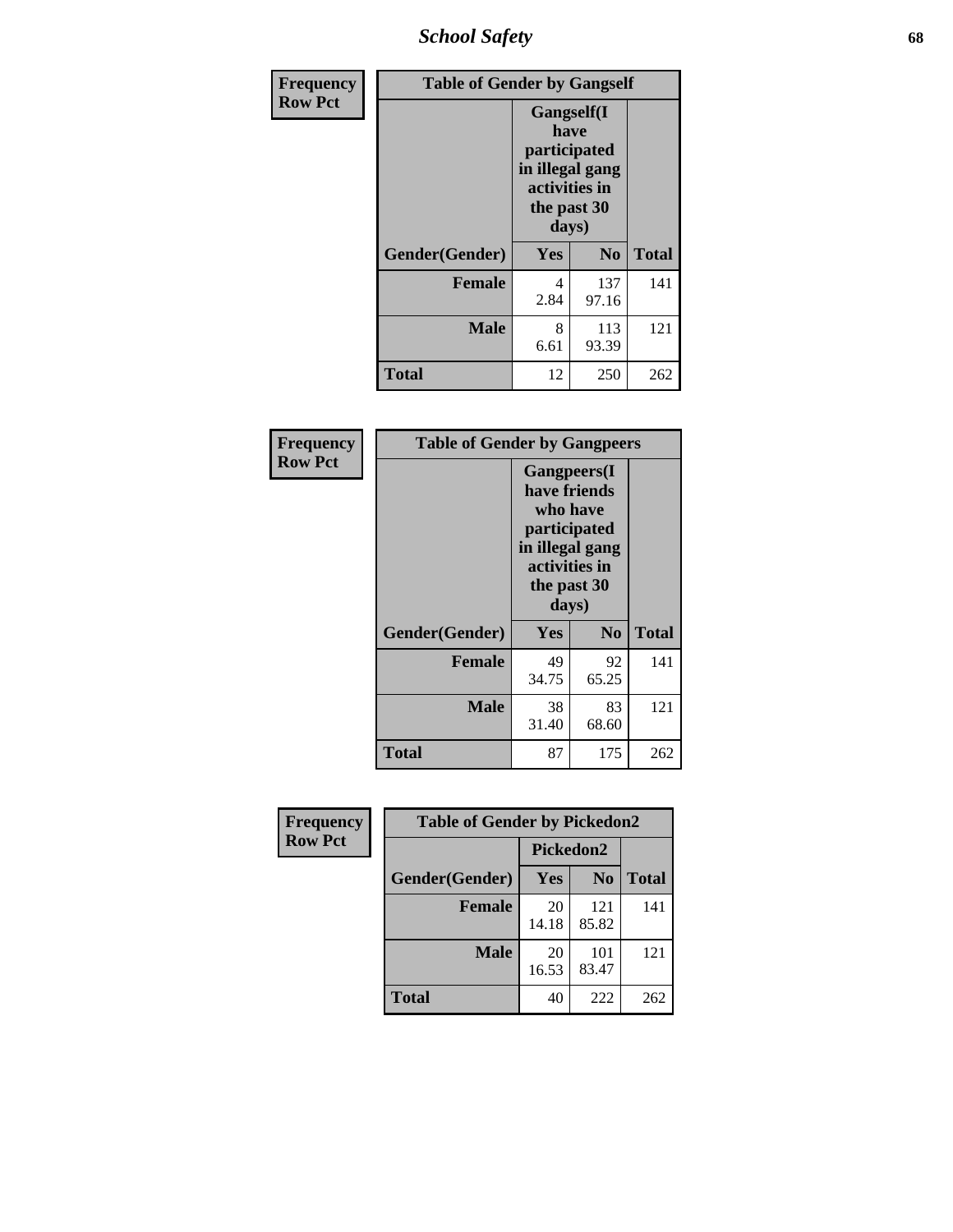| Frequency Row Pct | Table of Gender by Gangself | | |
|---|---|---|---|
| | Gangself(I have participated in illegal gang activities in the past 30 days) | | |
| Gender(Gender) | Yes | No | Total |
| Female | 4<br>2.84 | 137<br>97.16 | 141 |
| Male | 8<br>6.61 | 113<br>93.39 | 121 |
| Total | 12 | 250 | 262 |

| Frequency Row Pct | Table of Gender by Gangpeers | | |
|---|---|---|---|
| | Gangpeers(I have friends who have participated in illegal gang activities in the past 30 days) | | |
| Gender(Gender) | Yes | No | Total |
| Female | 49<br>34.75 | 92<br>65.25 | 141 |
| Male | 38<br>31.40 | 83<br>68.60 | 121 |
| Total | 87 | 175 | 262 |

| Frequency Row Pct | Table of Gender by Pickedon2 | | |
|---|---|---|---|
| | Pickedon2 | | |
| Gender(Gender) | Yes | No | Total |
| Female | 20<br>14.18 | 121<br>85.82 | 141 |
| Male | 20<br>16.53 | 101<br>83.47 | 121 |
| Total | 40 | 222 | 262 |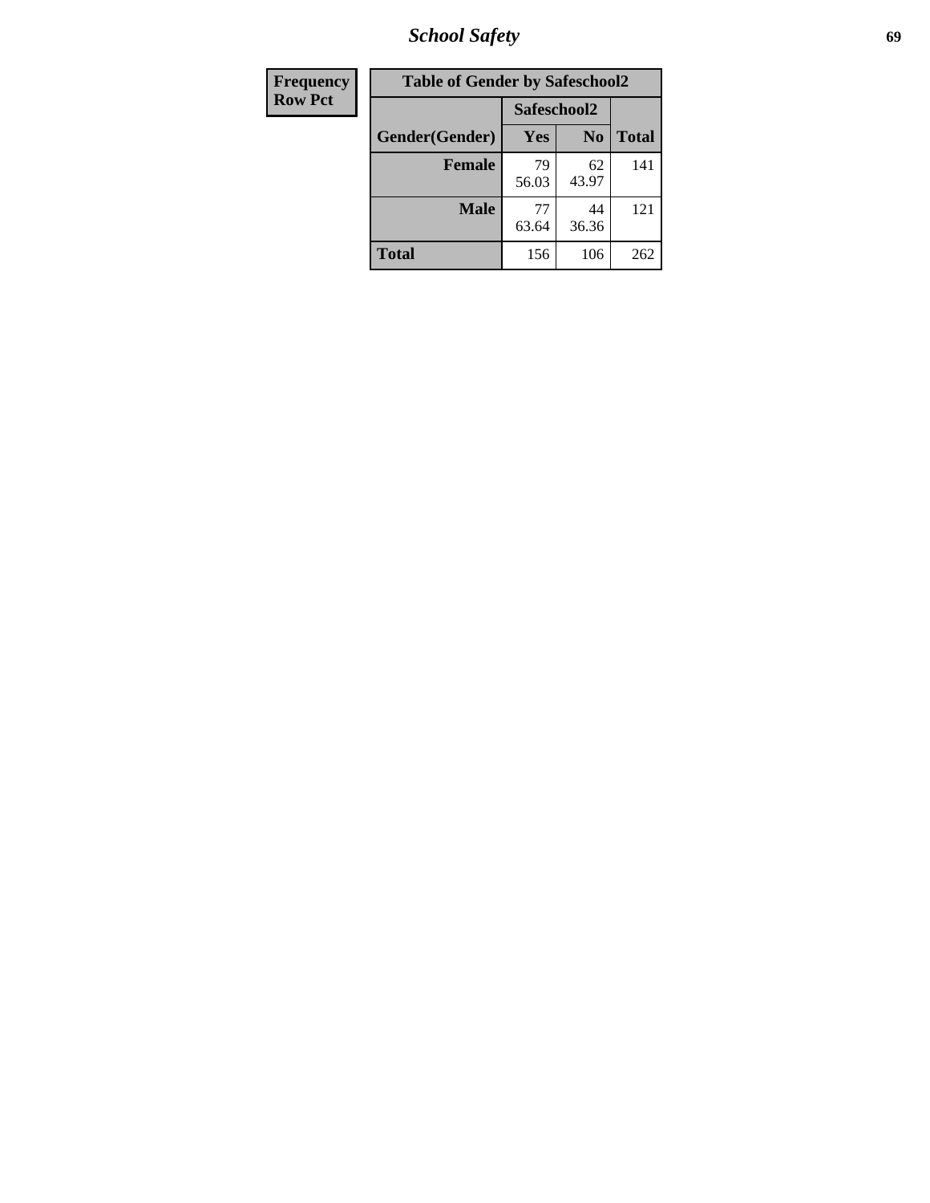| Frequency<br>Row Pct | | | |
|---|---|---|---|

**Table of Gender by Safeschool2**

| Gender(Gender) | Safeschool2 | | Total |
|---|---|---|---|
| | Yes | No | |
| **Female** | 79<br>56.03 | 62<br>43.97 | 141 |
| **Male** | 77<br>63.64 | 44<br>36.36 | 121 |
| **Total** | 156 | 106 | 262 |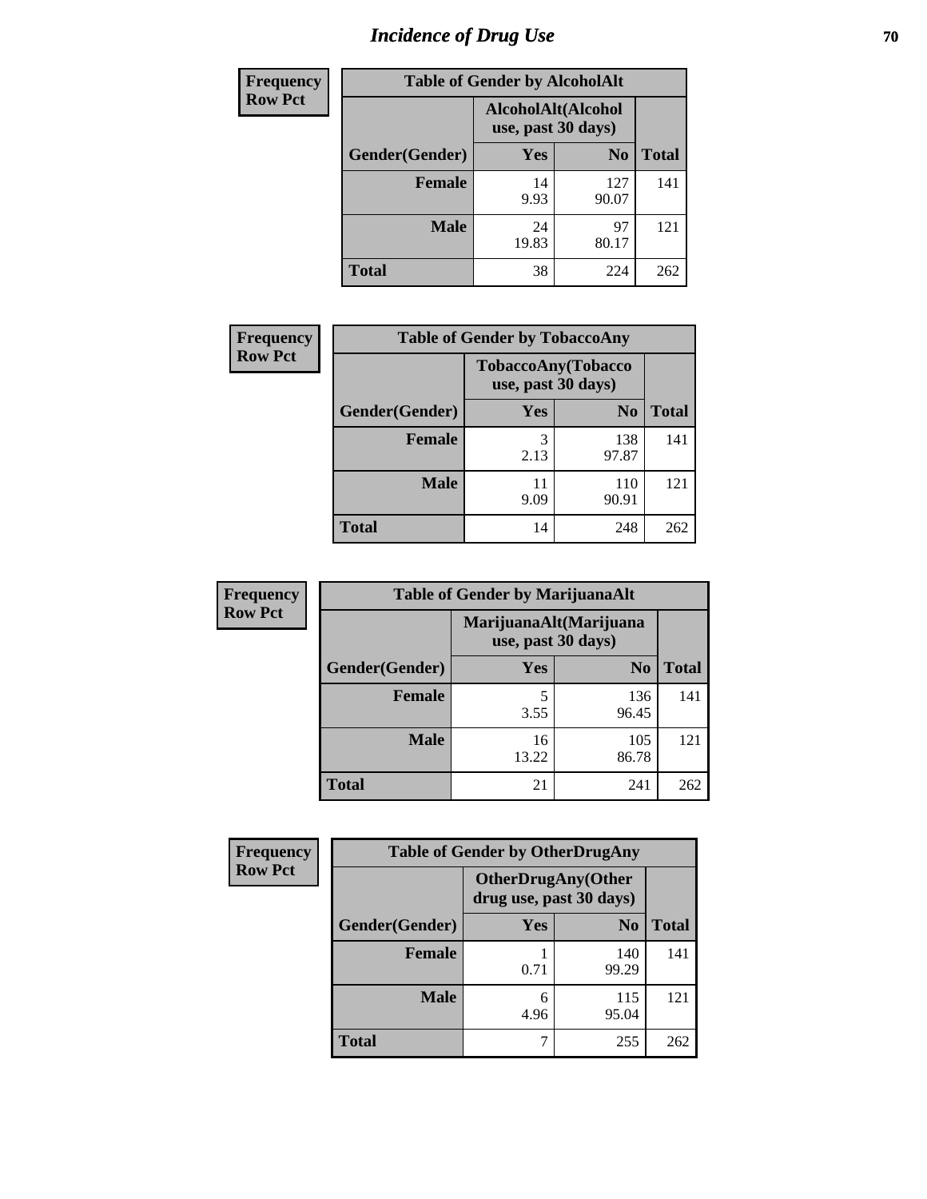# Incidence of Drug Use

**Frequency**
**Row Pct**

| Table of Gender by AlcoholAlt | | | |
|---|---|---|---|
| | AlcoholAlt(Alcohol use, past 30 days) | | |
| Gender(Gender) | Yes | No | Total |
| Female | 14<br>9.93 | 127<br>90.07 | 141 |
| Male | 24<br>19.83 | 97<br>80.17 | 121 |
| Total | 38 | 224 | 262 |

**Frequency**
**Row Pct**

| Table of Gender by TobaccoAny | | | |
|---|---|---|---|
| | TobaccoAny(Tobacco use, past 30 days) | | |
| Gender(Gender) | Yes | No | Total |
| Female | 3<br>2.13 | 138<br>97.87 | 141 |
| Male | 11<br>9.09 | 110<br>90.91 | 121 |
| Total | 14 | 248 | 262 |

**Frequency**
**Row Pct**

| Table of Gender by MarijuanaAlt | | | |
|---|---|---|---|
| | MarijuanaAlt(Marijuana use, past 30 days) | | |
| Gender(Gender) | Yes | No | Total |
| Female | 5<br>3.55 | 136<br>96.45 | 141 |
| Male | 16<br>13.22 | 105<br>86.78 | 121 |
| Total | 21 | 241 | 262 |

**Frequency**
**Row Pct**

| Table of Gender by OtherDrugAny | | | |
|---|---|---|---|
| | OtherDrugAny(Other drug use, past 30 days) | | |
| Gender(Gender) | Yes | No | Total |
| Female | 1<br>0.71 | 140<br>99.29 | 141 |
| Male | 6<br>4.96 | 115<br>95.04 | 121 |
| Total | 7 | 255 | 262 |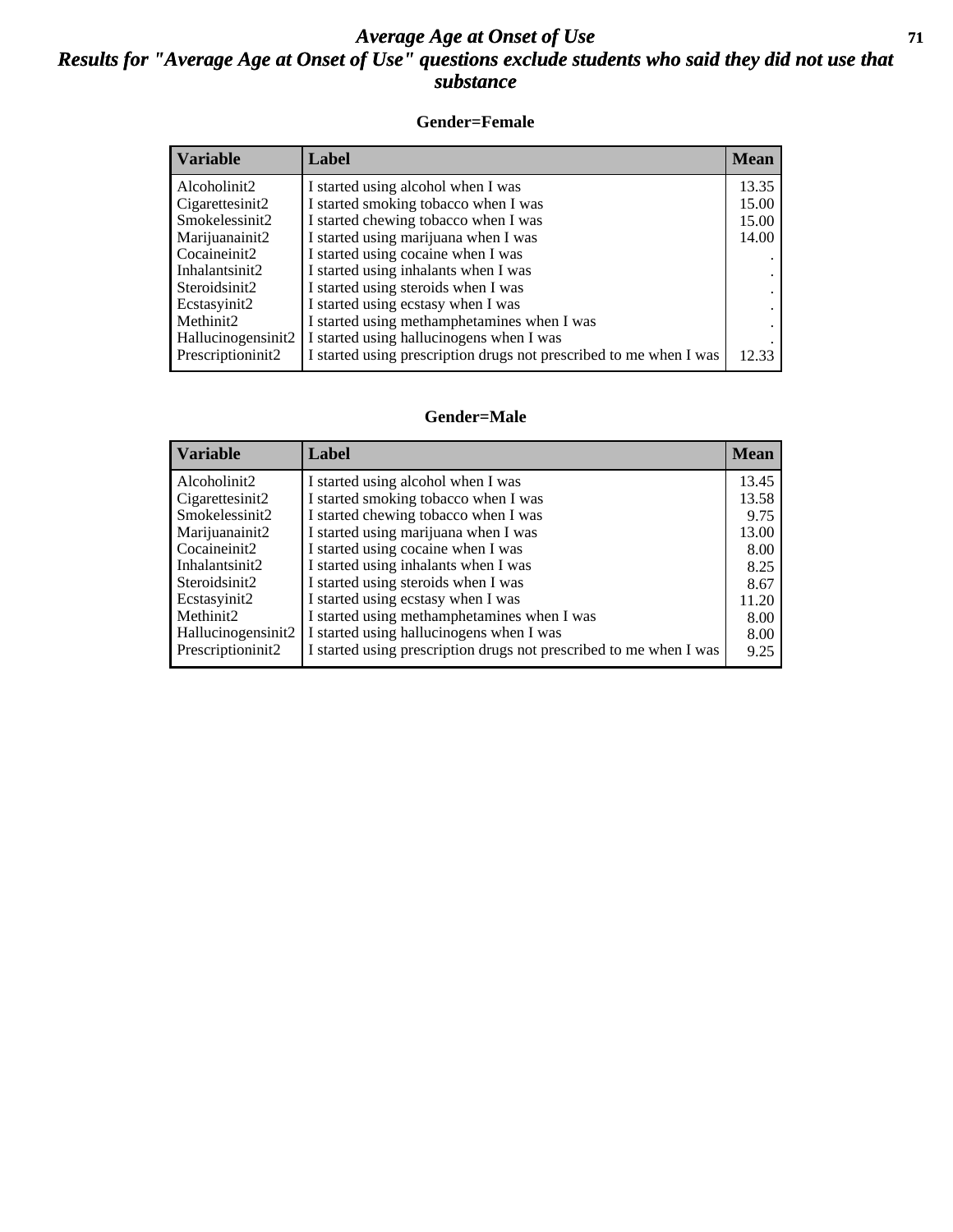# Average Age at Onset of Use
## Results for "Average Age at Onset of Use" questions exclude students who said they did not use that substance

### Gender=Female

| Variable | Label | Mean |
|---|---|---|
| Alcoholinit2 | I started using alcohol when I was | 13.35 |
| Cigarettesinit2 | I started smoking tobacco when I was | 15.00 |
| Smokelessinit2 | I started chewing tobacco when I was | 15.00 |
| Marijuanainit2 | I started using marijuana when I was | 14.00 |
| Cocaineinit2 | I started using cocaine when I was | . |
| Inhalantsinit2 | I started using inhalants when I was | . |
| Steroidsinit2 | I started using steroids when I was | . |
| Ecstasyinit2 | I started using ecstasy when I was | . |
| Methinit2 | I started using methamphetamines when I was | . |
| Hallucinogensinit2 | I started using hallucinogens when I was | . |
| Prescriptioninit2 | I started using prescription drugs not prescribed to me when I was | 12.33 |

### Gender=Male

| Variable | Label | Mean |
|---|---|---|
| Alcoholinit2 | I started using alcohol when I was | 13.45 |
| Cigarettesinit2 | I started smoking tobacco when I was | 13.58 |
| Smokelessinit2 | I started chewing tobacco when I was | 9.75 |
| Marijuanainit2 | I started using marijuana when I was | 13.00 |
| Cocaineinit2 | I started using cocaine when I was | 8.00 |
| Inhalantsinit2 | I started using inhalants when I was | 8.25 |
| Steroidsinit2 | I started using steroids when I was | 8.67 |
| Ecstasyinit2 | I started using ecstasy when I was | 11.20 |
| Methinit2 | I started using methamphetamines when I was | 8.00 |
| Hallucinogensinit2 | I started using hallucinogens when I was | 8.00 |
| Prescriptioninit2 | I started using prescription drugs not prescribed to me when I was | 9.25 |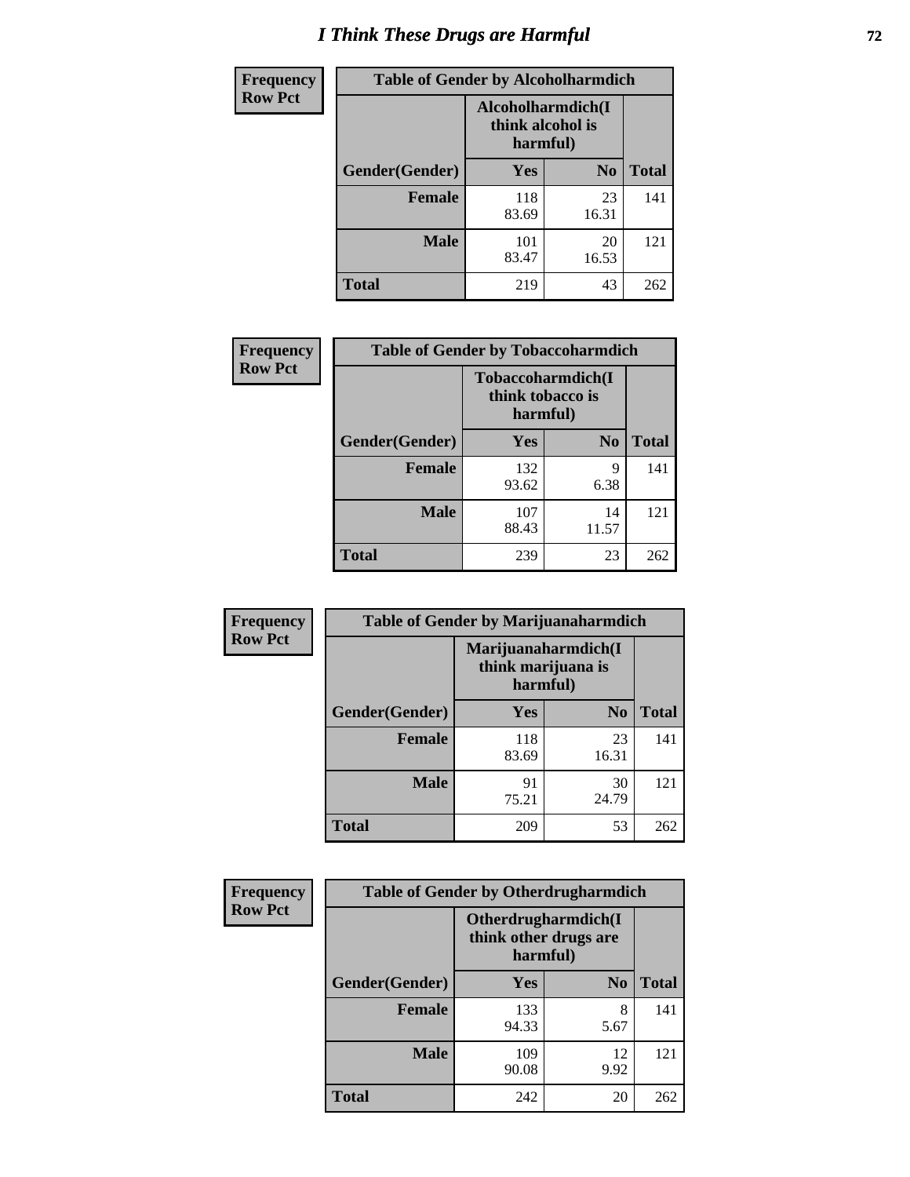# I Think These Drugs are Harmful

**Frequency**
**Row Pct**

| Table of Gender by Alcoholharmdich | | | |
|---|---|---|---|
| | Alcoholharmdich(I think alcohol is harmful) | | |
| Gender(Gender) | Yes | No | Total |
| Female | 118<br>83.69 | 23<br>16.31 | 141 |
| Male | 101<br>83.47 | 20<br>16.53 | 121 |
| Total | 219 | 43 | 262 |

**Frequency**
**Row Pct**

| Table of Gender by Tobaccoharmdich | | | |
|---|---|---|---|
| | Tobaccoharmdich(I think tobacco is harmful) | | |
| Gender(Gender) | Yes | No | Total |
| Female | 132<br>93.62 | 9<br>6.38 | 141 |
| Male | 107<br>88.43 | 14<br>11.57 | 121 |
| Total | 239 | 23 | 262 |

**Frequency**
**Row Pct**

| Table of Gender by Marijuanaharmdich | | | |
|---|---|---|---|
| | Marijuanaharmdich(I think marijuana is harmful) | | |
| Gender(Gender) | Yes | No | Total |
| Female | 118<br>83.69 | 23<br>16.31 | 141 |
| Male | 91<br>75.21 | 30<br>24.79 | 121 |
| Total | 209 | 53 | 262 |

**Frequency**
**Row Pct**

| Table of Gender by Otherdrugharmdich | | | |
|---|---|---|---|
| | Otherdrugharmdich(I think other drugs are harmful) | | |
| Gender(Gender) | Yes | No | Total |
| Female | 133<br>94.33 | 8<br>5.67 | 141 |
| Male | 109<br>90.08 | 12<br>9.92 | 121 |
| Total | 242 | 20 | 262 |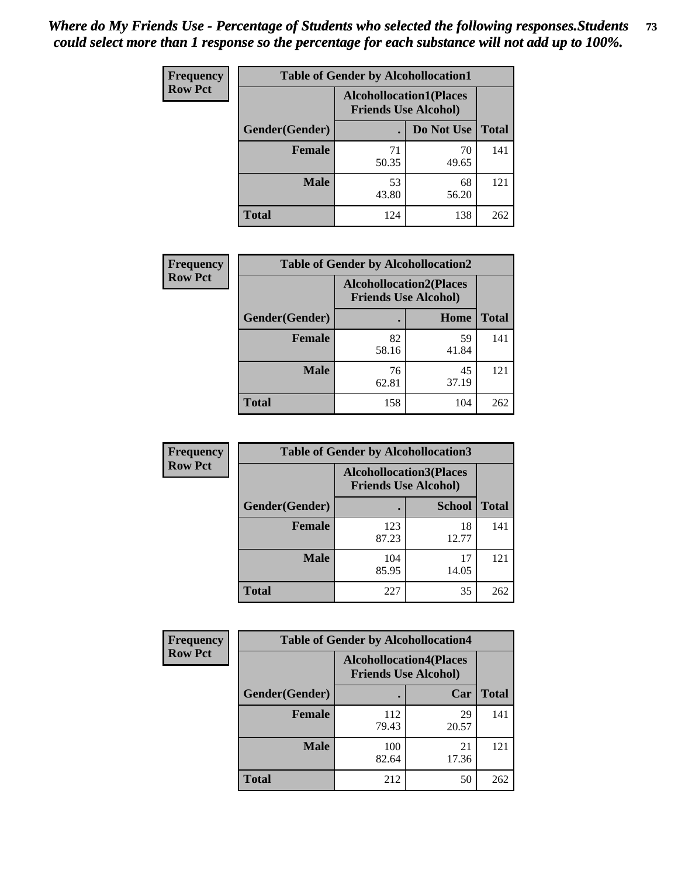*Where do My Friends Use - Percentage of Students who selected the following responses.Students could select more than 1 response so the percentage for each substance will not add up to 100%.*

**Frequency**
**Row Pct**

| Table of Gender by Alcohollocation1 | | | |
|---|---|---|---|
| | Alcohollocation1(Places Friends Use Alcohol) | | |
| Gender(Gender) | . | Do Not Use | Total |
| **Female** | 71<br>50.35 | 70<br>49.65 | 141 |
| **Male** | 53<br>43.80 | 68<br>56.20 | 121 |
| **Total** | 124 | 138 | 262 |

**Frequency**
**Row Pct**

| Table of Gender by Alcohollocation2 | | | |
|---|---|---|---|
| | Alcohollocation2(Places Friends Use Alcohol) | | |
| Gender(Gender) | . | Home | Total |
| **Female** | 82<br>58.16 | 59<br>41.84 | 141 |
| **Male** | 76<br>62.81 | 45<br>37.19 | 121 |
| **Total** | 158 | 104 | 262 |

**Frequency**
**Row Pct**

| Table of Gender by Alcohollocation3 | | | |
|---|---|---|---|
| | Alcohollocation3(Places Friends Use Alcohol) | | |
| Gender(Gender) | . | School | Total |
| **Female** | 123<br>87.23 | 18<br>12.77 | 141 |
| **Male** | 104<br>85.95 | 17<br>14.05 | 121 |
| **Total** | 227 | 35 | 262 |

**Frequency**
**Row Pct**

| Table of Gender by Alcohollocation4 | | | |
|---|---|---|---|
| | Alcohollocation4(Places Friends Use Alcohol) | | |
| Gender(Gender) | . | Car | Total |
| **Female** | 112<br>79.43 | 29<br>20.57 | 141 |
| **Male** | 100<br>82.64 | 21<br>17.36 | 121 |
| **Total** | 212 | 50 | 262 |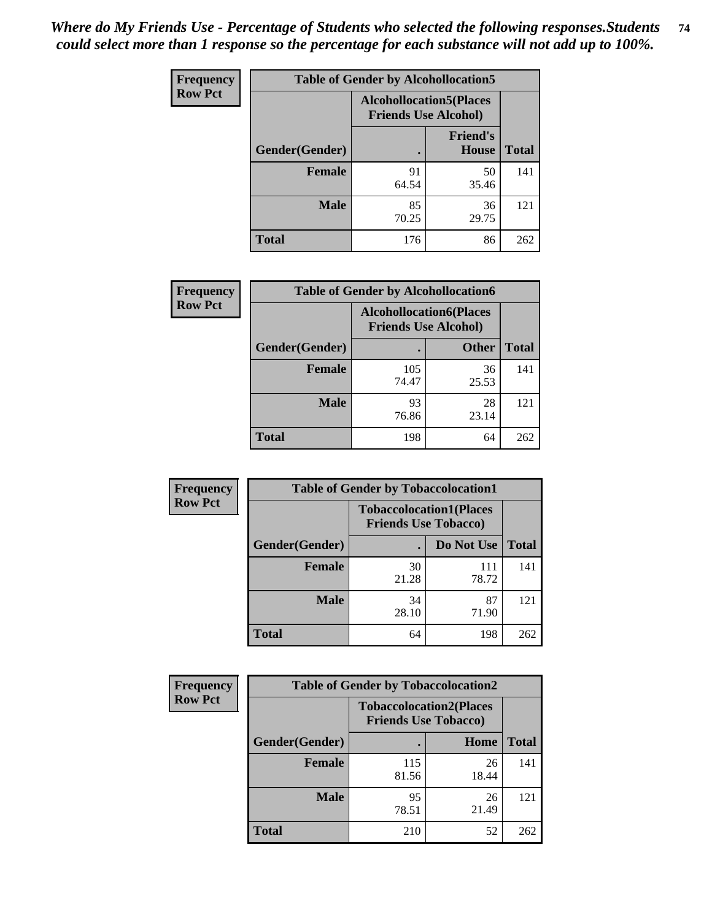*Where do My Friends Use - Percentage of Students who selected the following responses.Students could select more than 1 response so the percentage for each substance will not add up to 100%.*

**Frequency**
**Row Pct**

| Table of Gender by Alcohollocation5 | | | |
|---|---|---|---|
| | Alcohollocation5(Places Friends Use Alcohol) | | |
| Gender(Gender) | . | Friend's House | Total |
| **Female** | 91<br>64.54 | 50<br>35.46 | 141 |
| **Male** | 85<br>70.25 | 36<br>29.75 | 121 |
| **Total** | 176 | 86 | 262 |

**Frequency**
**Row Pct**

| Table of Gender by Alcohollocation6 | | | |
|---|---|---|---|
| | Alcohollocation6(Places Friends Use Alcohol) | | |
| Gender(Gender) | . | Other | Total |
| **Female** | 105<br>74.47 | 36<br>25.53 | 141 |
| **Male** | 93<br>76.86 | 28<br>23.14 | 121 |
| **Total** | 198 | 64 | 262 |

**Frequency**
**Row Pct**

| Table of Gender by Tobaccolocation1 | | | |
|---|---|---|---|
| | Tobaccolocation1(Places Friends Use Tobacco) | | |
| Gender(Gender) | . | Do Not Use | Total |
| **Female** | 30<br>21.28 | 111<br>78.72 | 141 |
| **Male** | 34<br>28.10 | 87<br>71.90 | 121 |
| **Total** | 64 | 198 | 262 |

**Frequency**
**Row Pct**

| Table of Gender by Tobaccolocation2 | | | |
|---|---|---|---|
| | Tobaccolocation2(Places Friends Use Tobacco) | | |
| Gender(Gender) | . | Home | Total |
| **Female** | 115<br>81.56 | 26<br>18.44 | 141 |
| **Male** | 95<br>78.51 | 26<br>21.49 | 121 |
| **Total** | 210 | 52 | 262 |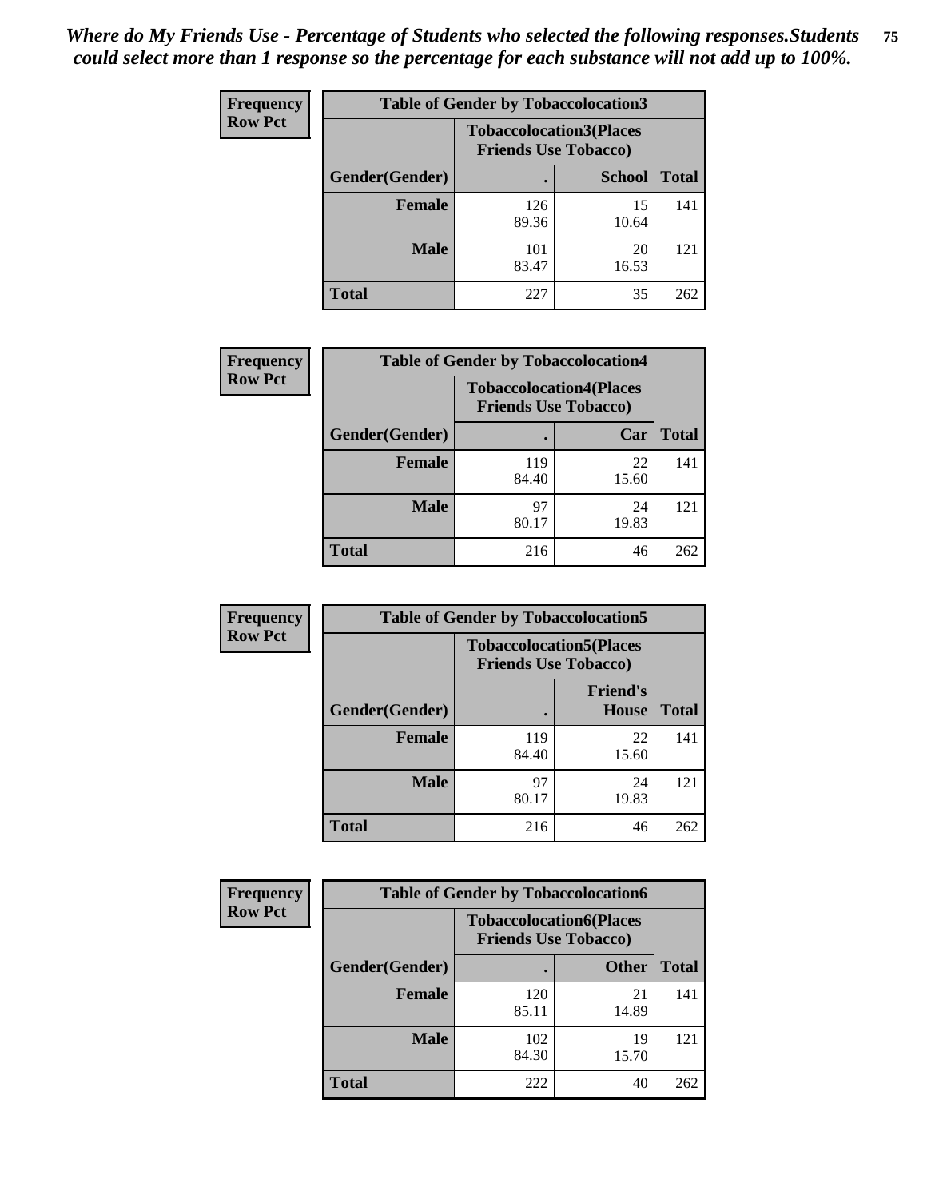*Where do My Friends Use - Percentage of Students who selected the following responses.Students could select more than 1 response so the percentage for each substance will not add up to 100%.*

**Frequency**
**Row Pct**

| Table of Gender by Tobaccolocation3 | | | |
|---|---|---|---|
| | Tobaccolocation3(Places Friends Use Tobacco) | | |
| Gender(Gender) | . | School | Total |
| Female | 126<br>89.36 | 15<br>10.64 | 141 |
| Male | 101<br>83.47 | 20<br>16.53 | 121 |
| Total | 227 | 35 | 262 |

**Frequency**
**Row Pct**

| Table of Gender by Tobaccolocation4 | | | |
|---|---|---|---|
| | Tobaccolocation4(Places Friends Use Tobacco) | | |
| Gender(Gender) | . | Car | Total |
| Female | 119<br>84.40 | 22<br>15.60 | 141 |
| Male | 97<br>80.17 | 24<br>19.83 | 121 |
| Total | 216 | 46 | 262 |

**Frequency**
**Row Pct**

| Table of Gender by Tobaccolocation5 | | | |
|---|---|---|---|
| | Tobaccolocation5(Places Friends Use Tobacco) | | |
| Gender(Gender) | . | Friend's House | Total |
| Female | 119<br>84.40 | 22<br>15.60 | 141 |
| Male | 97<br>80.17 | 24<br>19.83 | 121 |
| Total | 216 | 46 | 262 |

**Frequency**
**Row Pct**

| Table of Gender by Tobaccolocation6 | | | |
|---|---|---|---|
| | Tobaccolocation6(Places Friends Use Tobacco) | | |
| Gender(Gender) | . | Other | Total |
| Female | 120<br>85.11 | 21<br>14.89 | 141 |
| Male | 102<br>84.30 | 19<br>15.70 | 121 |
| Total | 222 | 40 | 262 |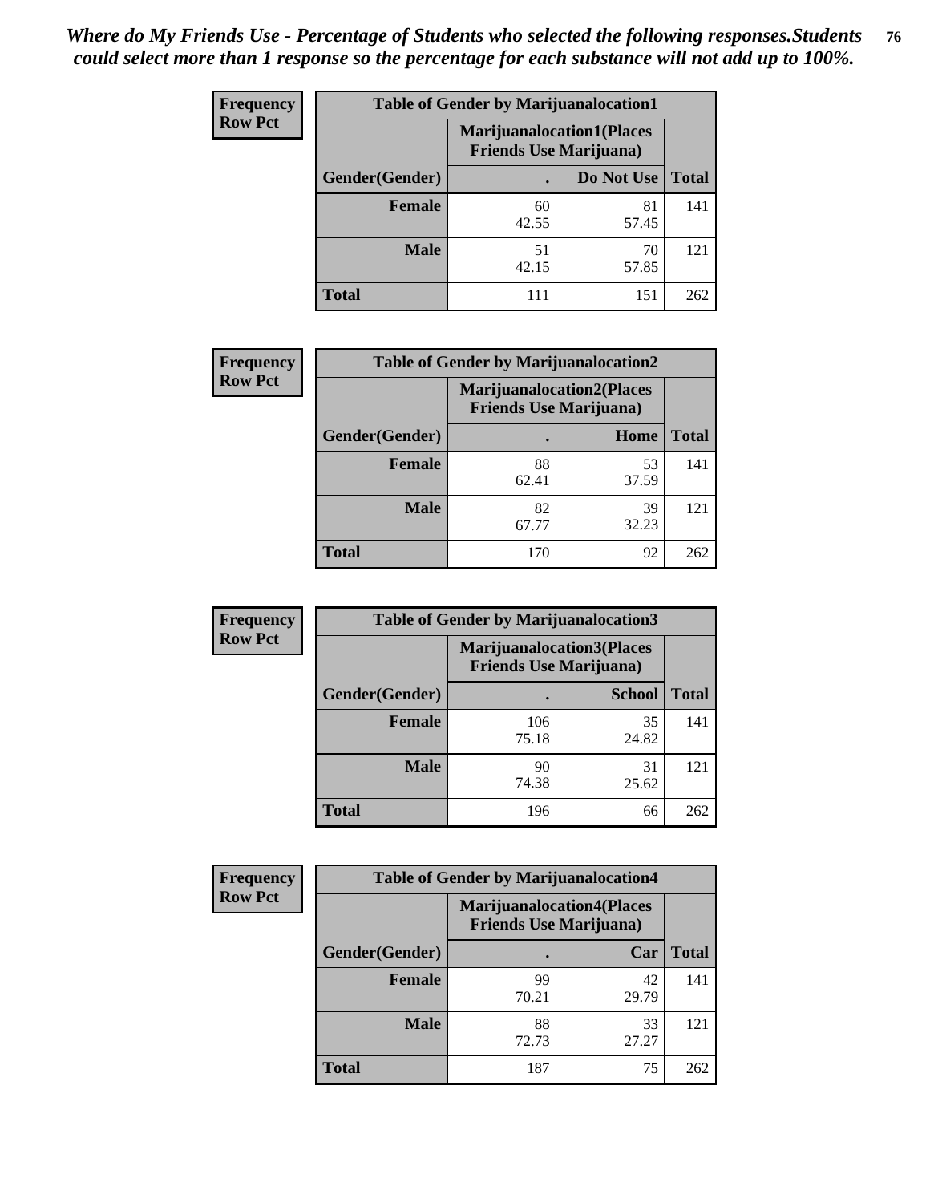*Where do My Friends Use - Percentage of Students who selected the following responses.Students could select more than 1 response so the percentage for each substance will not add up to 100%.*

| Frequency Row Pct | Table of Gender by Marijuanalocation1 | | |
|---|---|---|---|
| | Marijuanalocation1(Places Friends Use Marijuana) | | |
| Gender(Gender) | . | Do Not Use | Total |
| Female | 60<br>42.55 | 81<br>57.45 | 141 |
| Male | 51<br>42.15 | 70<br>57.85 | 121 |
| Total | 111 | 151 | 262 |

| Frequency Row Pct | Table of Gender by Marijuanalocation2 | | |
|---|---|---|---|
| | Marijuanalocation2(Places Friends Use Marijuana) | | |
| Gender(Gender) | . | Home | Total |
| Female | 88<br>62.41 | 53<br>37.59 | 141 |
| Male | 82<br>67.77 | 39<br>32.23 | 121 |
| Total | 170 | 92 | 262 |

| Frequency Row Pct | Table of Gender by Marijuanalocation3 | | |
|---|---|---|---|
| | Marijuanalocation3(Places Friends Use Marijuana) | | |
| Gender(Gender) | . | School | Total |
| Female | 106<br>75.18 | 35<br>24.82 | 141 |
| Male | 90<br>74.38 | 31<br>25.62 | 121 |
| Total | 196 | 66 | 262 |

| Frequency Row Pct | Table of Gender by Marijuanalocation4 | | |
|---|---|---|---|
| | Marijuanalocation4(Places Friends Use Marijuana) | | |
| Gender(Gender) | . | Car | Total |
| Female | 99<br>70.21 | 42<br>29.79 | 141 |
| Male | 88<br>72.73 | 33<br>27.27 | 121 |
| Total | 187 | 75 | 262 |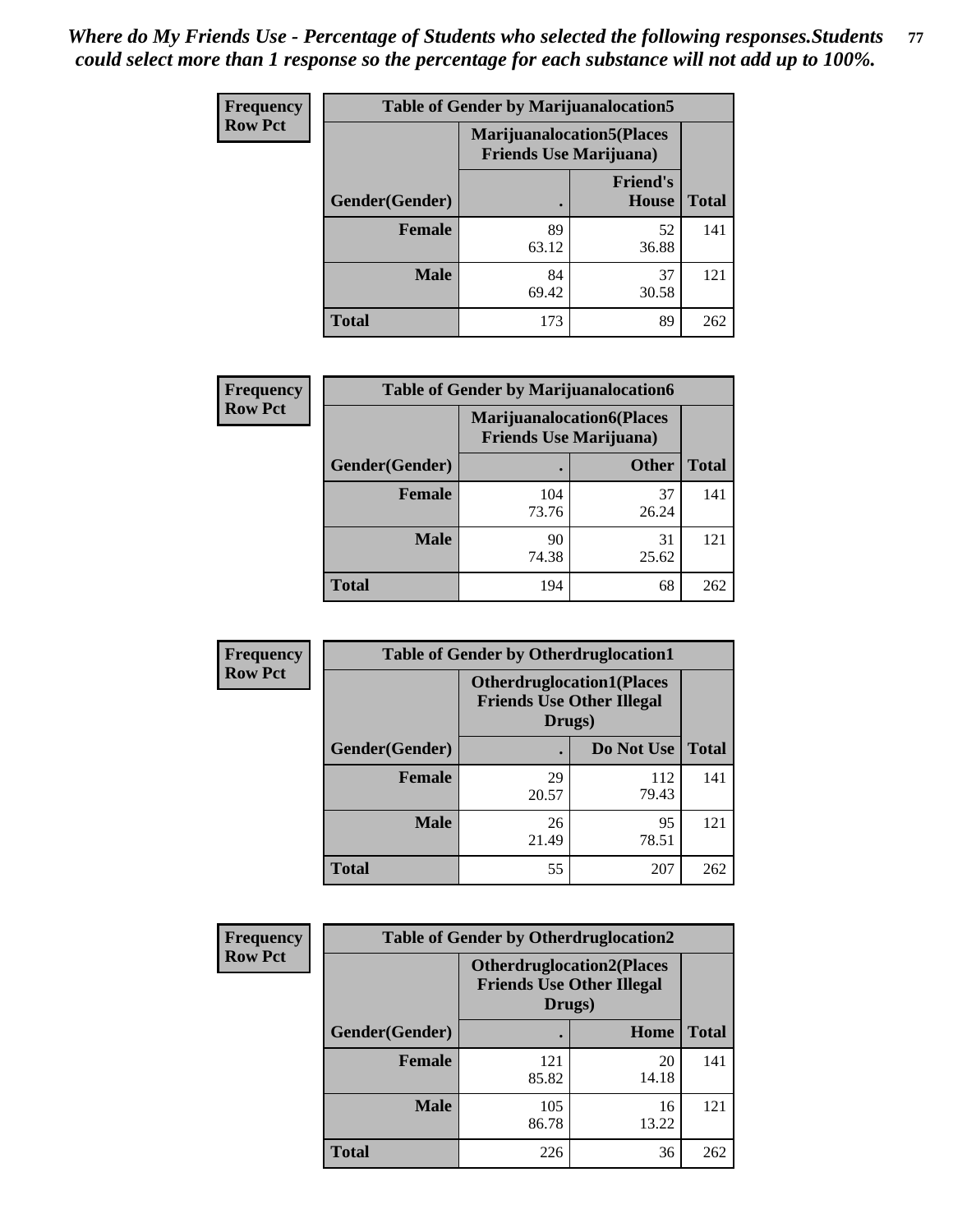*Where do My Friends Use - Percentage of Students who selected the following responses.Students could select more than 1 response so the percentage for each substance will not add up to 100%.*

**Frequency**
**Row Pct**

| Table of Gender by Marijuanalocation5 | | | |
|---|---|---|---|
| | Marijuanalocation5(Places Friends Use Marijuana) | | |
| Gender(Gender) | . | Friend's House | Total |
| **Female** | 89<br>63.12 | 52<br>36.88 | 141 |
| **Male** | 84<br>69.42 | 37<br>30.58 | 121 |
| **Total** | 173 | 89 | 262 |

**Frequency**
**Row Pct**

| Table of Gender by Marijuanalocation6 | | | |
|---|---|---|---|
| | Marijuanalocation6(Places Friends Use Marijuana) | | |
| Gender(Gender) | . | Other | Total |
| **Female** | 104<br>73.76 | 37<br>26.24 | 141 |
| **Male** | 90<br>74.38 | 31<br>25.62 | 121 |
| **Total** | 194 | 68 | 262 |

**Frequency**
**Row Pct**

| Table of Gender by Otherdruglocation1 | | | |
|---|---|---|---|
| | Otherdruglocation1(Places Friends Use Other Illegal Drugs) | | |
| Gender(Gender) | . | Do Not Use | Total |
| **Female** | 29<br>20.57 | 112<br>79.43 | 141 |
| **Male** | 26<br>21.49 | 95<br>78.51 | 121 |
| **Total** | 55 | 207 | 262 |

**Frequency**
**Row Pct**

| Table of Gender by Otherdruglocation2 | | | |
|---|---|---|---|
| | Otherdruglocation2(Places Friends Use Other Illegal Drugs) | | |
| Gender(Gender) | . | Home | Total |
| **Female** | 121<br>85.82 | 20<br>14.18 | 141 |
| **Male** | 105<br>86.78 | 16<br>13.22 | 121 |
| **Total** | 226 | 36 | 262 |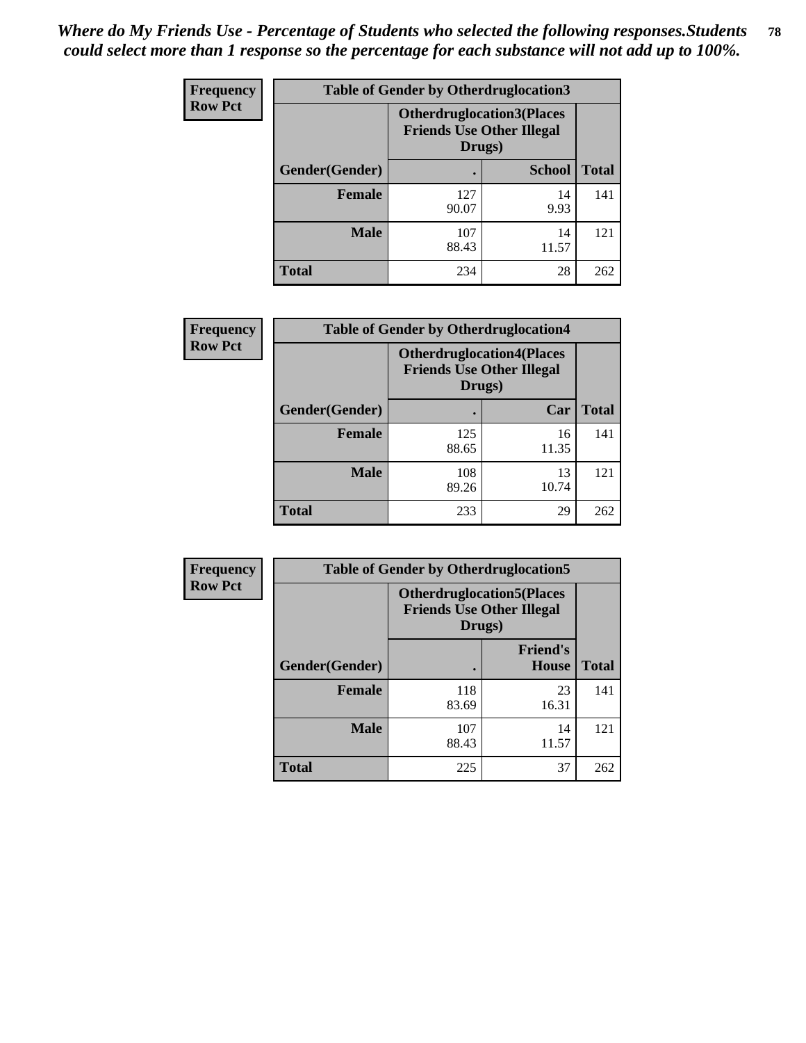*Where do My Friends Use - Percentage of Students who selected the following responses.Students could select more than 1 response so the percentage for each substance will not add up to 100%.*

**Frequency**
**Row Pct**

| Table of Gender by Otherdruglocation3 | | | |
|---|---|---|---|
| | Otherdruglocation3(Places Friends Use Other Illegal Drugs) | | |
| Gender(Gender) | . | School | Total |
| Female | 127<br>90.07 | 14<br>9.93 | 141 |
| Male | 107<br>88.43 | 14<br>11.57 | 121 |
| Total | 234 | 28 | 262 |

**Frequency**
**Row Pct**

| Table of Gender by Otherdruglocation4 | | | |
|---|---|---|---|
| | Otherdruglocation4(Places Friends Use Other Illegal Drugs) | | |
| Gender(Gender) | . | Car | Total |
| Female | 125<br>88.65 | 16<br>11.35 | 141 |
| Male | 108<br>89.26 | 13<br>10.74 | 121 |
| Total | 233 | 29 | 262 |

**Frequency**
**Row Pct**

| Table of Gender by Otherdruglocation5 | | | |
|---|---|---|---|
| | Otherdruglocation5(Places Friends Use Other Illegal Drugs) | | |
| Gender(Gender) | . | Friend's House | Total |
| Female | 118<br>83.69 | 23<br>16.31 | 141 |
| Male | 107<br>88.43 | 14<br>11.57 | 121 |
| Total | 225 | 37 | 262 |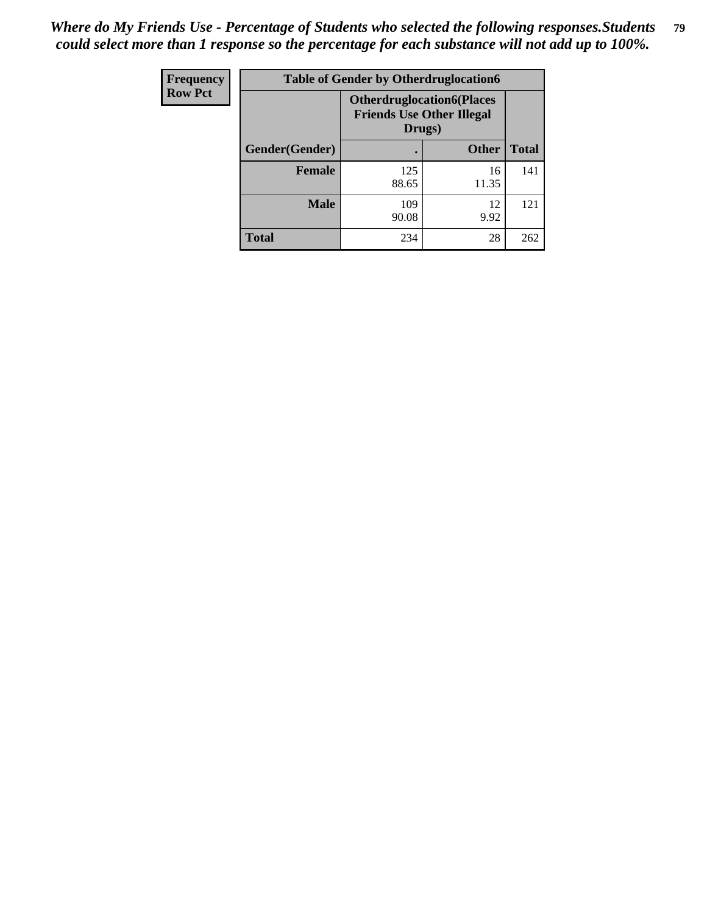*Where do My Friends Use - Percentage of Students who selected the following responses.Students could select more than 1 response so the percentage for each substance will not add up to 100%.*

| Frequency<br>Row Pct | Table of Gender by Otherdruglocation6 | | |
|---|---|---|---|
| | Otherdruglocation6(Places Friends Use Other Illegal Drugs) | | |
| Gender(Gender) | . | Other | Total |
| **Female** | 125<br>88.65 | 16<br>11.35 | 141 |
| **Male** | 109<br>90.08 | 12<br>9.92 | 121 |
| **Total** | 234 | 28 | 262 |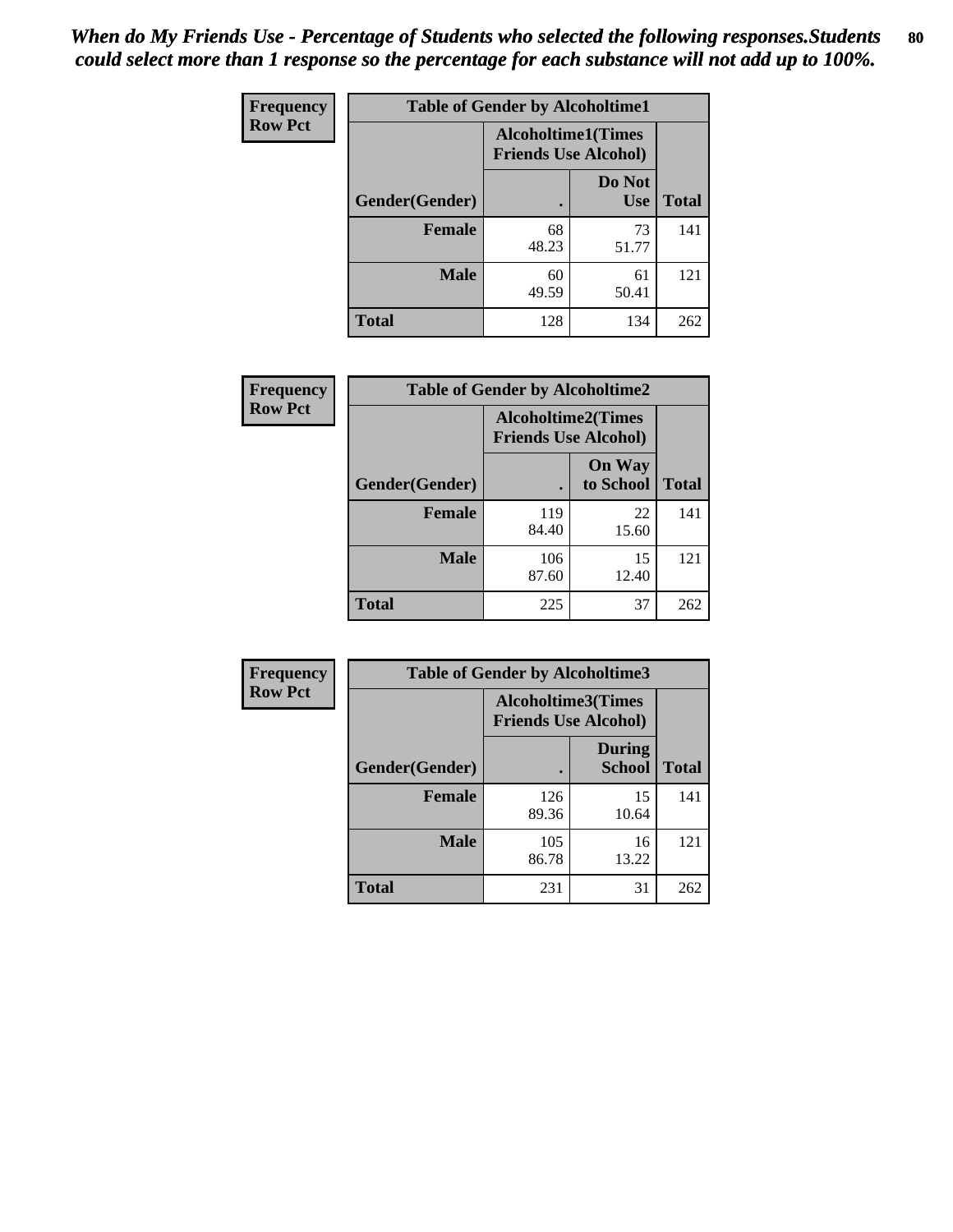*When do My Friends Use - Percentage of Students who selected the following responses.Students could select more than 1 response so the percentage for each substance will not add up to 100%.*

| Frequency<br>Row Pct | Table of Gender by Alcoholtime1 | | |
|---|---|---|---|
| | Alcoholtime1(Times Friends Use Alcohol) | | |
| Gender(Gender) | . | Do Not Use | Total |
| **Female** | 68<br>48.23 | 73<br>51.77 | 141 |
| **Male** | 60<br>49.59 | 61<br>50.41 | 121 |
| **Total** | 128 | 134 | 262 |

| Frequency<br>Row Pct | Table of Gender by Alcoholtime2 | | |
|---|---|---|---|
| | Alcoholtime2(Times Friends Use Alcohol) | | |
| Gender(Gender) | . | On Way to School | Total |
| **Female** | 119<br>84.40 | 22<br>15.60 | 141 |
| **Male** | 106<br>87.60 | 15<br>12.40 | 121 |
| **Total** | 225 | 37 | 262 |

| Frequency<br>Row Pct | Table of Gender by Alcoholtime3 | | |
|---|---|---|---|
| | Alcoholtime3(Times Friends Use Alcohol) | | |
| Gender(Gender) | . | During School | Total |
| **Female** | 126<br>89.36 | 15<br>10.64 | 141 |
| **Male** | 105<br>86.78 | 16<br>13.22 | 121 |
| **Total** | 231 | 31 | 262 |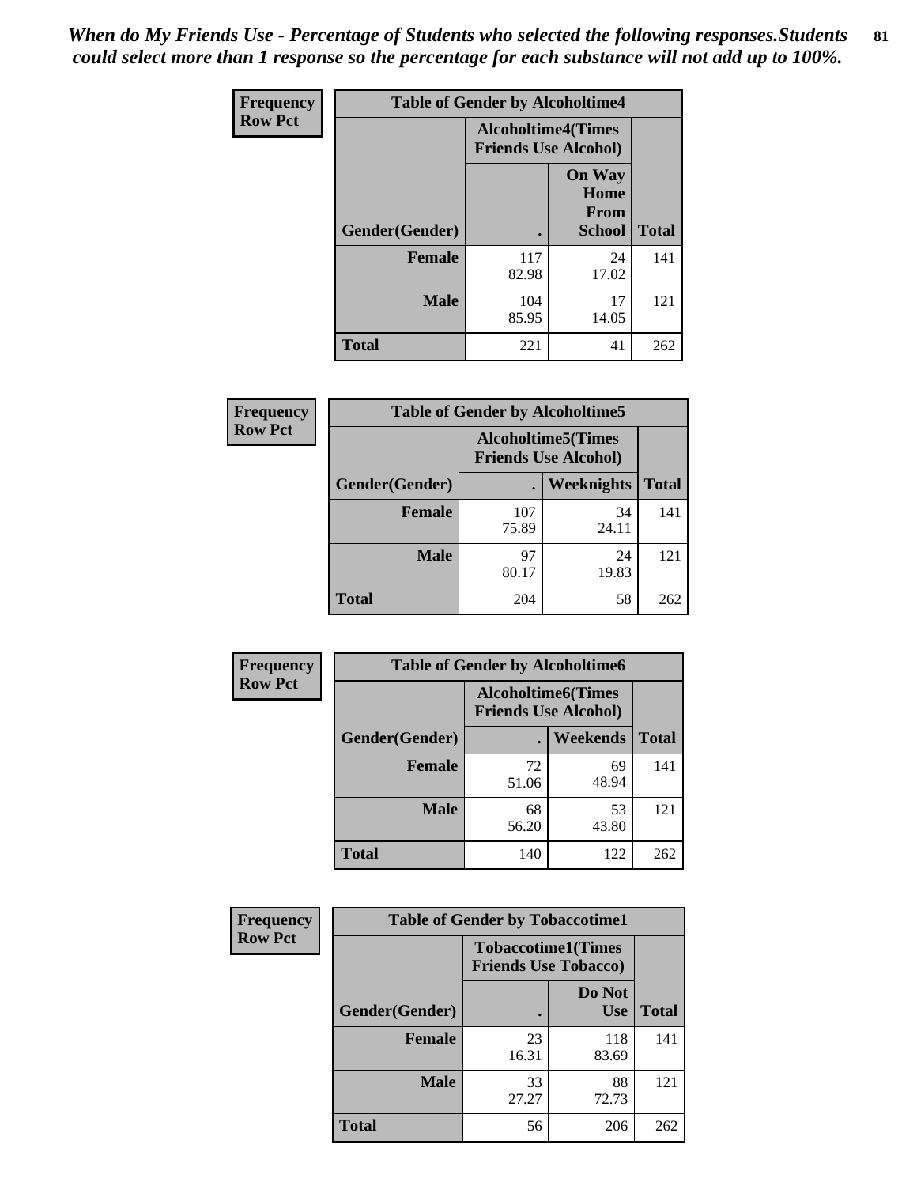*When do My Friends Use - Percentage of Students who selected the following responses.Students could select more than 1 response so the percentage for each substance will not add up to 100%.*

**Frequency**
**Row Pct**

| Table of Gender by Alcoholtime4 | | | |
|---|---|---|---|
| | Alcoholtime4(Times Friends Use Alcohol) | | |
| Gender(Gender) | . | On Way Home From School | Total |
| **Female** | 117<br>82.98 | 24<br>17.02 | 141 |
| **Male** | 104<br>85.95 | 17<br>14.05 | 121 |
| **Total** | 221 | 41 | 262 |

**Frequency**
**Row Pct**

| Table of Gender by Alcoholtime5 | | | |
|---|---|---|---|
| | Alcoholtime5(Times Friends Use Alcohol) | | |
| Gender(Gender) | . | Weeknights | Total |
| **Female** | 107<br>75.89 | 34<br>24.11 | 141 |
| **Male** | 97<br>80.17 | 24<br>19.83 | 121 |
| **Total** | 204 | 58 | 262 |

**Frequency**
**Row Pct**

| Table of Gender by Alcoholtime6 | | | |
|---|---|---|---|
| | Alcoholtime6(Times Friends Use Alcohol) | | |
| Gender(Gender) | . | Weekends | Total |
| **Female** | 72<br>51.06 | 69<br>48.94 | 141 |
| **Male** | 68<br>56.20 | 53<br>43.80 | 121 |
| **Total** | 140 | 122 | 262 |

**Frequency**
**Row Pct**

| Table of Gender by Tobaccotime1 | | | |
|---|---|---|---|
| | Tobaccotime1(Times Friends Use Tobacco) | | |
| Gender(Gender) | . | Do Not Use | Total |
| **Female** | 23<br>16.31 | 118<br>83.69 | 141 |
| **Male** | 33<br>27.27 | 88<br>72.73 | 121 |
| **Total** | 56 | 206 | 262 |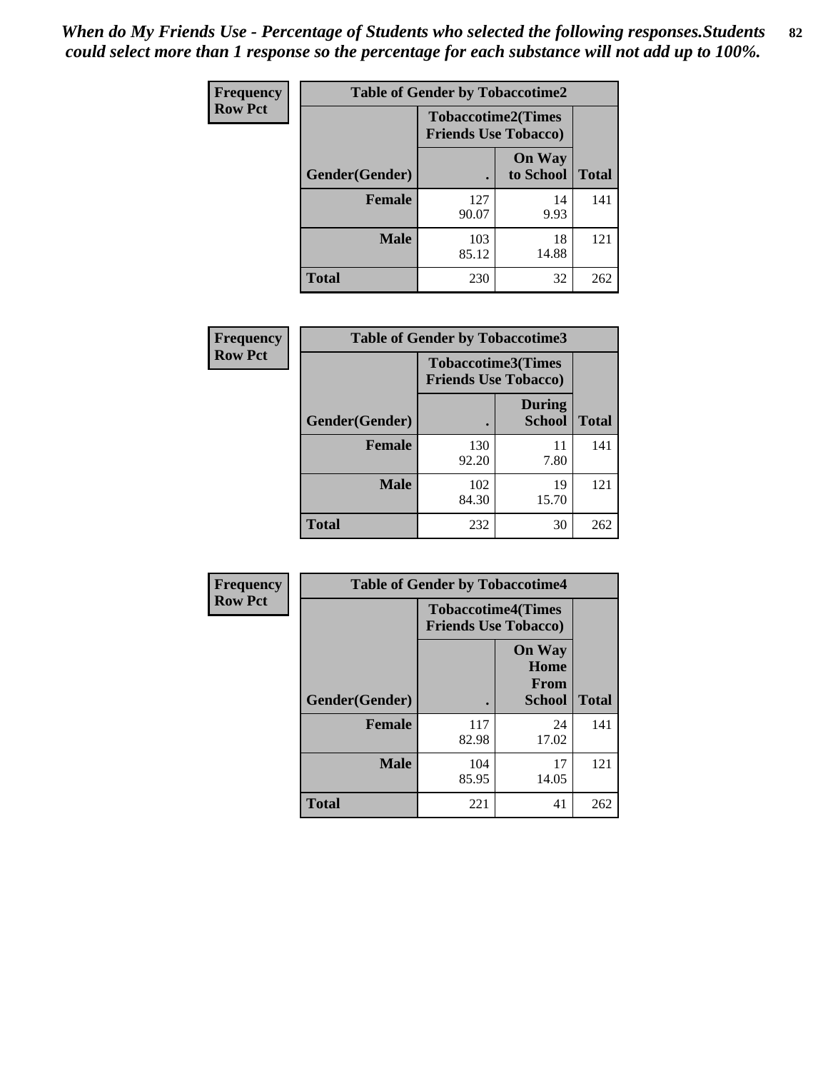*When do My Friends Use - Percentage of Students who selected the following responses.Students could select more than 1 response so the percentage for each substance will not add up to 100%.*

**Frequency**
**Row Pct**

| Table of Gender by Tobaccotime2 | | | |
|---|---|---|---|
| | Tobaccotime2(Times Friends Use Tobacco) | | |
| Gender(Gender) | . | On Way to School | Total |
| **Female** | 127<br>90.07 | 14<br>9.93 | 141 |
| **Male** | 103<br>85.12 | 18<br>14.88 | 121 |
| **Total** | 230 | 32 | 262 |

**Frequency**
**Row Pct**

| Table of Gender by Tobaccotime3 | | | |
|---|---|---|---|
| | Tobaccotime3(Times Friends Use Tobacco) | | |
| Gender(Gender) | . | During School | Total |
| **Female** | 130<br>92.20 | 11<br>7.80 | 141 |
| **Male** | 102<br>84.30 | 19<br>15.70 | 121 |
| **Total** | 232 | 30 | 262 |

**Frequency**
**Row Pct**

| Table of Gender by Tobaccotime4 | | | |
|---|---|---|---|
| | Tobaccotime4(Times Friends Use Tobacco) | | |
| Gender(Gender) | . | On Way Home From School | Total |
| **Female** | 117<br>82.98 | 24<br>17.02 | 141 |
| **Male** | 104<br>85.95 | 17<br>14.05 | 121 |
| **Total** | 221 | 41 | 262 |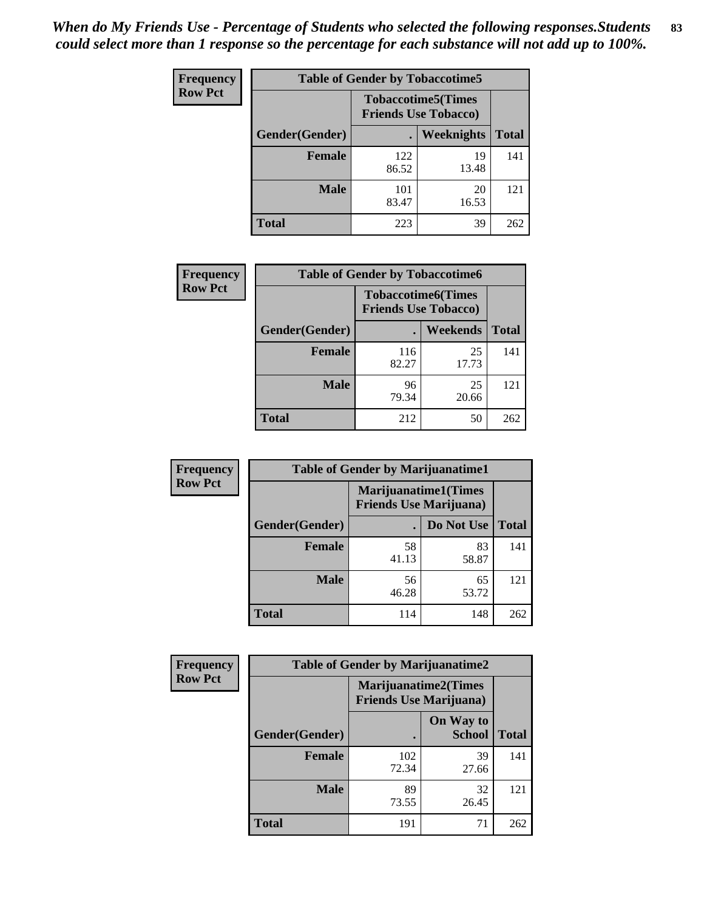*When do My Friends Use - Percentage of Students who selected the following responses.Students could select more than 1 response so the percentage for each substance will not add up to 100%.*

**Frequency**
**Row Pct**

| Table of Gender by Tobaccotime5 | | | |
|---|---|---|---|
| | Tobaccotime5(Times Friends Use Tobacco) | | |
| Gender(Gender) | . | Weeknights | Total |
| **Female** | 122<br>86.52 | 19<br>13.48 | 141 |
| **Male** | 101<br>83.47 | 20<br>16.53 | 121 |
| **Total** | 223 | 39 | 262 |

**Frequency**
**Row Pct**

| Table of Gender by Tobaccotime6 | | | |
|---|---|---|---|
| | Tobaccotime6(Times Friends Use Tobacco) | | |
| Gender(Gender) | . | Weekends | Total |
| **Female** | 116<br>82.27 | 25<br>17.73 | 141 |
| **Male** | 96<br>79.34 | 25<br>20.66 | 121 |
| **Total** | 212 | 50 | 262 |

**Frequency**
**Row Pct**

| Table of Gender by Marijuanatime1 | | | |
|---|---|---|---|
| | Marijuanatime1(Times Friends Use Marijuana) | | |
| Gender(Gender) | . | Do Not Use | Total |
| **Female** | 58<br>41.13 | 83<br>58.87 | 141 |
| **Male** | 56<br>46.28 | 65<br>53.72 | 121 |
| **Total** | 114 | 148 | 262 |

**Frequency**
**Row Pct**

| Table of Gender by Marijuanatime2 | | | |
|---|---|---|---|
| | Marijuanatime2(Times Friends Use Marijuana) | | |
| Gender(Gender) | . | On Way to School | Total |
| **Female** | 102<br>72.34 | 39<br>27.66 | 141 |
| **Male** | 89<br>73.55 | 32<br>26.45 | 121 |
| **Total** | 191 | 71 | 262 |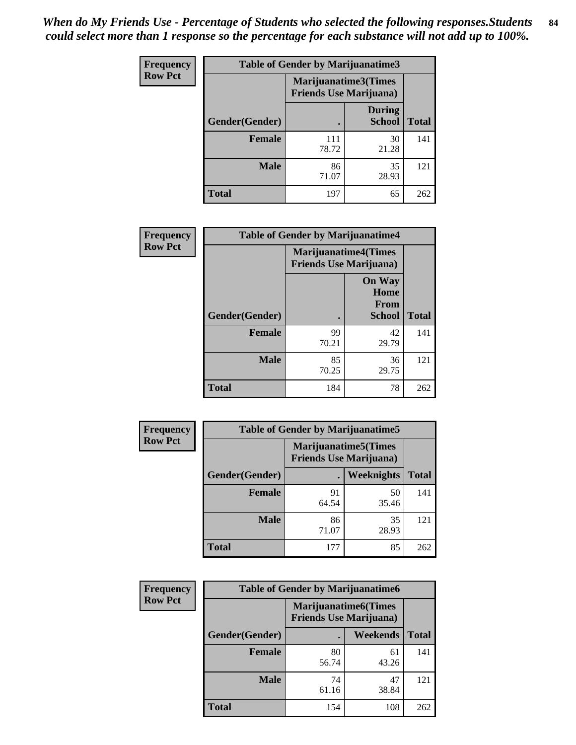*When do My Friends Use - Percentage of Students who selected the following responses.Students could select more than 1 response so the percentage for each substance will not add up to 100%.*

| Frequency Row Pct | Table of Gender by Marijuanatime3 | | |
|---|---|---|---|
| | Marijuanatime3(Times Friends Use Marijuana) | | |
| Gender(Gender) | . | During School | Total |
| Female | 111<br>78.72 | 30<br>21.28 | 141 |
| Male | 86<br>71.07 | 35<br>28.93 | 121 |
| Total | 197 | 65 | 262 |

| Frequency Row Pct | Table of Gender by Marijuanatime4 | | |
|---|---|---|---|
| | Marijuanatime4(Times Friends Use Marijuana) | | |
| Gender(Gender) | . | On Way Home From School | Total |
| Female | 99<br>70.21 | 42<br>29.79 | 141 |
| Male | 85<br>70.25 | 36<br>29.75 | 121 |
| Total | 184 | 78 | 262 |

| Frequency Row Pct | Table of Gender by Marijuanatime5 | | |
|---|---|---|---|
| | Marijuanatime5(Times Friends Use Marijuana) | | |
| Gender(Gender) | . | Weeknights | Total |
| Female | 91<br>64.54 | 50<br>35.46 | 141 |
| Male | 86<br>71.07 | 35<br>28.93 | 121 |
| Total | 177 | 85 | 262 |

| Frequency Row Pct | Table of Gender by Marijuanatime6 | | |
|---|---|---|---|
| | Marijuanatime6(Times Friends Use Marijuana) | | |
| Gender(Gender) | . | Weekends | Total |
| Female | 80<br>56.74 | 61<br>43.26 | 141 |
| Male | 74<br>61.16 | 47<br>38.84 | 121 |
| Total | 154 | 108 | 262 |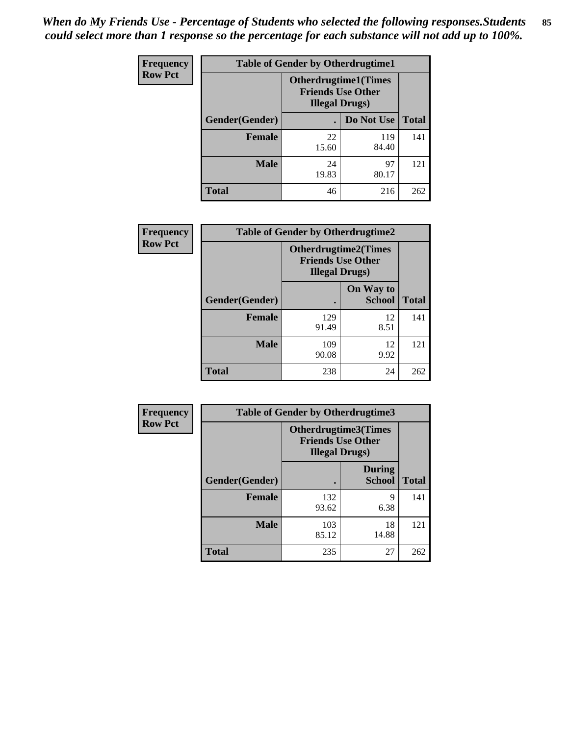*When do My Friends Use - Percentage of Students who selected the following responses.Students could select more than 1 response so the percentage for each substance will not add up to 100%.*

**Frequency**
**Row Pct**

| Table of Gender by Otherdrugtime1 | | | |
|---|---|---|---|
| | Otherdrugtime1(Times Friends Use Other Illegal Drugs) | | |
| Gender(Gender) | . | Do Not Use | Total |
| Female | 22<br>15.60 | 119<br>84.40 | 141 |
| Male | 24<br>19.83 | 97<br>80.17 | 121 |
| Total | 46 | 216 | 262 |

**Frequency**
**Row Pct**

| Table of Gender by Otherdrugtime2 | | | |
|---|---|---|---|
| | Otherdrugtime2(Times Friends Use Other Illegal Drugs) | | |
| Gender(Gender) | . | On Way to School | Total |
| Female | 129<br>91.49 | 12<br>8.51 | 141 |
| Male | 109<br>90.08 | 12<br>9.92 | 121 |
| Total | 238 | 24 | 262 |

**Frequency**
**Row Pct**

| Table of Gender by Otherdrugtime3 | | | |
|---|---|---|---|
| | Otherdrugtime3(Times Friends Use Other Illegal Drugs) | | |
| Gender(Gender) | . | During School | Total |
| Female | 132<br>93.62 | 9<br>6.38 | 141 |
| Male | 103<br>85.12 | 18<br>14.88 | 121 |
| Total | 235 | 27 | 262 |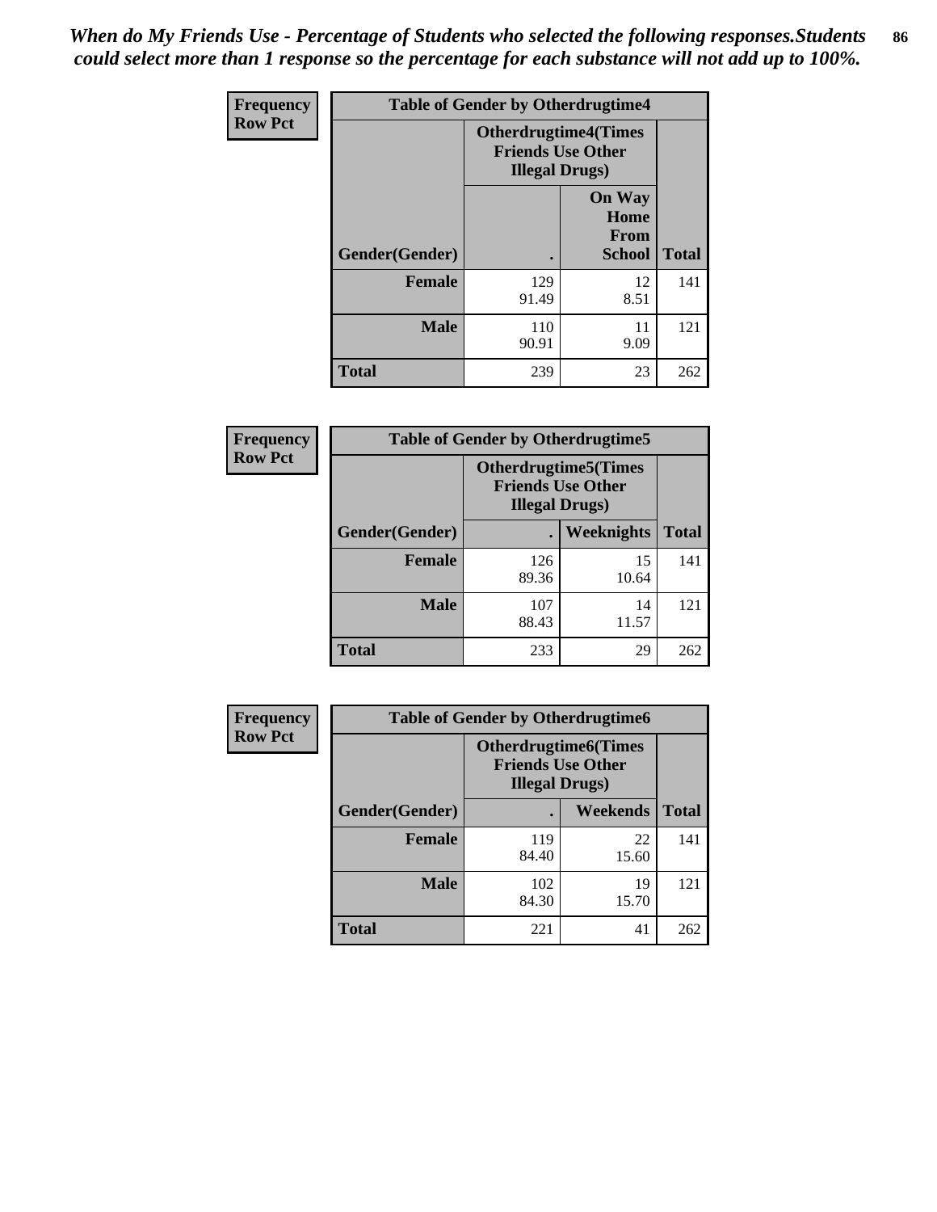*When do My Friends Use - Percentage of Students who selected the following responses.Students could select more than 1 response so the percentage for each substance will not add up to 100%.*

**Frequency / Row Pct**

| Table of Gender by Otherdrugtime4 | | | |
|---|---|---|---|
| | Otherdrugtime4(Times Friends Use Other Illegal Drugs) | | |
| Gender(Gender) | . | On Way Home From School | Total |
| Female | 129<br>91.49 | 12<br>8.51 | 141 |
| Male | 110<br>90.91 | 11<br>9.09 | 121 |
| Total | 239 | 23 | 262 |

**Frequency / Row Pct**

| Table of Gender by Otherdrugtime5 | | | |
|---|---|---|---|
| | Otherdrugtime5(Times Friends Use Other Illegal Drugs) | | |
| Gender(Gender) | . | Weeknights | Total |
| Female | 126<br>89.36 | 15<br>10.64 | 141 |
| Male | 107<br>88.43 | 14<br>11.57 | 121 |
| Total | 233 | 29 | 262 |

**Frequency / Row Pct**

| Table of Gender by Otherdrugtime6 | | | |
|---|---|---|---|
| | Otherdrugtime6(Times Friends Use Other Illegal Drugs) | | |
| Gender(Gender) | . | Weekends | Total |
| Female | 119<br>84.40 | 22<br>15.60 | 141 |
| Male | 102<br>84.30 | 19<br>15.70 | 121 |
| Total | 221 | 41 | 262 |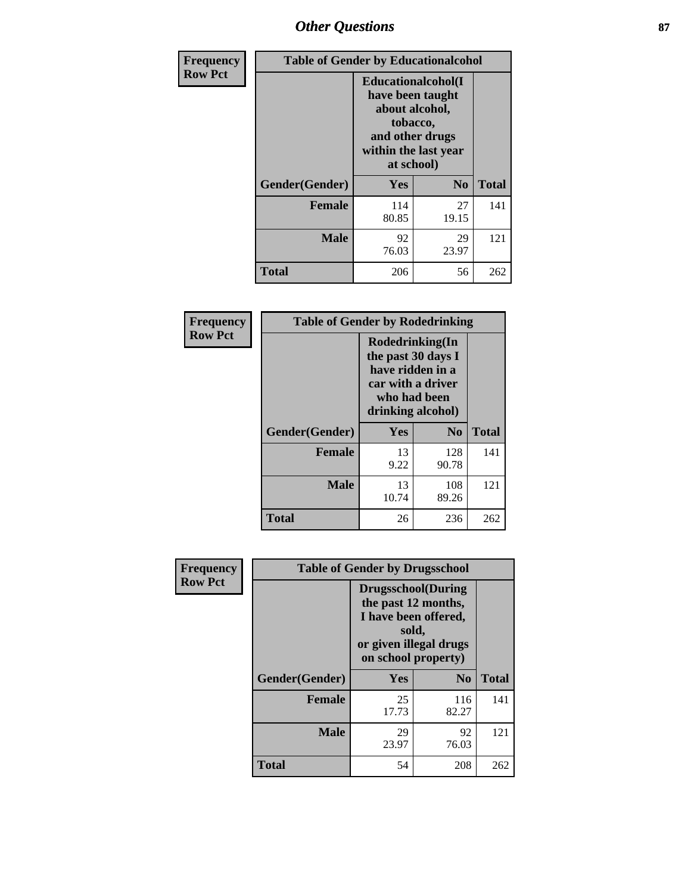# Other Questions

**Frequency**
**Row Pct**

| Table of Gender by Educationalcohol | | | |
|---|---|---|---|
| | Educationalcohol(I have been taught about alcohol, tobacco, and other drugs within the last year at school) | | |
| Gender(Gender) | Yes | No | Total |
| Female | 114<br>80.85 | 27<br>19.15 | 141 |
| Male | 92<br>76.03 | 29<br>23.97 | 121 |
| Total | 206 | 56 | 262 |

**Frequency**
**Row Pct**

| Table of Gender by Rodedrinking | | | |
|---|---|---|---|
| | Rodedrinking(In the past 30 days I have ridden in a car with a driver who had been drinking alcohol) | | |
| Gender(Gender) | Yes | No | Total |
| Female | 13<br>9.22 | 128<br>90.78 | 141 |
| Male | 13<br>10.74 | 108<br>89.26 | 121 |
| Total | 26 | 236 | 262 |

**Frequency**
**Row Pct**

| Table of Gender by Drugsschool | | | |
|---|---|---|---|
| | Drugsschool(During the past 12 months, I have been offered, sold, or given illegal drugs on school property) | | |
| Gender(Gender) | Yes | No | Total |
| Female | 25<br>17.73 | 116<br>82.27 | 141 |
| Male | 29<br>23.97 | 92<br>76.03 | 121 |
| Total | 54 | 208 | 262 |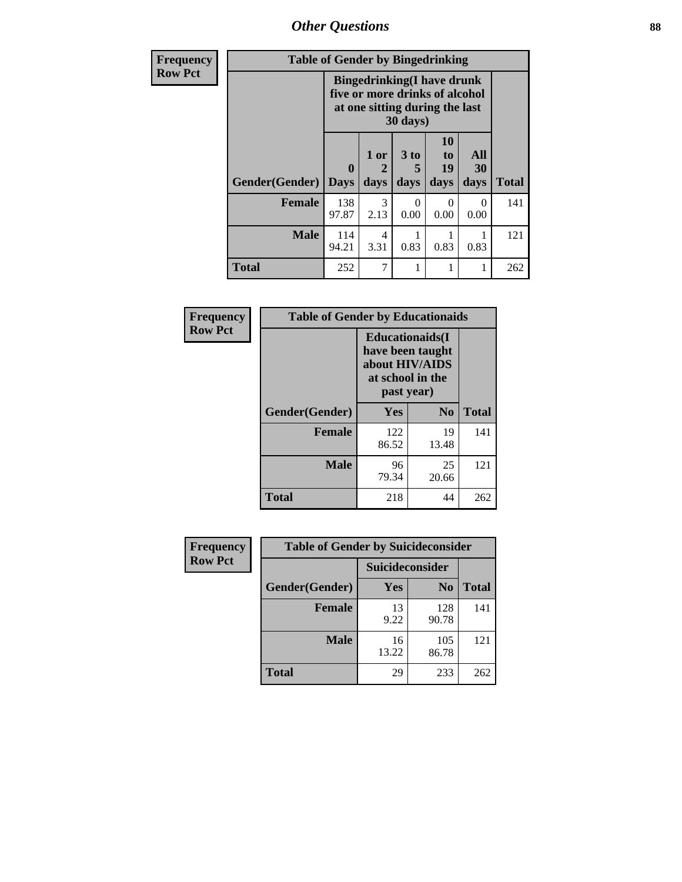## Other Questions

| Frequency Row Pct | Table of Gender by Bingedrinking | | | | | |
|---|---|---|---|---|---|---|
| | Bingedrinking(I have drunk five or more drinks of alcohol at one sitting during the last 30 days) | | | | | |
| Gender(Gender) | 0 Days | 1 or 2 days | 3 to 5 days | 10 to 19 days | All 30 days | Total |
| Female | 138 97.87 | 3 2.13 | 0 0.00 | 0 0.00 | 0 0.00 | 141 |
| Male | 114 94.21 | 4 3.31 | 1 0.83 | 1 0.83 | 1 0.83 | 121 |
| Total | 252 | 7 | 1 | 1 | 1 | 262 |

| Frequency Row Pct | Table of Gender by Educationaids | | |
|---|---|---|---|
| | Educationaids(I have been taught about HIV/AIDS at school in the past year) | | |
| Gender(Gender) | Yes | No | Total |
| Female | 122 86.52 | 19 13.48 | 141 |
| Male | 96 79.34 | 25 20.66 | 121 |
| Total | 218 | 44 | 262 |

| Frequency Row Pct | Table of Gender by Suicideconsider | | |
|---|---|---|---|
| | Suicideconsider | | |
| Gender(Gender) | Yes | No | Total |
| Female | 13 9.22 | 128 90.78 | 141 |
| Male | 16 13.22 | 105 86.78 | 121 |
| Total | 29 | 233 | 262 |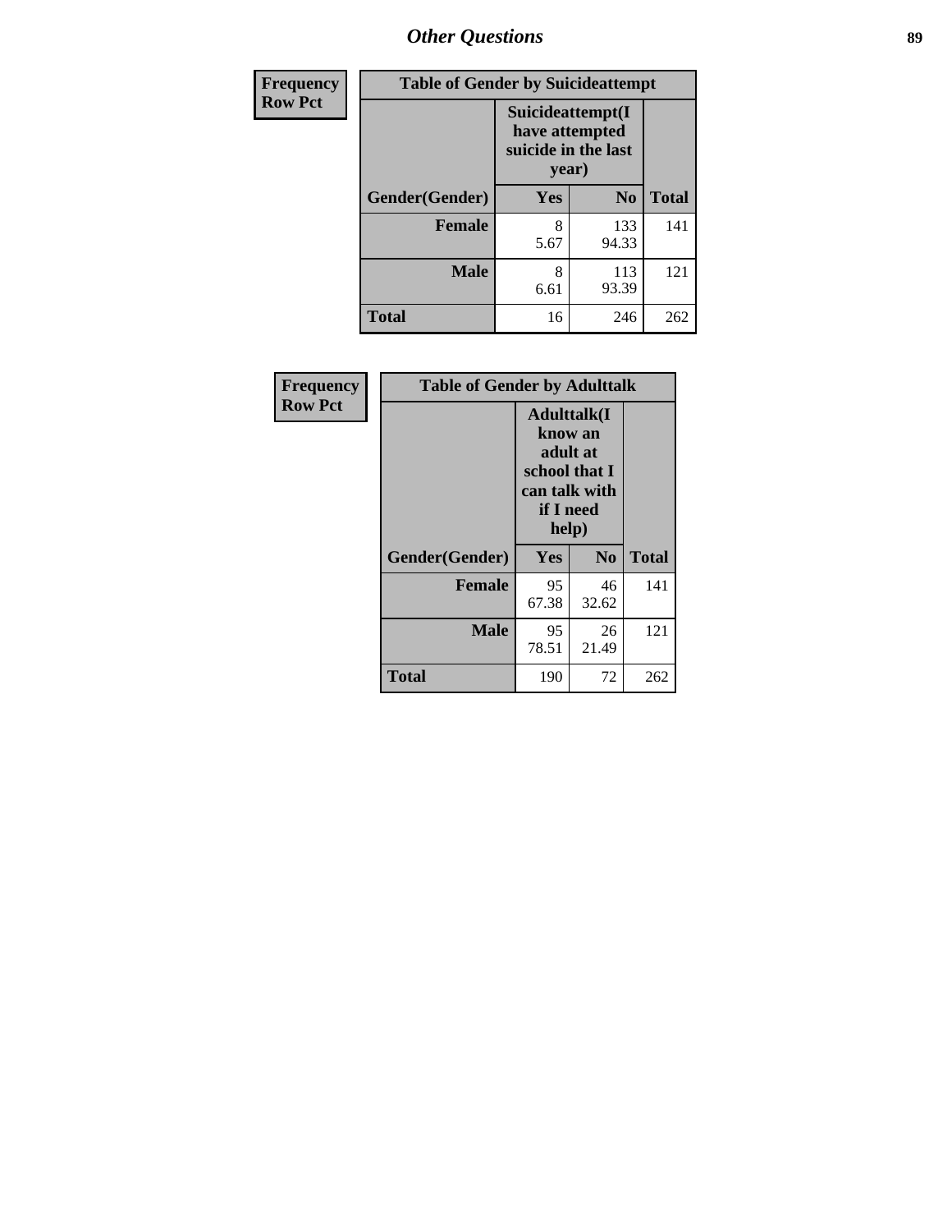## Other Questions

| Frequency Row Pct | Table of Gender by Suicideattempt | | |
|---|---|---|---|
| | Suicideattempt(I have attempted suicide in the last year) | | |
| Gender(Gender) | Yes | No | Total |
| Female | 8<br>5.67 | 133<br>94.33 | 141 |
| Male | 8<br>6.61 | 113<br>93.39 | 121 |
| Total | 16 | 246 | 262 |

| Frequency Row Pct | Table of Gender by Adulttalk | | |
|---|---|---|---|
| | Adulttalk(I know an adult at school that I can talk with if I need help) | | |
| Gender(Gender) | Yes | No | Total |
| Female | 95<br>67.38 | 46<br>32.62 | 141 |
| Male | 95<br>78.51 | 26<br>21.49 | 121 |
| Total | 190 | 72 | 262 |